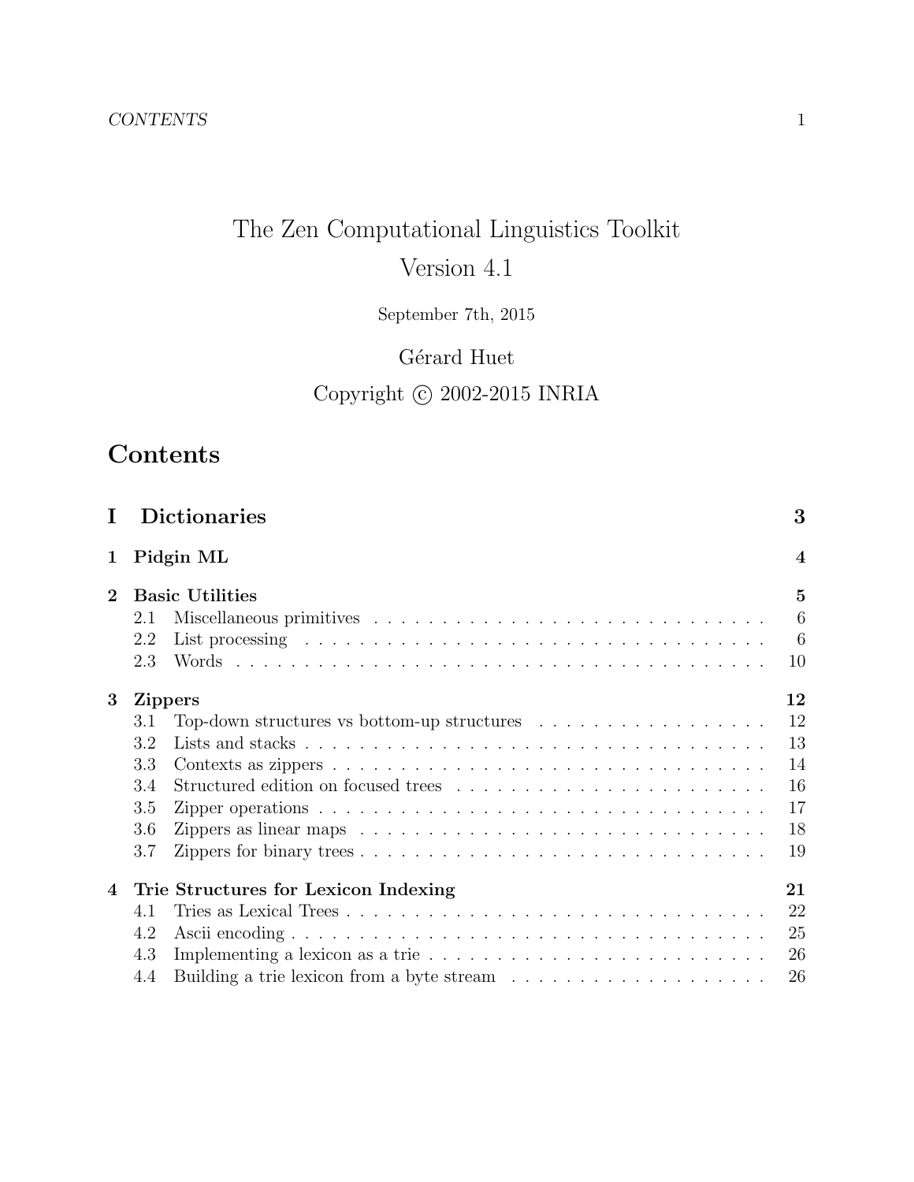# The Zen Computational Linguistics Toolkit
# Version 4.1

September 7th, 2015

Gérard Huet

Copyright © 2002-2015 INRIA

## Contents

**I Dictionaries** **3**

**1 Pidgin ML** **4**

**2 Basic Utilities** **5**
- 2.1 Miscellaneous primitives . . . . . . . . . . 6
- 2.2 List processing . . . . . . . . . . 6
- 2.3 Words . . . . . . . . . . 10

**3 Zippers** **12**
- 3.1 Top-down structures vs bottom-up structures . . . . . . . . . . 12
- 3.2 Lists and stacks . . . . . . . . . . 13
- 3.3 Contexts as zippers . . . . . . . . . . 14
- 3.4 Structured edition on focused trees . . . . . . . . . . 16
- 3.5 Zipper operations . . . . . . . . . . 17
- 3.6 Zippers as linear maps . . . . . . . . . . 18
- 3.7 Zippers for binary trees . . . . . . . . . . 19

**4 Trie Structures for Lexicon Indexing** **21**
- 4.1 Tries as Lexical Trees . . . . . . . . . . 22
- 4.2 Ascii encoding . . . . . . . . . . 25
- 4.3 Implementing a lexicon as a trie . . . . . . . . . . 26
- 4.4 Building a trie lexicon from a byte stream . . . . . . . . . . 26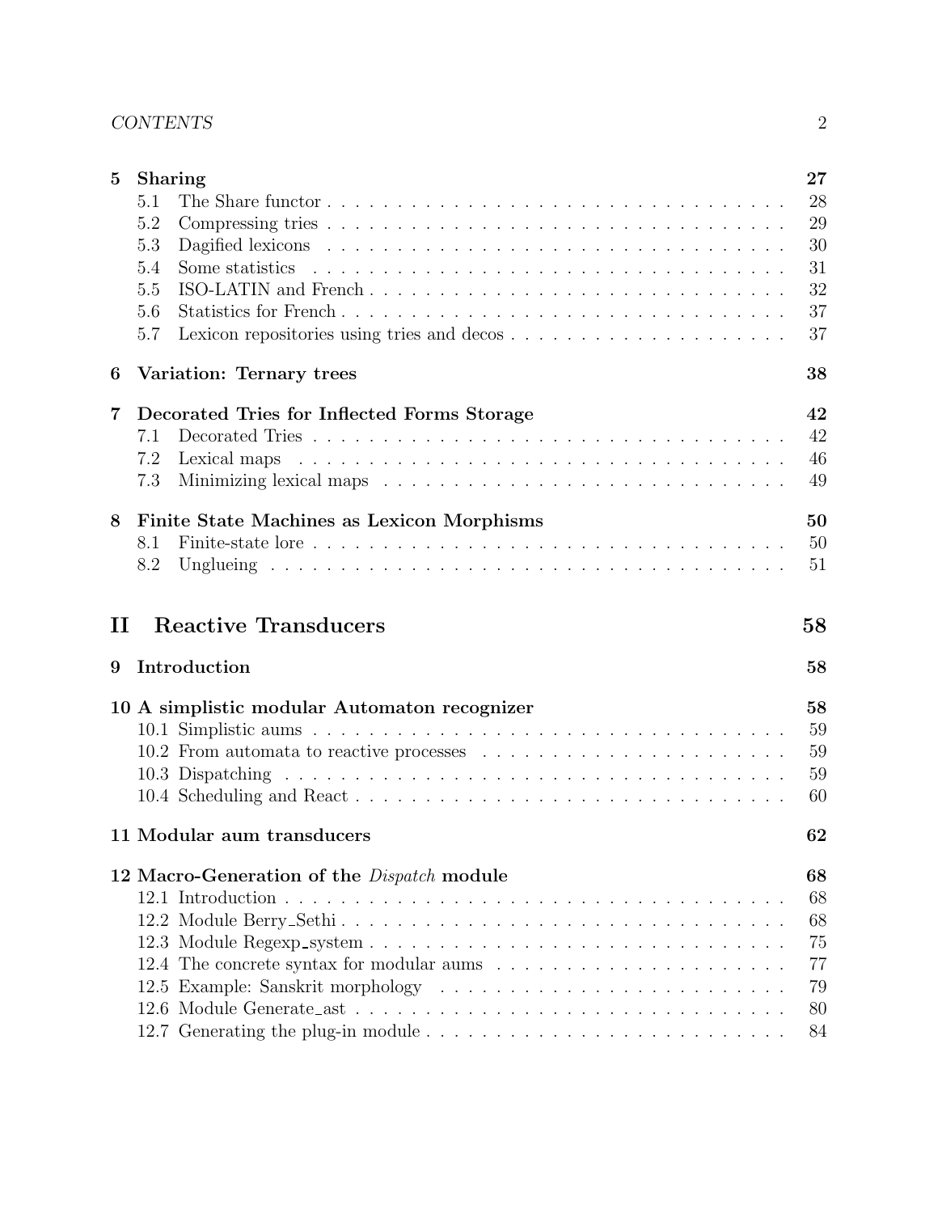5 **Sharing** 27
- 5.1 The Share functor 28
- 5.2 Compressing tries 29
- 5.3 Dagified lexicons 30
- 5.4 Some statistics 31
- 5.5 ISO-LATIN and French 32
- 5.6 Statistics for French 37
- 5.7 Lexicon repositories using tries and decos 37

6 **Variation: Ternary trees** 38

7 **Decorated Tries for Inflected Forms Storage** 42
- 7.1 Decorated Tries 42
- 7.2 Lexical maps 46
- 7.3 Minimizing lexical maps 49

8 **Finite State Machines as Lexicon Morphisms** 50
- 8.1 Finite-state lore 50
- 8.2 Unglueing 51

# II Reactive Transducers 58

9 **Introduction** 58

10 **A simplistic modular Automaton recognizer** 58
- 10.1 Simplistic aums 59
- 10.2 From automata to reactive processes 59
- 10.3 Dispatching 59
- 10.4 Scheduling and React 60

11 **Modular aum transducers** 62

12 **Macro-Generation of the *Dispatch* module** 68
- 12.1 Introduction 68
- 12.2 Module Berry_Sethi 68
- 12.3 Module Regexp_system 75
- 12.4 The concrete syntax for modular aums 77
- 12.5 Example: Sanskrit morphology 79
- 12.6 Module Generate_ast 80
- 12.7 Generating the plug-in module 84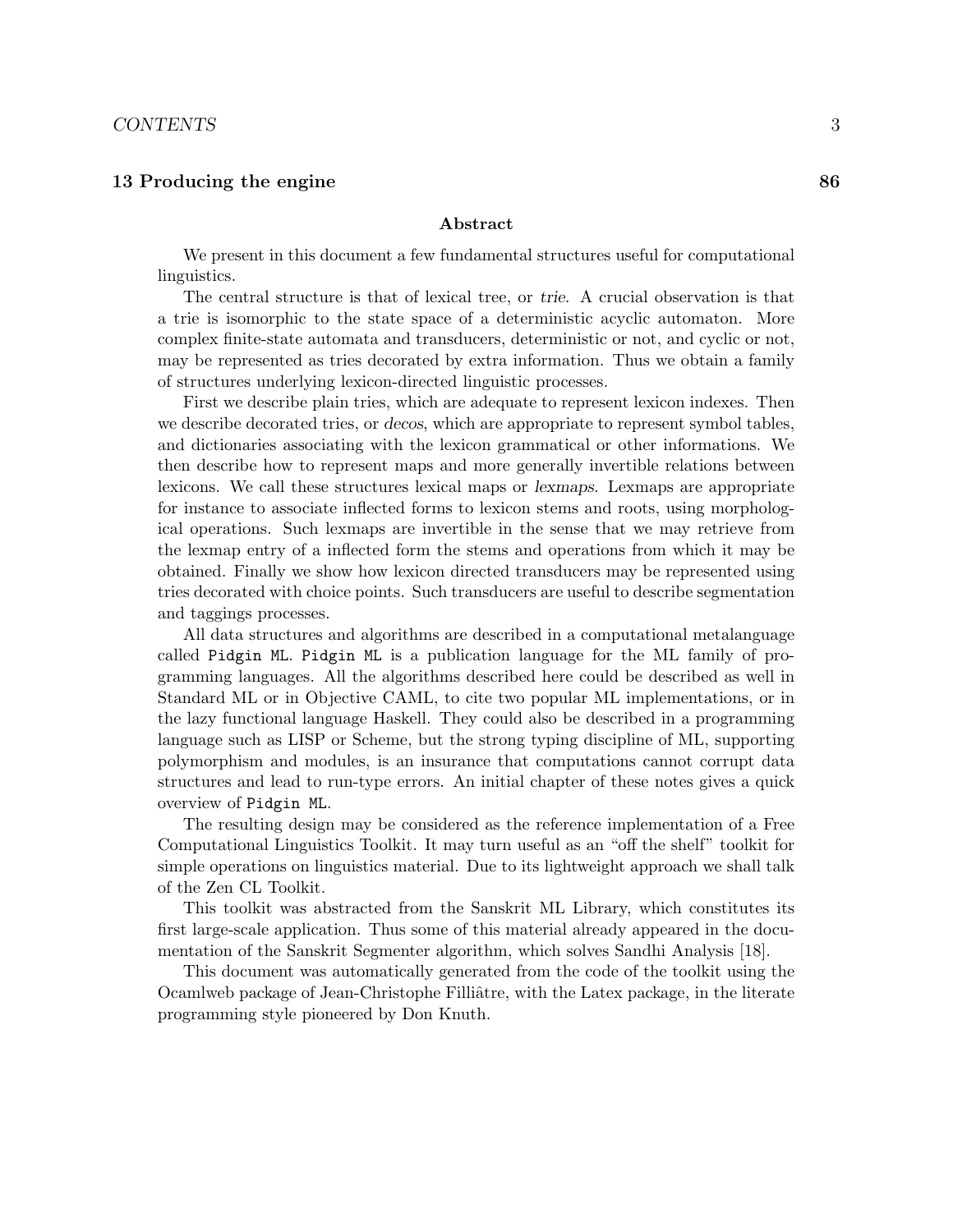**13 Producing the engine 86**

## Abstract

We present in this document a few fundamental structures useful for computational linguistics.

The central structure is that of lexical tree, or *trie*. A crucial observation is that a trie is isomorphic to the state space of a deterministic acyclic automaton. More complex finite-state automata and transducers, deterministic or not, and cyclic or not, may be represented as tries decorated by extra information. Thus we obtain a family of structures underlying lexicon-directed linguistic processes.

First we describe plain tries, which are adequate to represent lexicon indexes. Then we describe decorated tries, or *decos*, which are appropriate to represent symbol tables, and dictionaries associating with the lexicon grammatical or other informations. We then describe how to represent maps and more generally invertible relations between lexicons. We call these structures lexical maps or *lexmaps*. Lexmaps are appropriate for instance to associate inflected forms to lexicon stems and roots, using morphological operations. Such lexmaps are invertible in the sense that we may retrieve from the lexmap entry of a inflected form the stems and operations from which it may be obtained. Finally we show how lexicon directed transducers may be represented using tries decorated with choice points. Such transducers are useful to describe segmentation and taggings processes.

All data structures and algorithms are described in a computational metalanguage called `Pidgin ML`. `Pidgin ML` is a publication language for the ML family of programming languages. All the algorithms described here could be described as well in Standard ML or in Objective CAML, to cite two popular ML implementations, or in the lazy functional language Haskell. They could also be described in a programming language such as LISP or Scheme, but the strong typing discipline of ML, supporting polymorphism and modules, is an insurance that computations cannot corrupt data structures and lead to run-type errors. An initial chapter of these notes gives a quick overview of `Pidgin ML`.

The resulting design may be considered as the reference implementation of a Free Computational Linguistics Toolkit. It may turn useful as an "off the shelf" toolkit for simple operations on linguistics material. Due to its lightweight approach we shall talk of the Zen CL Toolkit.

This toolkit was abstracted from the Sanskrit ML Library, which constitutes its first large-scale application. Thus some of this material already appeared in the documentation of the Sanskrit Segmenter algorithm, which solves Sandhi Analysis [18].

This document was automatically generated from the code of the toolkit using the Ocamlweb package of Jean-Christophe Filliâtre, with the Latex package, in the literate programming style pioneered by Don Knuth.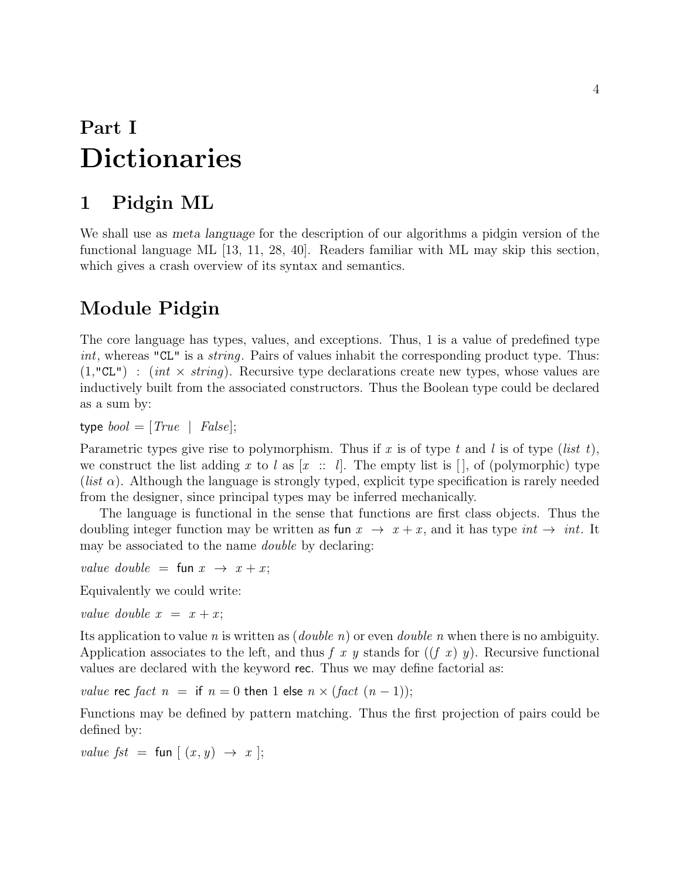# Part I
# Dictionaries

## 1 Pidgin ML

We shall use as *meta language* for the description of our algorithms a pidgin version of the functional language ML [13, 11, 28, 40]. Readers familiar with ML may skip this section, which gives a crash overview of its syntax and semantics.

## Module Pidgin

The core language has types, values, and exceptions. Thus, 1 is a value of predefined type *int*, whereas "CL" is a *string*. Pairs of values inhabit the corresponding product type. Thus: (1,"CL") : $(int \times string)$. Recursive type declarations create new types, whose values are inductively built from the associated constructors. Thus the Boolean type could be declared as a sum by:

type *bool* = [*True* | *False*];

Parametric types give rise to polymorphism. Thus if $x$ is of type $t$ and $l$ is of type $(list\ t)$, we construct the list adding $x$ to $l$ as $[x\ ::\ l]$. The empty list is $[\,]$, of (polymorphic) type $(list\ \alpha)$. Although the language is strongly typed, explicit type specification is rarely needed from the designer, since principal types may be inferred mechanically.

The language is functional in the sense that functions are first class objects. Thus the doubling integer function may be written as fun $x \rightarrow x + x$, and it has type $int \rightarrow int$. It may be associated to the name *double* by declaring:

*value double* = fun $x \rightarrow x + x$;

Equivalently we could write:

*value double* $x = x + x$;

Its application to value $n$ is written as $(double\ n)$ or even $double\ n$ when there is no ambiguity. Application associates to the left, and thus $f\ x\ y$ stands for $((f\ x)\ y)$. Recursive functional values are declared with the keyword rec. Thus we may define factorial as:

*value* rec *fact* $n$ = if $n = 0$ then 1 else $n \times (fact\ (n-1))$;

Functions may be defined by pattern matching. Thus the first projection of pairs could be defined by:

*value fst* = fun [ $(x, y) \rightarrow x$ ];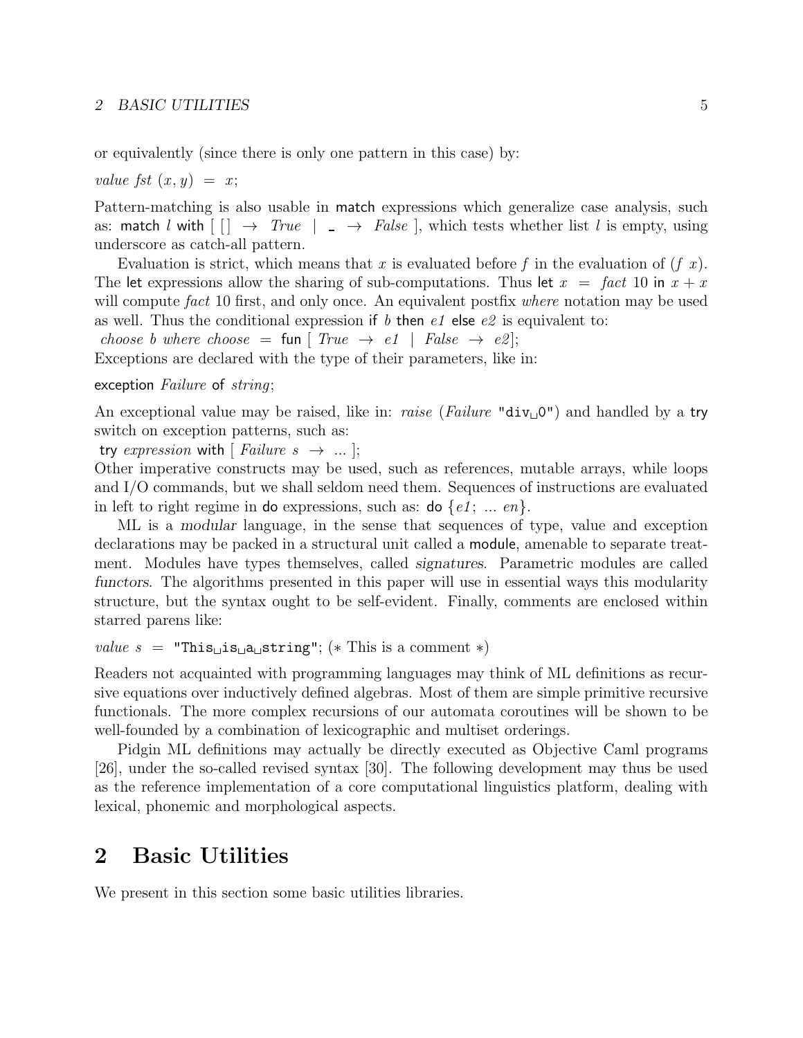or equivalently (since there is only one pattern in this case) by:

*value fst* $(x, y) = x$;

Pattern-matching is also usable in match expressions which generalize case analysis, such as: match $l$ with [ [] $\rightarrow$ *True* | _ $\rightarrow$ *False* ], which tests whether list $l$ is empty, using underscore as catch-all pattern.

Evaluation is strict, which means that $x$ is evaluated before $f$ in the evaluation of $(f\ x)$. The let expressions allow the sharing of sub-computations. Thus let $x = \mathit{fact}\ 10$ in $x + x$ will compute *fact* 10 first, and only once. An equivalent postfix *where* notation may be used as well. Thus the conditional expression if $b$ then *e1* else *e2* is equivalent to:

*choose b where choose* = fun [ *True* $\rightarrow$ *e1* | *False* $\rightarrow$ *e2*];

Exceptions are declared with the type of their parameters, like in:

exception *Failure* of *string*;

An exceptional value may be raised, like in: *raise* (*Failure* "div␣0") and handled by a try switch on exception patterns, such as:

try *expression* with [ *Failure s* $\rightarrow$ ... ];

Other imperative constructs may be used, such as references, mutable arrays, while loops and I/O commands, but we shall seldom need them. Sequences of instructions are evaluated in left to right regime in do expressions, such as: do {*e1*; ... *en*}.

ML is a *modular* language, in the sense that sequences of type, value and exception declarations may be packed in a structural unit called a module, amenable to separate treatment. Modules have types themselves, called *signatures*. Parametric modules are called *functors*. The algorithms presented in this paper will use in essential ways this modularity structure, but the syntax ought to be self-evident. Finally, comments are enclosed within starred parens like:

*value s* = "This␣is␣a␣string"; (* This is a comment *)

Readers not acquainted with programming languages may think of ML definitions as recursive equations over inductively defined algebras. Most of them are simple primitive recursive functionals. The more complex recursions of our automata coroutines will be shown to be well-founded by a combination of lexicographic and multiset orderings.

Pidgin ML definitions may actually be directly executed as Objective Caml programs [26], under the so-called revised syntax [30]. The following development may thus be used as the reference implementation of a core computational linguistics platform, dealing with lexical, phonemic and morphological aspects.

# 2 Basic Utilities

We present in this section some basic utilities libraries.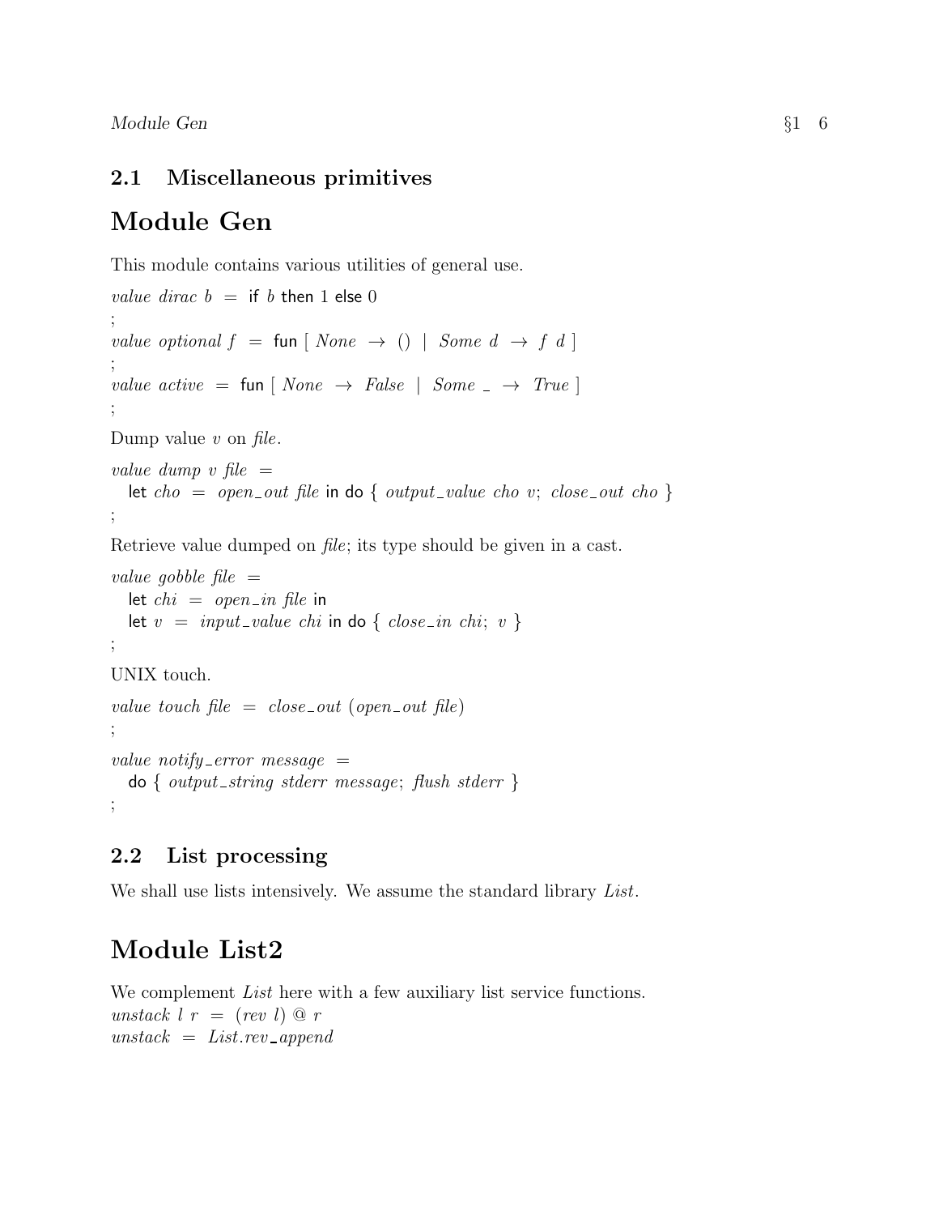## 2.1 Miscellaneous primitives

# Module Gen

This module contains various utilities of general use.

```
value dirac b = if b then 1 else 0
;
value optional f = fun [ None → () | Some d → f d ]
;
value active = fun [ None → False | Some _ → True ]
;
```

Dump value *v* on *file*.

```
value dump v file =
  let cho = open_out file in do { output_value cho v; close_out cho }
;
```

Retrieve value dumped on *file*; its type should be given in a cast.

```
value gobble file =
  let chi = open_in file in
  let v = input_value chi in do { close_in chi; v }
;
```

UNIX touch.

```
value touch file = close_out (open_out file)
;
value notify_error message =
  do { output_string stderr message; flush stderr }
;
```

## 2.2 List processing

We shall use lists intensively. We assume the standard library *List*.

# Module List2

We complement *List* here with a few auxiliary list service functions.
*unstack l r* = (*rev l*) @ *r*
*unstack* = *List.rev_append*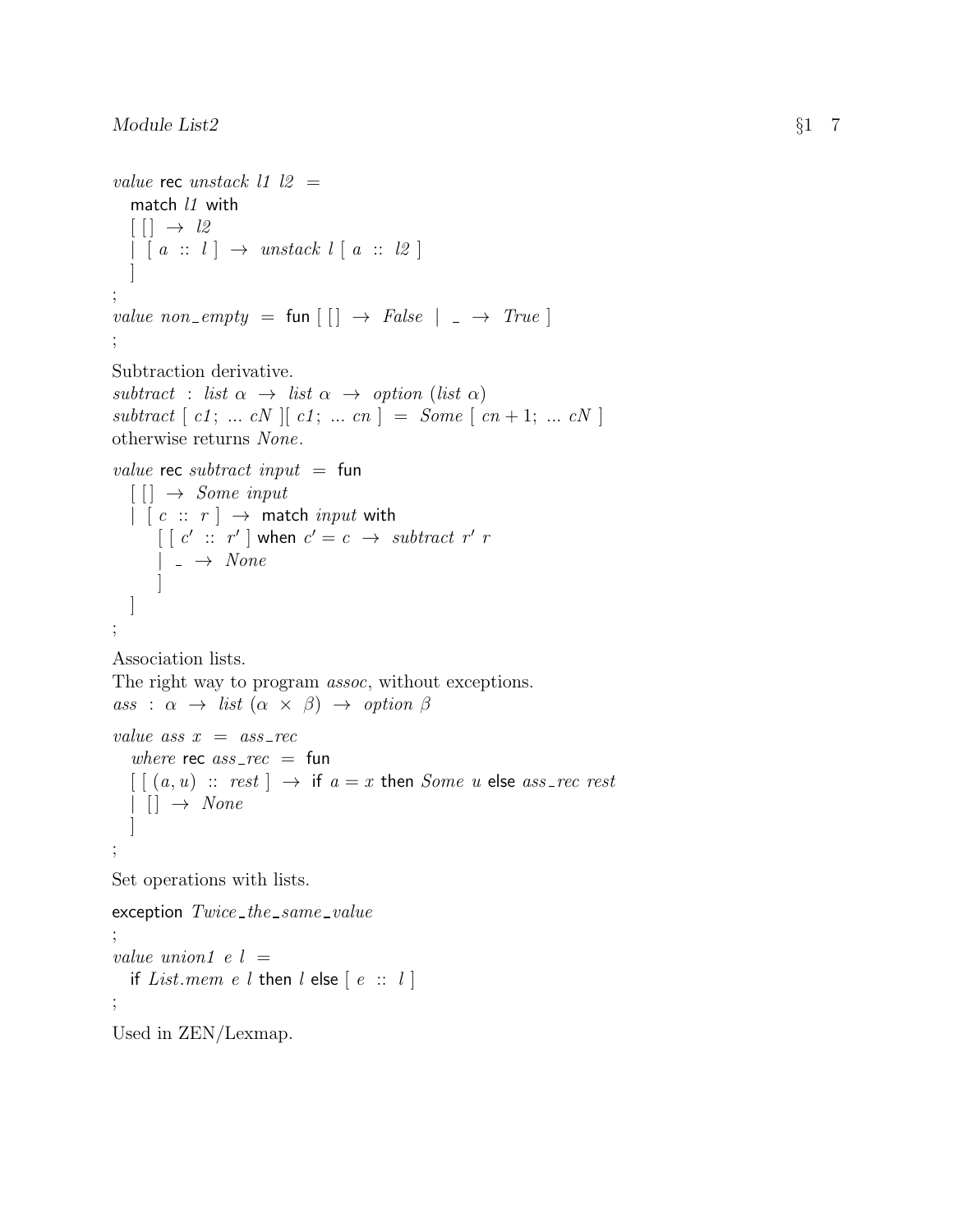```
value rec unstack l1 l2 =
  match l1 with
  [ [] → l2
  | [ a :: l ] → unstack l [ a :: l2 ]
  ]
;
value non_empty = fun [ [] → False | _ → True ]
;
```

Subtraction derivative.
*subtract* : *list* $\alpha$ → *list* $\alpha$ → *option* (*list* $\alpha$)
*subtract* [ *c1*; ... *cN* ][ *c1*; ... *cn* ] = *Some* [ $cn + 1$; ... *cN* ]
otherwise returns *None*.

```
value rec subtract input = fun
  [ [] → Some input
  | [ c :: r ] → match input with
      [ [ c' :: r' ] when c' = c → subtract r' r
      | _ → None
      ]
  ]
;
```

Association lists.
The right way to program *assoc*, without exceptions.
*ass* : $\alpha$ → *list* ($\alpha \times \beta$) → *option* $\beta$

```
value ass x = ass_rec
  where rec ass_rec = fun
  [ [ (a, u) :: rest ] → if a = x then Some u else ass_rec rest
  | [] → None
  ]
;
```

Set operations with lists.

```
exception Twice_the_same_value
;
value union1 e l =
  if List.mem e l then l else [ e :: l ]
;
```

Used in ZEN/Lexmap.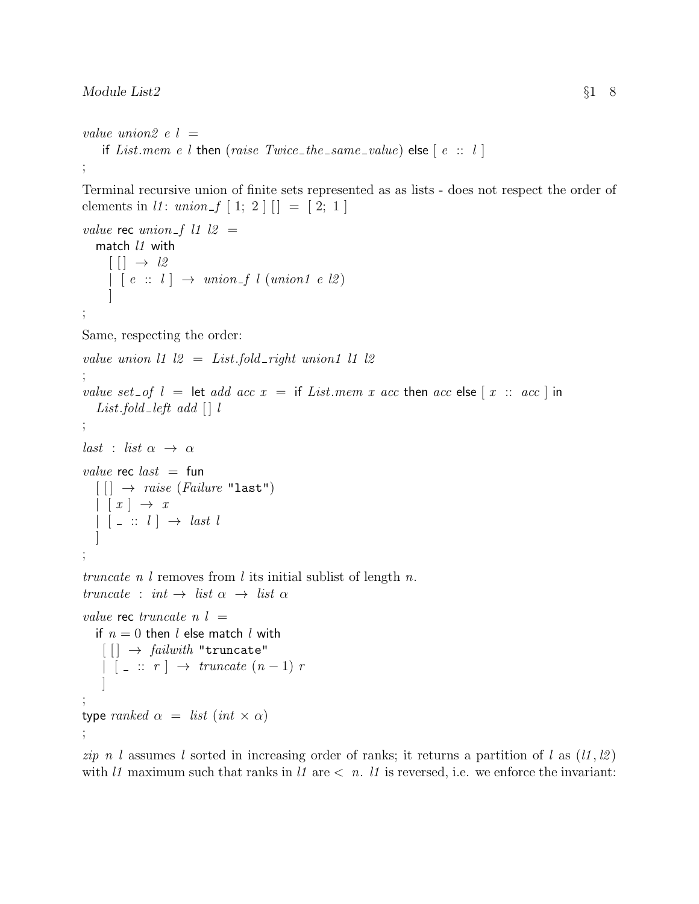```
value union2 e l =
  if List.mem e l then (raise Twice_the_same_value) else [ e :: l ]
;
```

Terminal recursive union of finite sets represented as as lists - does not respect the order of elements in *l1*: *union_f* [ 1; 2 ] [] = [ 2; 1 ]

```
value rec union_f l1 l2 =
  match l1 with
    [ [] → l2
    | [ e :: l ] → union_f l (union1 e l2)
    ]
;
```

Same, respecting the order:

```
value union l1 l2 = List.fold_right union1 l1 l2
;
value set_of l = let add acc x = if List.mem x acc then acc else [ x :: acc ] in
  List.fold_left add [] l
;
```

*last* : *list* α → α

```
value rec last = fun
  [ [] → raise (Failure "last")
  | [ x ] → x
  | [ _ :: l ] → last l
  ]
;
```

*truncate n l* removes from *l* its initial sublist of length *n*.
*truncate* : *int* → *list* α → *list* α

```
value rec truncate n l =
  if n = 0 then l else match l with
   [ [] → failwith "truncate"
   | [ _ :: r ] → truncate (n − 1) r
   ]
;
type ranked α = list (int × α)
;
```

*zip n l* assumes *l* sorted in increasing order of ranks; it returns a partition of *l* as (*l1*, *l2*) with *l1* maximum such that ranks in *l1* are < *n*. *l1* is reversed, i.e. we enforce the invariant: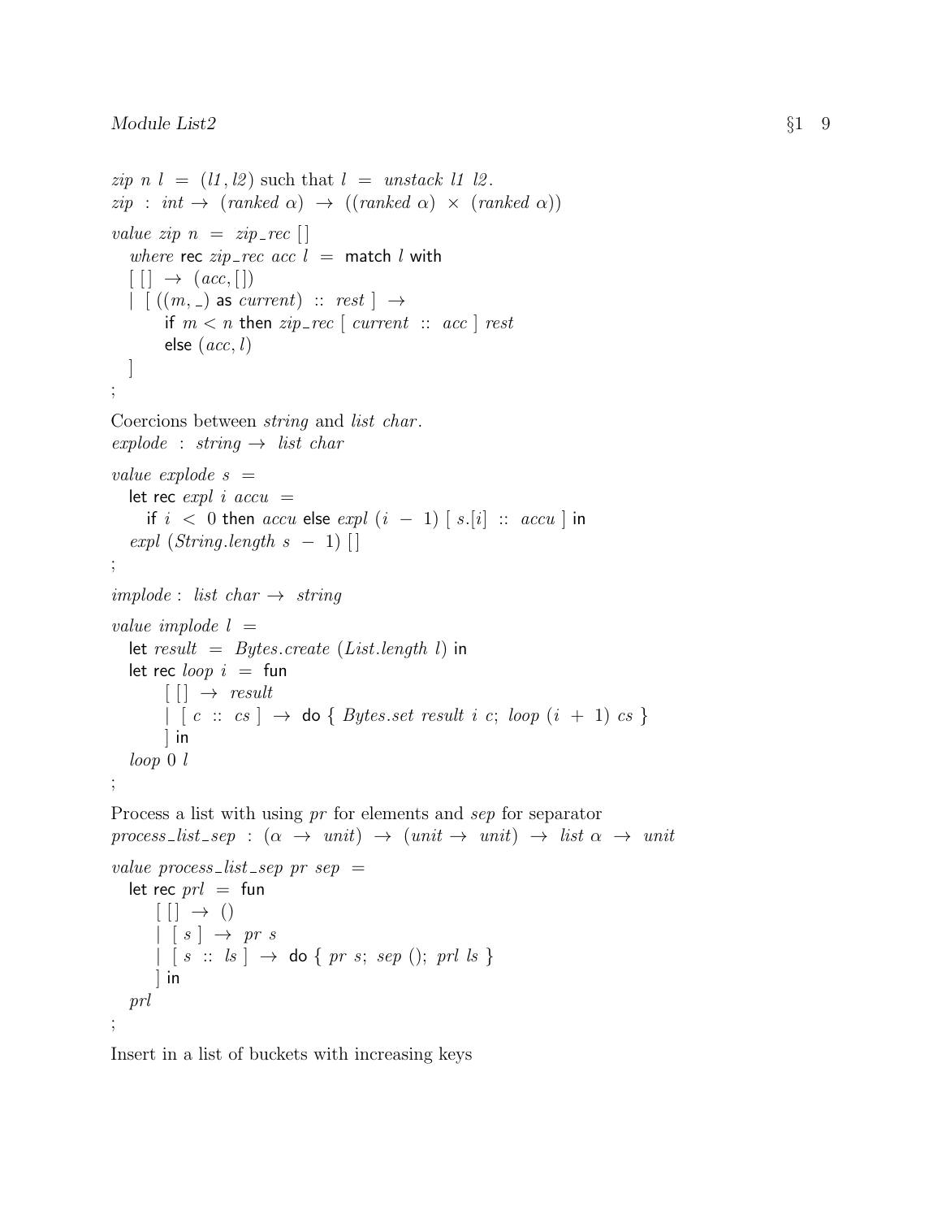*zip n l* = (*l1*, *l2*) such that *l* = *unstack l1 l2*.
*zip* : *int* → (*ranked* α) → ((*ranked* α) × (*ranked* α))

```
value zip n = zip_rec []
  where rec zip_rec acc l = match l with
  [ [] → (acc, [])
  | [ ((m, _) as current) :: rest ] →
       if m < n then zip_rec [ current :: acc ] rest
       else (acc, l)
  ]
;
```

Coercions between *string* and *list char*.
*explode* : *string* → *list char*

```
value explode s =
  let rec expl i accu =
    if i < 0 then accu else expl (i − 1) [ s.[i] :: accu ] in
  expl (String.length s − 1) []
;
```

*implode* : *list char* → *string*

```
value implode l =
  let result = Bytes.create (List.length l) in
  let rec loop i = fun
      [ [] → result
      | [ c :: cs ] → do { Bytes.set result i c; loop (i + 1) cs }
      ] in
  loop 0 l
;
```

Process a list with using *pr* for elements and *sep* for separator
*process_list_sep* : (α → *unit*) → (*unit* → *unit*) → *list* α → *unit*

```
value process_list_sep pr sep =
  let rec prl = fun
      [ [] → ()
      | [ s ] → pr s
      | [ s :: ls ] → do { pr s; sep (); prl ls }
      ] in
  prl
;
```

Insert in a list of buckets with increasing keys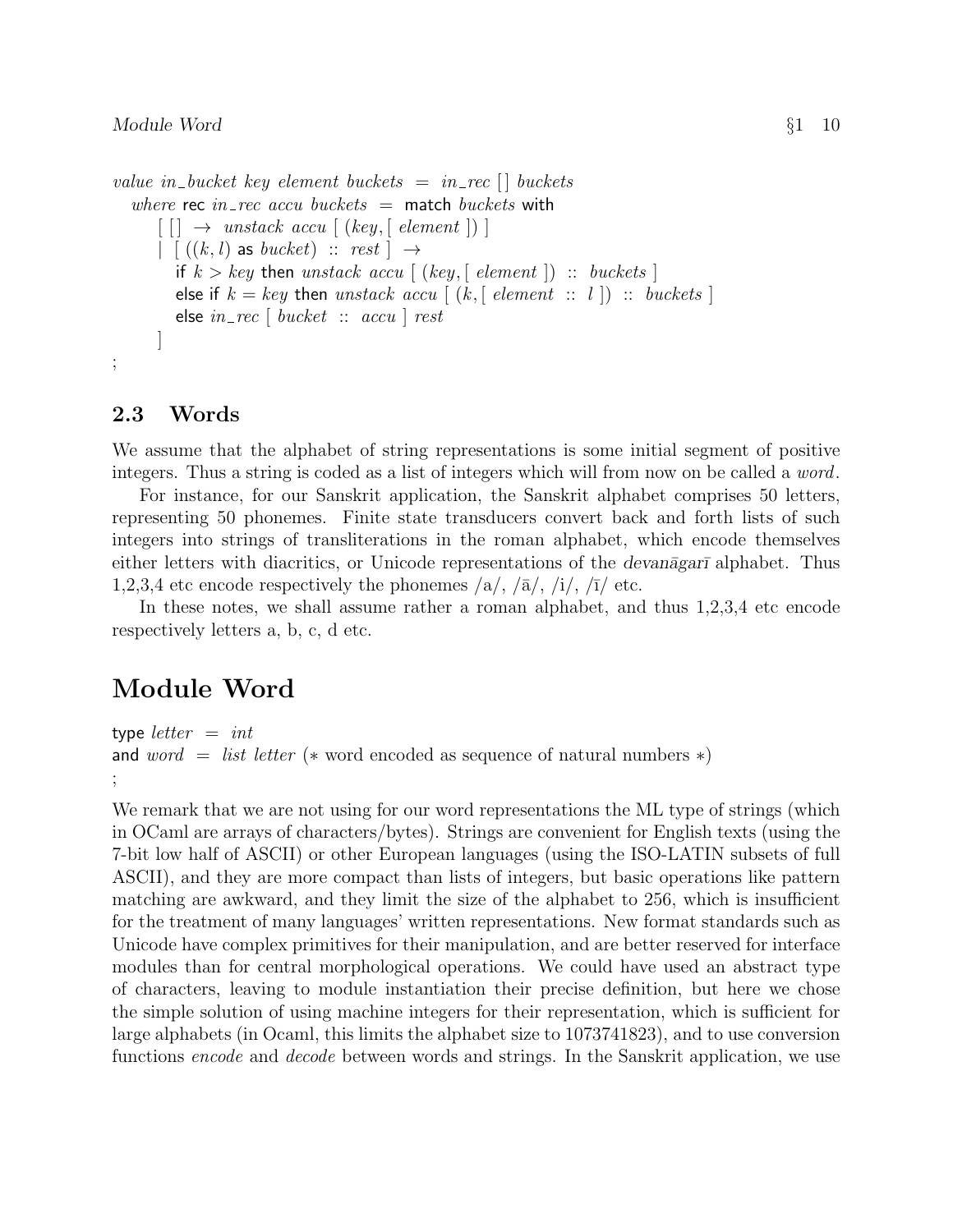```
value in_bucket key element buckets = in_rec [] buckets
  where rec in_rec accu buckets = match buckets with
    [ [] → unstack accu [ (key, [ element ]) ]
    | [ ((k, l) as bucket) :: rest ] →
       if k > key then unstack accu [ (key, [ element ]) :: buckets ]
       else if k = key then unstack accu [ (k, [ element :: l ]) :: buckets ]
       else in_rec [ bucket :: accu ] rest
    ]
;
```

## 2.3 Words

We assume that the alphabet of string representations is some initial segment of positive integers. Thus a string is coded as a list of integers which will from now on be called a *word*.

For instance, for our Sanskrit application, the Sanskrit alphabet comprises 50 letters, representing 50 phonemes. Finite state transducers convert back and forth lists of such integers into strings of transliterations in the roman alphabet, which encode themselves either letters with diacritics, or Unicode representations of the *devanāgarī* alphabet. Thus 1,2,3,4 etc encode respectively the phonemes /a/, /ā/, /i/, /ī/ etc.

In these notes, we shall assume rather a roman alphabet, and thus 1,2,3,4 etc encode respectively letters a, b, c, d etc.

# Module Word

```
type letter = int
and word = list letter (* word encoded as sequence of natural numbers *)
;
```

We remark that we are not using for our word representations the ML type of strings (which in OCaml are arrays of characters/bytes). Strings are convenient for English texts (using the 7-bit low half of ASCII) or other European languages (using the ISO-LATIN subsets of full ASCII), and they are more compact than lists of integers, but basic operations like pattern matching are awkward, and they limit the size of the alphabet to 256, which is insufficient for the treatment of many languages' written representations. New format standards such as Unicode have complex primitives for their manipulation, and are better reserved for interface modules than for central morphological operations. We could have used an abstract type of characters, leaving to module instantiation their precise definition, but here we chose the simple solution of using machine integers for their representation, which is sufficient for large alphabets (in Ocaml, this limits the alphabet size to 1073741823), and to use conversion functions *encode* and *decode* between words and strings. In the Sanskrit application, we use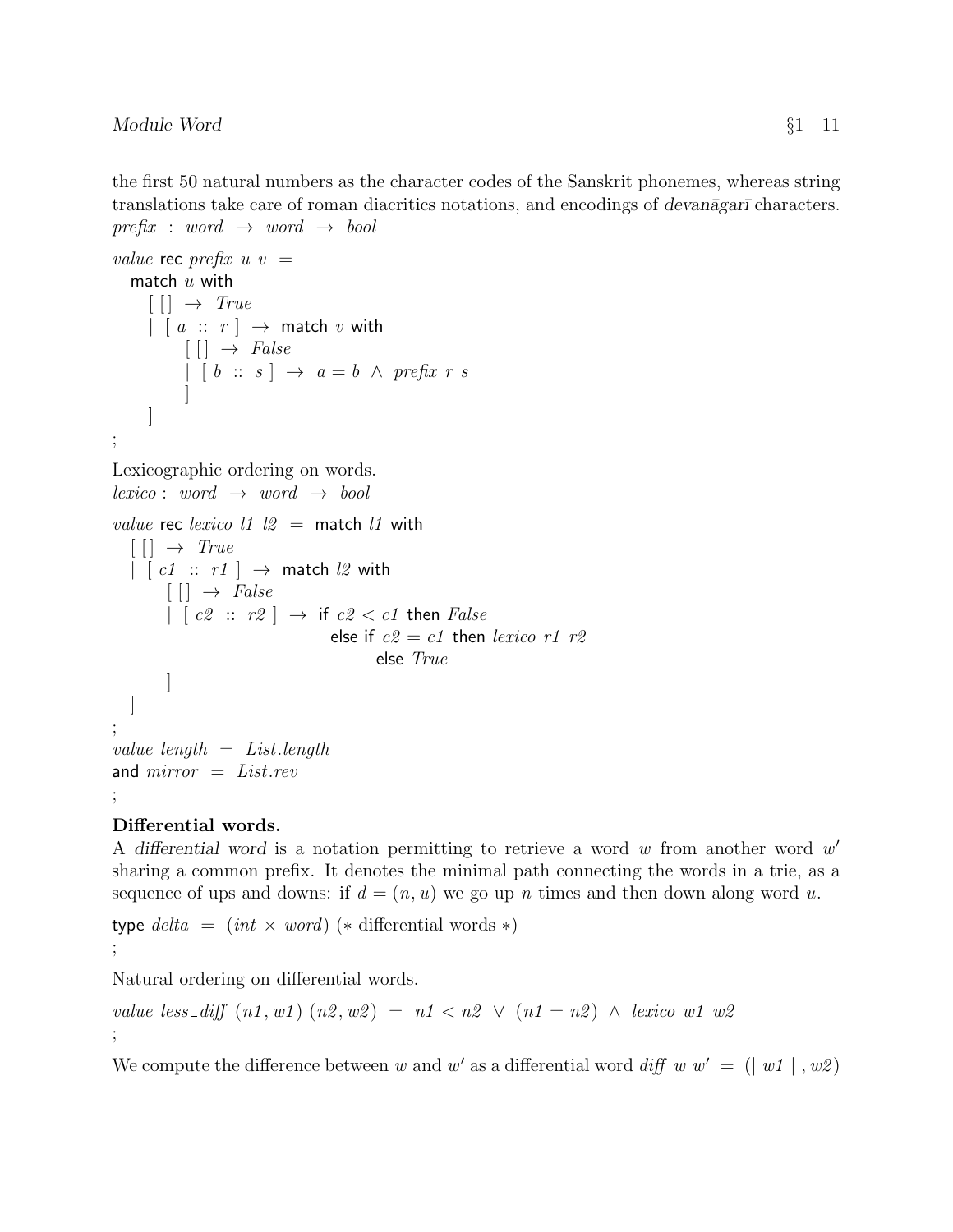the first 50 natural numbers as the character codes of the Sanskrit phonemes, whereas string translations take care of roman diacritics notations, and encodings of *devanāgarī* characters.
*prefix* : *word* → *word* → *bool*

```
value rec prefix u v =
  match u with
    [ [] → True
    | [ a :: r ] → match v with
        [ [] → False
        | [ b :: s ] → a = b ∧ prefix r s
        ]
    ]
;
```

Lexicographic ordering on words.
*lexico* : *word* → *word* → *bool*

```
value rec lexico l1 l2 = match l1 with
  [ [] → True
  | [ c1 :: r1 ] → match l2 with
      [ [] → False
      | [ c2 :: r2 ] → if c2 < c1 then False
                        else if c2 = c1 then lexico r1 r2
                             else True
      ]
  ]
;
value length = List.length
and mirror = List.rev
;
```

**Differential words.**
A *differential word* is a notation permitting to retrieve a word $w$ from another word $w'$ sharing a common prefix. It denotes the minimal path connecting the words in a trie, as a sequence of ups and downs: if $d = (n, u)$ we go up $n$ times and then down along word $u$.

```
type delta = (int × word) (* differential words *)
;
```

Natural ordering on differential words.

```
value less_diff (n1, w1) (n2, w2) = n1 < n2 ∨ (n1 = n2) ∧ lexico w1 w2
;
```

We compute the difference between $w$ and $w'$ as a differential word $diff\ w\ w' = (|\ w1\ |, w2)$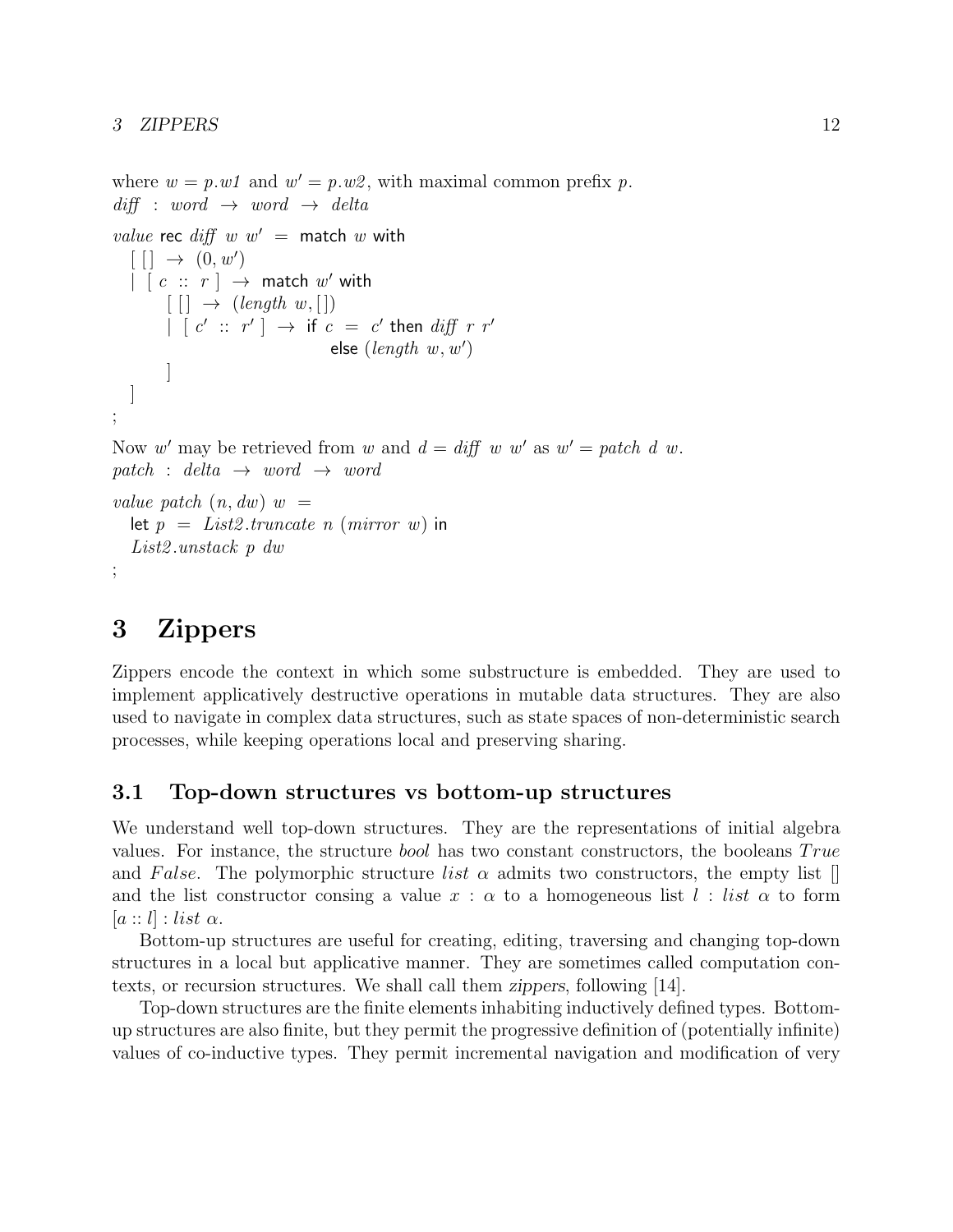where $w = p.w1$ and $w' = p.w2$, with maximal common prefix $p$.

*diff* : *word* → *word* → *delta*

```
value rec diff w w' = match w with
  [ [] → (0, w')
  | [ c :: r ] → match w' with
      [ [] → (length w, [])
      | [ c' :: r' ] → if c = c' then diff r r'
                                 else (length w, w')
      ]
  ]
;
```

Now $w'$ may be retrieved from $w$ and $d = diff\ w\ w'$ as $w' = patch\ d\ w$.

*patch* : *delta* → *word* → *word*

```
value patch (n, dw) w =
  let p = List2.truncate n (mirror w) in
  List2.unstack p dw
;
```

# 3 Zippers

Zippers encode the context in which some substructure is embedded. They are used to implement applicatively destructive operations in mutable data structures. They are also used to navigate in complex data structures, such as state spaces of non-deterministic search processes, while keeping operations local and preserving sharing.

## 3.1 Top-down structures vs bottom-up structures

We understand well top-down structures. They are the representations of initial algebra values. For instance, the structure *bool* has two constant constructors, the booleans $True$ and $False$. The polymorphic structure $list\ \alpha$ admits two constructors, the empty list [] and the list constructor consing a value $x : \alpha$ to a homogeneous list $l : list\ \alpha$ to form $[a :: l] : list\ \alpha$.

Bottom-up structures are useful for creating, editing, traversing and changing top-down structures in a local but applicative manner. They are sometimes called computation contexts, or recursion structures. We shall call them *zippers*, following [14].

Top-down structures are the finite elements inhabiting inductively defined types. Bottom-up structures are also finite, but they permit the progressive definition of (potentially infinite) values of co-inductive types. They permit incremental navigation and modification of very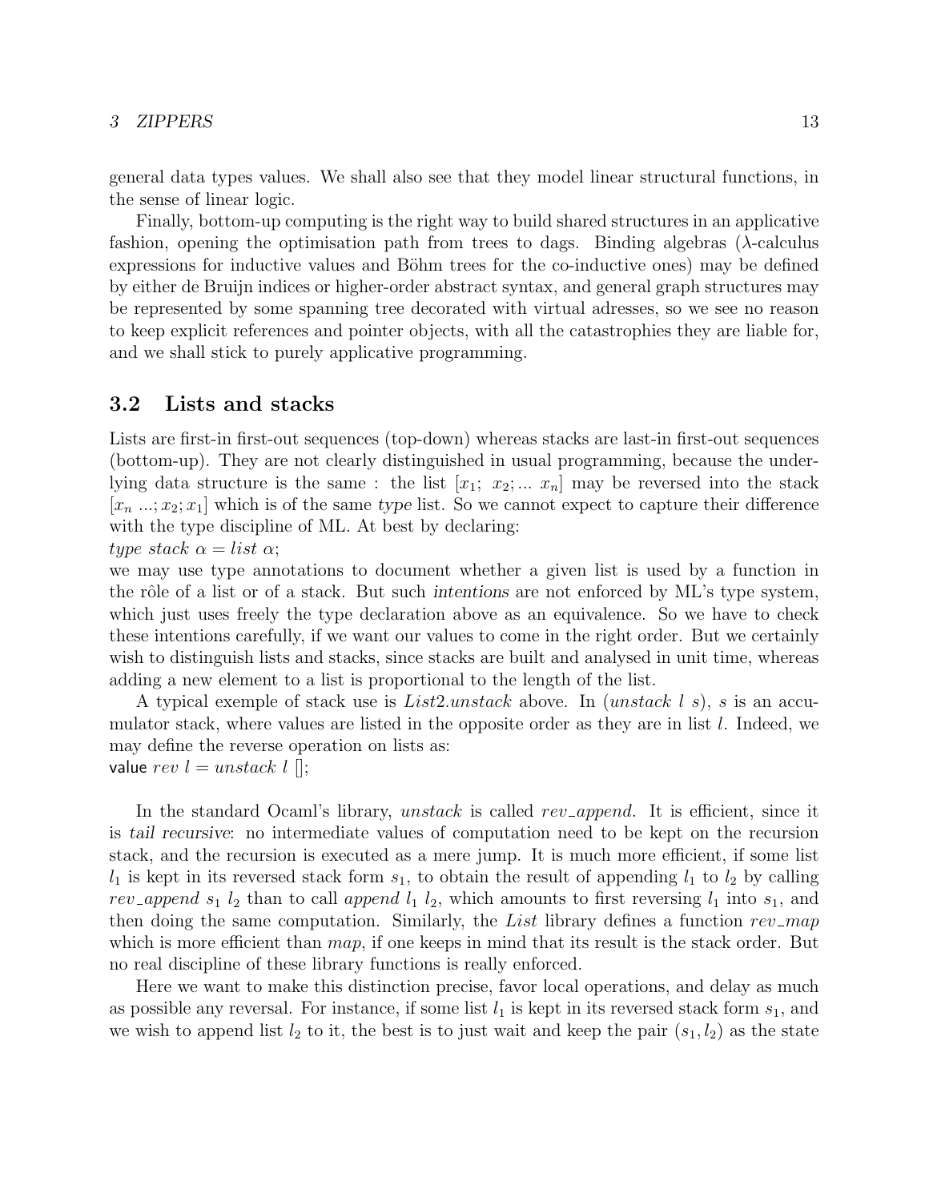general data types values. We shall also see that they model linear structural functions, in the sense of linear logic.

Finally, bottom-up computing is the right way to build shared structures in an applicative fashion, opening the optimisation path from trees to dags. Binding algebras ($\lambda$-calculus expressions for inductive values and Böhm trees for the co-inductive ones) may be defined by either de Bruijn indices or higher-order abstract syntax, and general graph structures may be represented by some spanning tree decorated with virtual adresses, so we see no reason to keep explicit references and pointer objects, with all the catastrophies they are liable for, and we shall stick to purely applicative programming.

## 3.2 Lists and stacks

Lists are first-in first-out sequences (top-down) whereas stacks are last-in first-out sequences (bottom-up). They are not clearly distinguished in usual programming, because the underlying data structure is the same : the list $[x_1;\ x_2; ...\ x_n]$ may be reversed into the stack $[x_n\ ...; x_2; x_1]$ which is of the same *type* list. So we cannot expect to capture their difference with the type discipline of ML. At best by declaring:
*type stack* $\alpha$ = *list* $\alpha$;
we may use type annotations to document whether a given list is used by a function in the rôle of a list or of a stack. But such *intentions* are not enforced by ML's type system, which just uses freely the type declaration above as an equivalence. So we have to check these intentions carefully, if we want our values to come in the right order. But we certainly wish to distinguish lists and stacks, since stacks are built and analysed in unit time, whereas adding a new element to a list is proportional to the length of the list.

A typical exemple of stack use is *List2.unstack* above. In (*unstack l s*), *s* is an accumulator stack, where values are listed in the opposite order as they are in list *l*. Indeed, we may define the reverse operation on lists as:
value *rev l* = *unstack l* [];

In the standard Ocaml's library, *unstack* is called *rev_append*. It is efficient, since it is *tail recursive*: no intermediate values of computation need to be kept on the recursion stack, and the recursion is executed as a mere jump. It is much more efficient, if some list $l_1$ is kept in its reversed stack form $s_1$, to obtain the result of appending $l_1$ to $l_2$ by calling *rev_append* $s_1$ $l_2$ than to call *append* $l_1$ $l_2$, which amounts to first reversing $l_1$ into $s_1$, and then doing the same computation. Similarly, the *List* library defines a function *rev_map* which is more efficient than *map*, if one keeps in mind that its result is the stack order. But no real discipline of these library functions is really enforced.

Here we want to make this distinction precise, favor local operations, and delay as much as possible any reversal. For instance, if some list $l_1$ is kept in its reversed stack form $s_1$, and we wish to append list $l_2$ to it, the best is to just wait and keep the pair $(s_1, l_2)$ as the state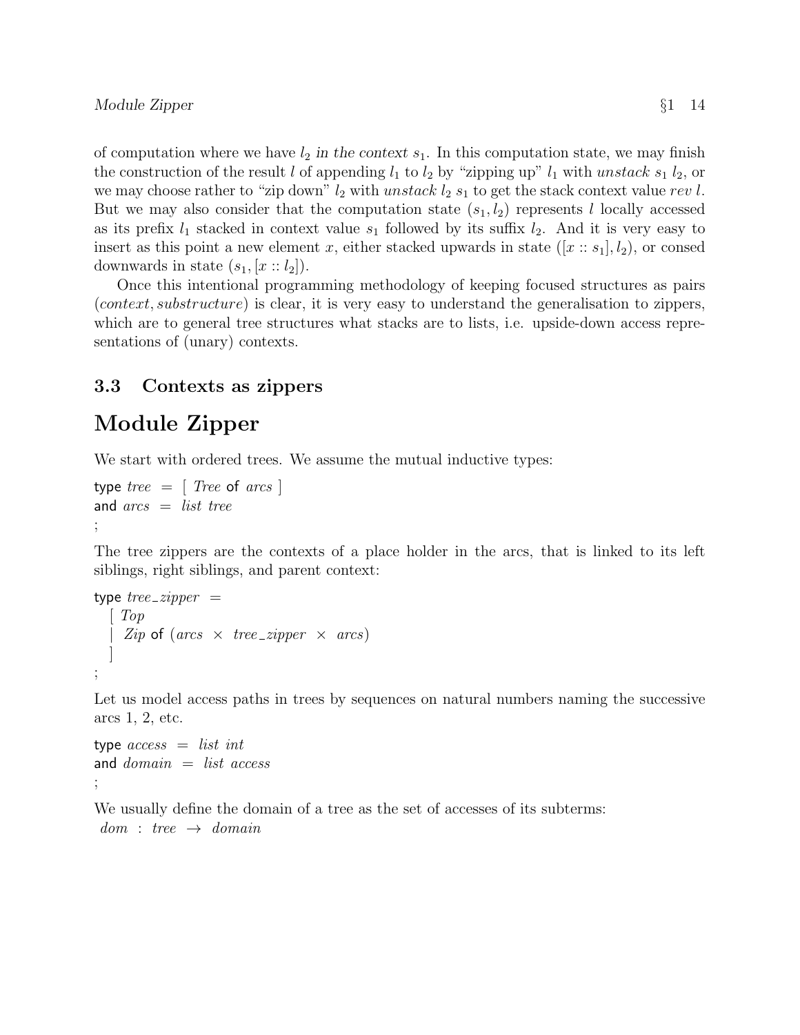of computation where we have $l_2$ *in the context* $s_1$. In this computation state, we may finish the construction of the result $l$ of appending $l_1$ to $l_2$ by "zipping up" $l_1$ with *unstack* $s_1$ $l_2$, or we may choose rather to "zip down" $l_2$ with *unstack* $l_2$ $s_1$ to get the stack context value *rev* $l$. But we may also consider that the computation state $(s_1, l_2)$ represents $l$ locally accessed as its prefix $l_1$ stacked in context value $s_1$ followed by its suffix $l_2$. And it is very easy to insert as this point a new element $x$, either stacked upwards in state $([x :: s_1], l_2)$, or consed downwards in state $(s_1, [x :: l_2])$.

Once this intentional programming methodology of keeping focused structures as pairs $(context, substructure)$ is clear, it is very easy to understand the generalisation to zippers, which are to general tree structures what stacks are to lists, i.e. upside-down access representations of (unary) contexts.

### 3.3 Contexts as zippers

## Module Zipper

We start with ordered trees. We assume the mutual inductive types:

```
type tree = [ Tree of arcs ]
and arcs = list tree
;
```

The tree zippers are the contexts of a place holder in the arcs, that is linked to its left siblings, right siblings, and parent context:

```
type tree_zipper =
  [ Top
  | Zip of (arcs × tree_zipper × arcs)
  ]
;
```

Let us model access paths in trees by sequences on natural numbers naming the successive arcs 1, 2, etc.

```
type access = list int
and domain = list access
;
```

We usually define the domain of a tree as the set of accesses of its subterms:
*dom* : *tree* → *domain*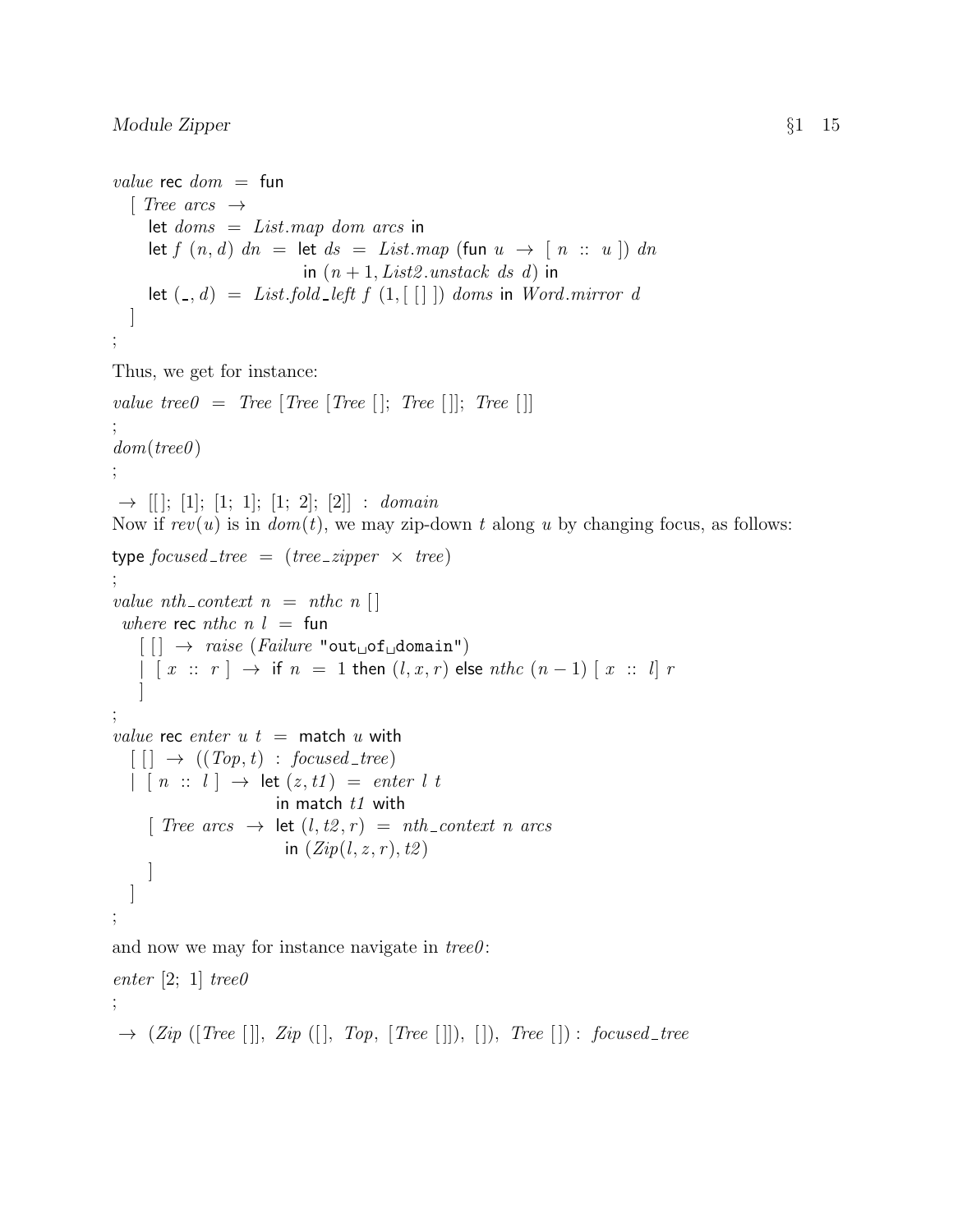```
value rec dom = fun
  [ Tree arcs →
    let doms = List.map dom arcs in
    let f (n, d) dn = let ds = List.map (fun u → [ n :: u ]) dn
                      in (n + 1, List2.unstack ds d) in
    let (_, d) = List.fold_left f (1, [ [] ]) doms in Word.mirror d
  ]
;
```

Thus, we get for instance:

```
value tree0 = Tree [Tree [Tree []; Tree []]; Tree []]
;
dom(tree0)
;
→ [[]; [1]; [1; 1]; [1; 2]; [2]] : domain
```

Now if $rev(u)$ is in $dom(t)$, we may zip-down $t$ along $u$ by changing focus, as follows:

```
type focused_tree = (tree_zipper × tree)
;
value nth_context n = nthc n []
  where rec nthc n l = fun
    [ [] → raise (Failure "out␣of␣domain")
    | [ x :: r ] → if n = 1 then (l, x, r) else nthc (n − 1) [ x :: l] r
    ]
;
value rec enter u t = match u with
  [ [] → ((Top, t) : focused_tree)
  | [ n :: l ] → let (z, t1) = enter l t
                  in match t1 with
    [ Tree arcs → let (l, t2, r) = nth_context n arcs
                   in (Zip(l, z, r), t2)
    ]
  ]
;
```

and now we may for instance navigate in *tree0*:

```
enter [2; 1] tree0
;
→ (Zip ([Tree []], Zip ([], Top, [Tree []]), []), Tree []) : focused_tree
```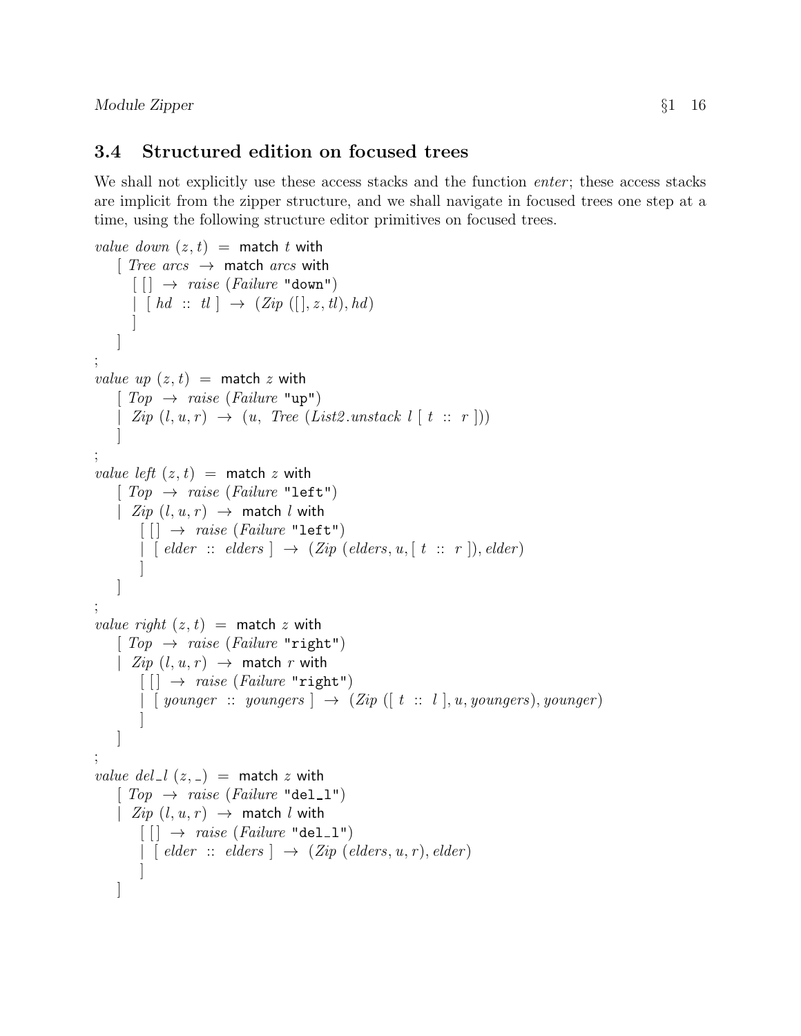### 3.4 Structured edition on focused trees

We shall not explicitly use these access stacks and the function *enter*; these access stacks are implicit from the zipper structure, and we shall navigate in focused trees one step at a time, using the following structure editor primitives on focused trees.

```
value down (z, t) = match t with
  [ Tree arcs → match arcs with
     [ [] → raise (Failure "down")
     | [ hd :: tl ] → (Zip ([], z, tl), hd)
     ]
  ]
;
value up (z, t) = match z with
  [ Top → raise (Failure "up")
  | Zip (l, u, r) → (u, Tree (List2.unstack l [ t :: r ]))
  ]
;
value left (z, t) = match z with
  [ Top → raise (Failure "left")
  | Zip (l, u, r) → match l with
      [ [] → raise (Failure "left")
      | [ elder :: elders ] → (Zip (elders, u, [ t :: r ]), elder)
      ]
  ]
;
value right (z, t) = match z with
  [ Top → raise (Failure "right")
  | Zip (l, u, r) → match r with
      [ [] → raise (Failure "right")
      | [ younger :: youngers ] → (Zip ([ t :: l ], u, youngers), younger)
      ]
  ]
;
value del_l (z, _) = match z with
  [ Top → raise (Failure "del_l")
  | Zip (l, u, r) → match l with
      [ [] → raise (Failure "del_l")
      | [ elder :: elders ] → (Zip (elders, u, r), elder)
      ]
  ]
```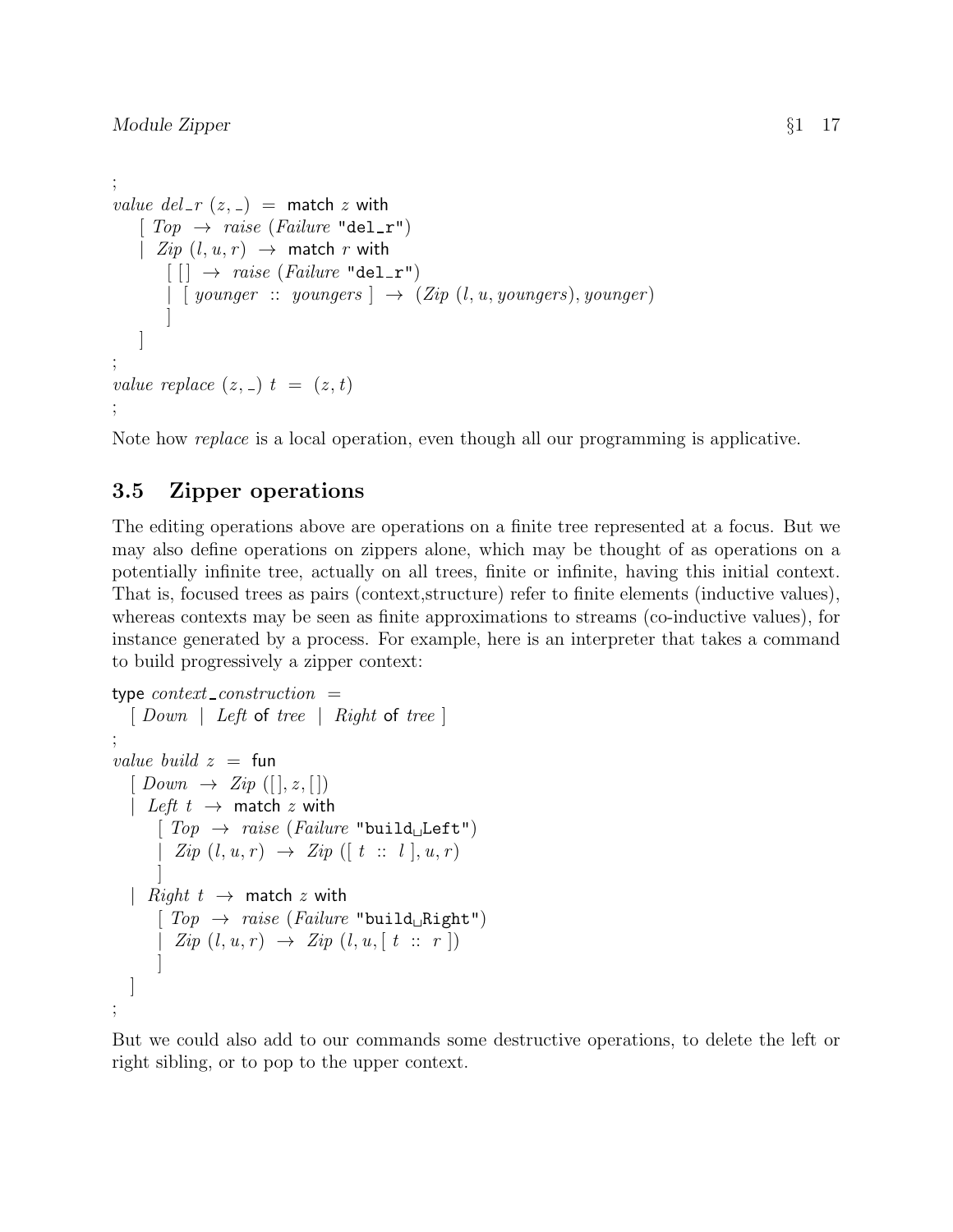```
;
value del_r (z, _) = match z with
    [ Top -> raise (Failure "del_r")
    | Zip (l, u, r) -> match r with
        [ [] -> raise (Failure "del_r")
        | [ younger :: youngers ] -> (Zip (l, u, youngers), younger)
        ]
    ]
;
value replace (z, _) t = (z, t)
;
```

Note how *replace* is a local operation, even though all our programming is applicative.

## 3.5 Zipper operations

The editing operations above are operations on a finite tree represented at a focus. But we may also define operations on zippers alone, which may be thought of as operations on a potentially infinite tree, actually on all trees, finite or infinite, having this initial context. That is, focused trees as pairs (context,structure) refer to finite elements (inductive values), whereas contexts may be seen as finite approximations to streams (co-inductive values), for instance generated by a process. For example, here is an interpreter that takes a command to build progressively a zipper context:

```
type context_construction =
  [ Down | Left of tree | Right of tree ]
;
value build z = fun
  [ Down -> Zip ([], z, [])
  | Left t -> match z with
      [ Top -> raise (Failure "build Left")
      | Zip (l, u, r) -> Zip ([ t :: l ], u, r)
      ]
  | Right t -> match z with
      [ Top -> raise (Failure "build Right")
      | Zip (l, u, r) -> Zip (l, u, [ t :: r ])
      ]
  ]
;
```

But we could also add to our commands some destructive operations, to delete the left or right sibling, or to pop to the upper context.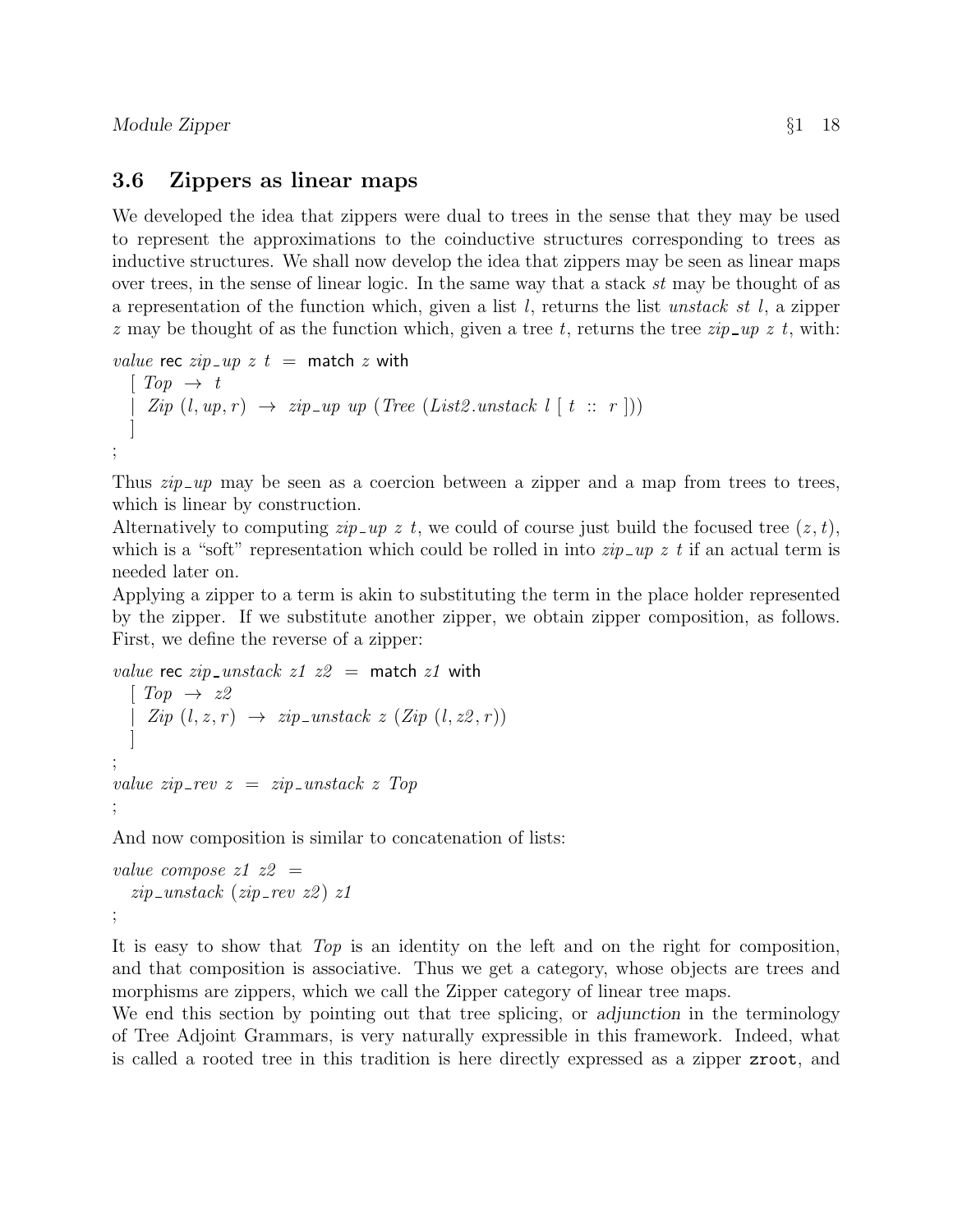## 3.6 Zippers as linear maps

We developed the idea that zippers were dual to trees in the sense that they may be used to represent the approximations to the coinductive structures corresponding to trees as inductive structures. We shall now develop the idea that zippers may be seen as linear maps over trees, in the sense of linear logic. In the same way that a stack *st* may be thought of as a representation of the function which, given a list *l*, returns the list *unstack st l*, a zipper *z* may be thought of as the function which, given a tree *t*, returns the tree *zip_up z t*, with:

```
value rec zip_up z t = match z with
  [ Top → t
  | Zip (l, up, r) → zip_up up (Tree (List2.unstack l [ t :: r ]))
  ]
;
```

Thus *zip_up* may be seen as a coercion between a zipper and a map from trees to trees, which is linear by construction.
Alternatively to computing *zip_up z t*, we could of course just build the focused tree $(z, t)$, which is a "soft" representation which could be rolled in into *zip_up z t* if an actual term is needed later on.
Applying a zipper to a term is akin to substituting the term in the place holder represented by the zipper. If we substitute another zipper, we obtain zipper composition, as follows. First, we define the reverse of a zipper:

```
value rec zip_unstack z1 z2 = match z1 with
  [ Top → z2
  | Zip (l, z, r) → zip_unstack z (Zip (l, z2, r))
  ]
;
value zip_rev z = zip_unstack z Top
;
```

And now composition is similar to concatenation of lists:

```
value compose z1 z2 =
  zip_unstack (zip_rev z2) z1
;
```

It is easy to show that *Top* is an identity on the left and on the right for composition, and that composition is associative. Thus we get a category, whose objects are trees and morphisms are zippers, which we call the Zipper category of linear tree maps.
We end this section by pointing out that tree splicing, or *adjunction* in the terminology of Tree Adjoint Grammars, is very naturally expressible in this framework. Indeed, what is called a rooted tree in this tradition is here directly expressed as a zipper `zroot`, and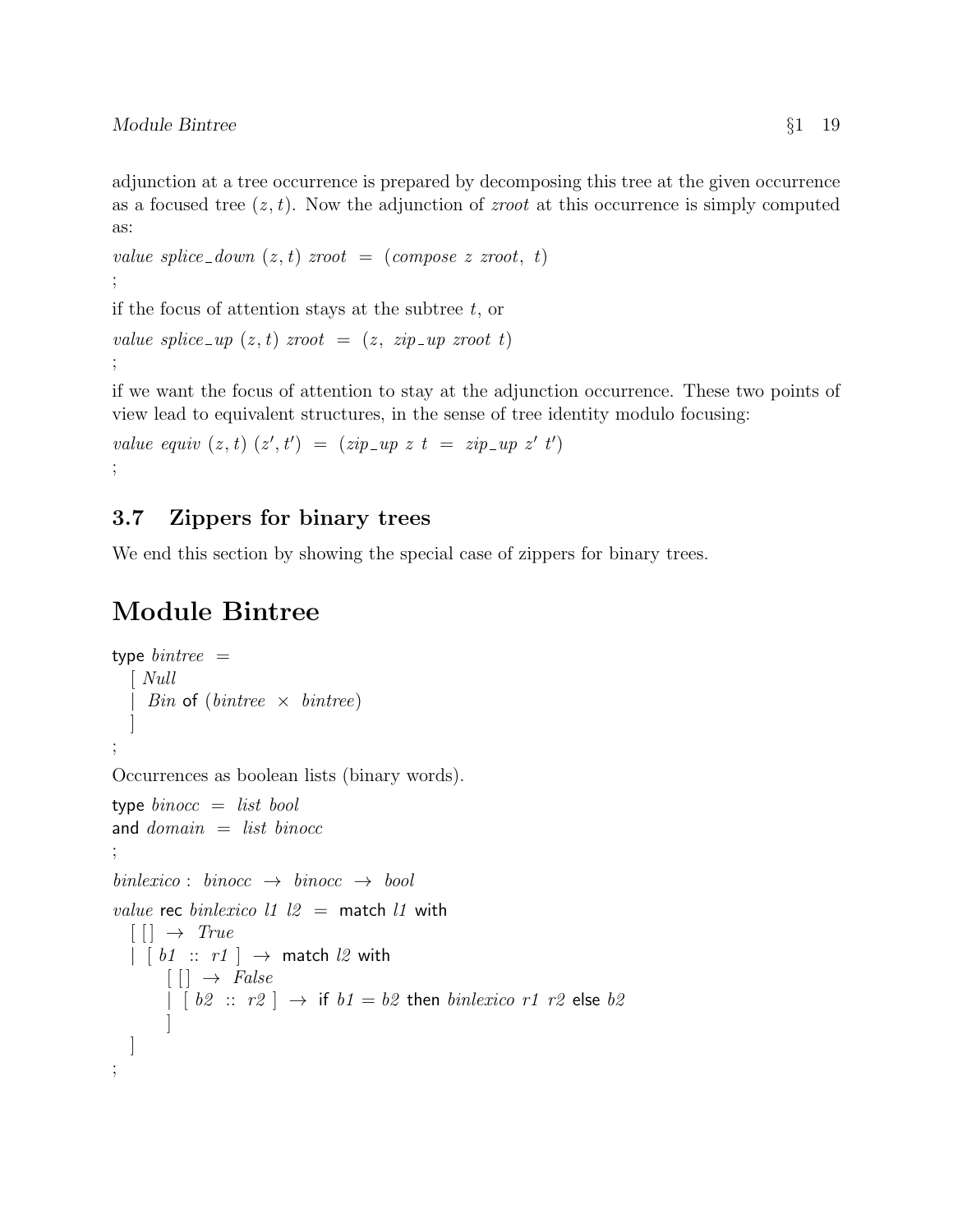adjunction at a tree occurrence is prepared by decomposing this tree at the given occurrence as a focused tree $(z, t)$. Now the adjunction of *zroot* at this occurrence is simply computed as:

```
value splice_down (z, t) zroot = (compose z zroot, t)
;
```

if the focus of attention stays at the subtree $t$, or

```
value splice_up (z, t) zroot = (z, zip_up zroot t)
;
```

if we want the focus of attention to stay at the adjunction occurrence. These two points of view lead to equivalent structures, in the sense of tree identity modulo focusing:

```
value equiv (z, t) (z', t') = (zip_up z t = zip_up z' t')
;
```

## 3.7 Zippers for binary trees

We end this section by showing the special case of zippers for binary trees.

# Module Bintree

```
type bintree =
  [ Null
  | Bin of (bintree × bintree)
  ]
;
```

Occurrences as boolean lists (binary words).

```
type binocc = list bool
and domain = list binocc
;
```

*binlexico* : *binocc* → *binocc* → *bool*

```
value rec binlexico l1 l2 = match l1 with
  [ [] → True
  | [ b1 :: r1 ] → match l2 with
      [ [] → False
      | [ b2 :: r2 ] → if b1 = b2 then binlexico r1 r2 else b2
      ]
  ]
;
```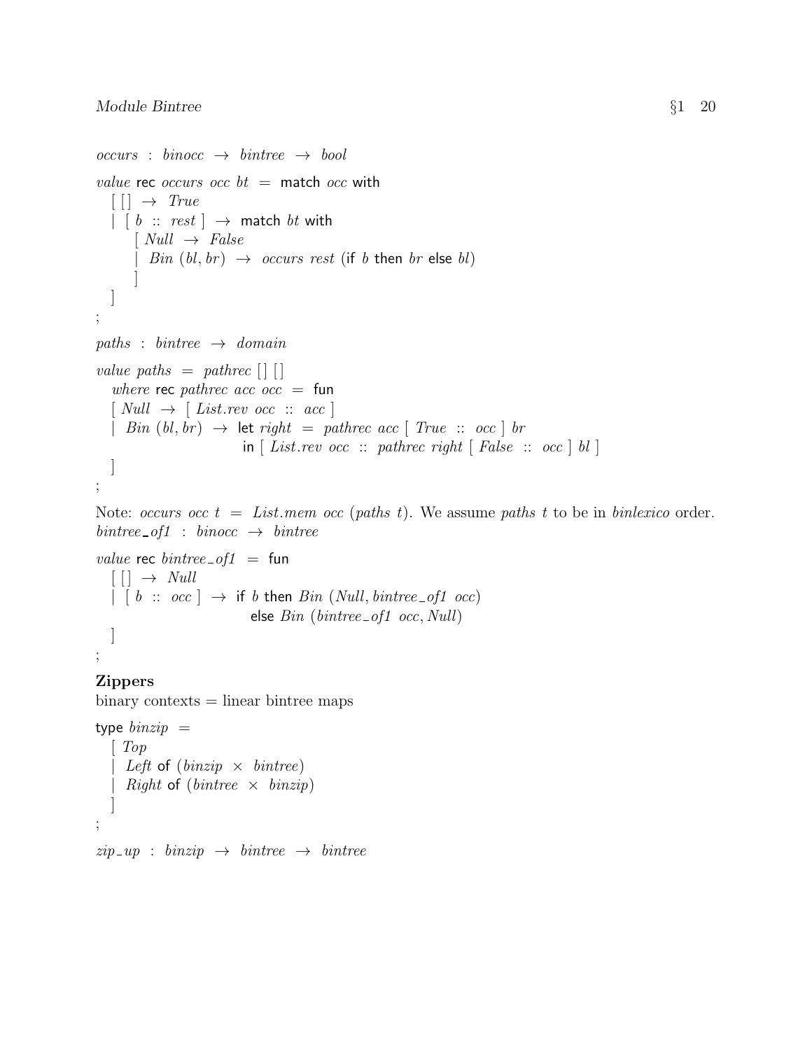*occurs* : *binocc* → *bintree* → *bool*

```
value rec occurs occ bt = match occ with
  [ [] → True
  | [ b :: rest ] → match bt with
      [ Null → False
      | Bin (bl, br) → occurs rest (if b then br else bl)
      ]
  ]
;
```

*paths* : *bintree* → *domain*

```
value paths = pathrec [] []
  where rec pathrec acc occ = fun
  [ Null → [ List.rev occ :: acc ]
  | Bin (bl, br) → let right = pathrec acc [ True :: occ ] br
                   in [ List.rev occ :: pathrec right [ False :: occ ] bl ]
  ]
;
```

Note: *occurs occ t* = *List.mem occ* (*paths t*). We assume *paths t* to be in *binlexico* order.
*bintree_of1* : *binocc* → *bintree*

```
value rec bintree_of1 = fun
  [ [] → Null
  | [ b :: occ ] → if b then Bin (Null, bintree_of1 occ)
                   else Bin (bintree_of1 occ, Null)
  ]
;
```

### Zippers

binary contexts = linear bintree maps

```
type binzip =
  [ Top
  | Left of (binzip × bintree)
  | Right of (bintree × binzip)
  ]
;
```

*zip_up* : *binzip* → *bintree* → *bintree*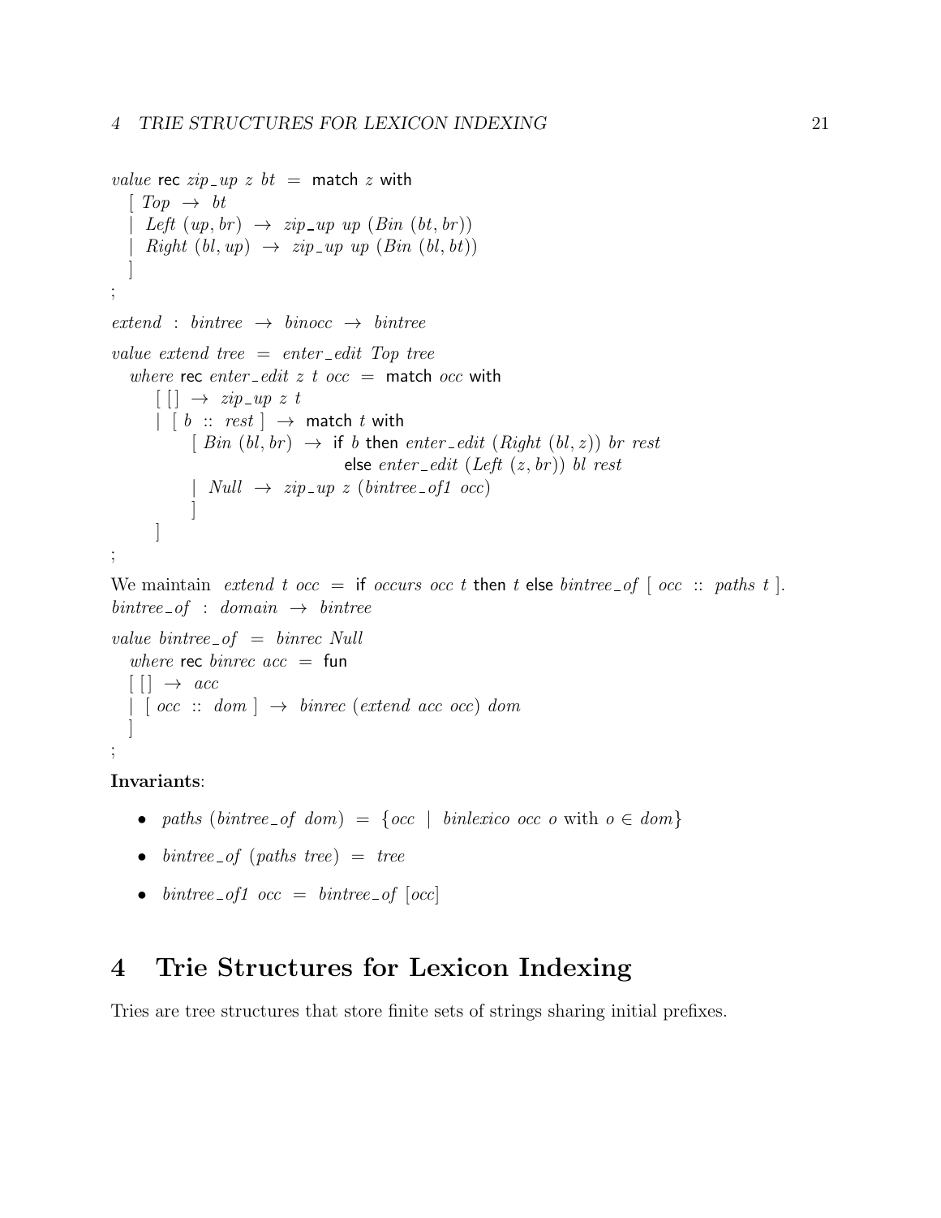```
value rec zip_up z bt = match z with
  [ Top → bt
  | Left (up, br) → zip_up up (Bin (bt, br))
  | Right (bl, up) → zip_up up (Bin (bl, bt))
  ]
;
```

```
extend : bintree → binocc → bintree
```

```
value extend tree = enter_edit Top tree
  where rec enter_edit z t occ = match occ with
      [ [] → zip_up z t
      | [ b :: rest ] → match t with
          [ Bin (bl, br) → if b then enter_edit (Right (bl, z)) br rest
                                 else enter_edit (Left (z, br)) bl rest
          | Null → zip_up z (bintree_of1 occ)
          ]
      ]
;
```

We maintain *extend t occ* = if *occurs occ t* then *t* else *bintree_of* [ *occ* :: *paths t* ].

```
bintree_of : domain → bintree
```

```
value bintree_of = binrec Null
  where rec binrec acc = fun
  [ [] → acc
  | [ occ :: dom ] → binrec (extend acc occ) dom
  ]
;
```

**Invariants**:

- *paths* (*bintree_of dom*) = {*occ* | *binlexico occ o* with $o \in$ *dom*}
- *bintree_of* (*paths tree*) = *tree*
- *bintree_of1 occ* = *bintree_of* [*occ*]

# 4 Trie Structures for Lexicon Indexing

Tries are tree structures that store finite sets of strings sharing initial prefixes.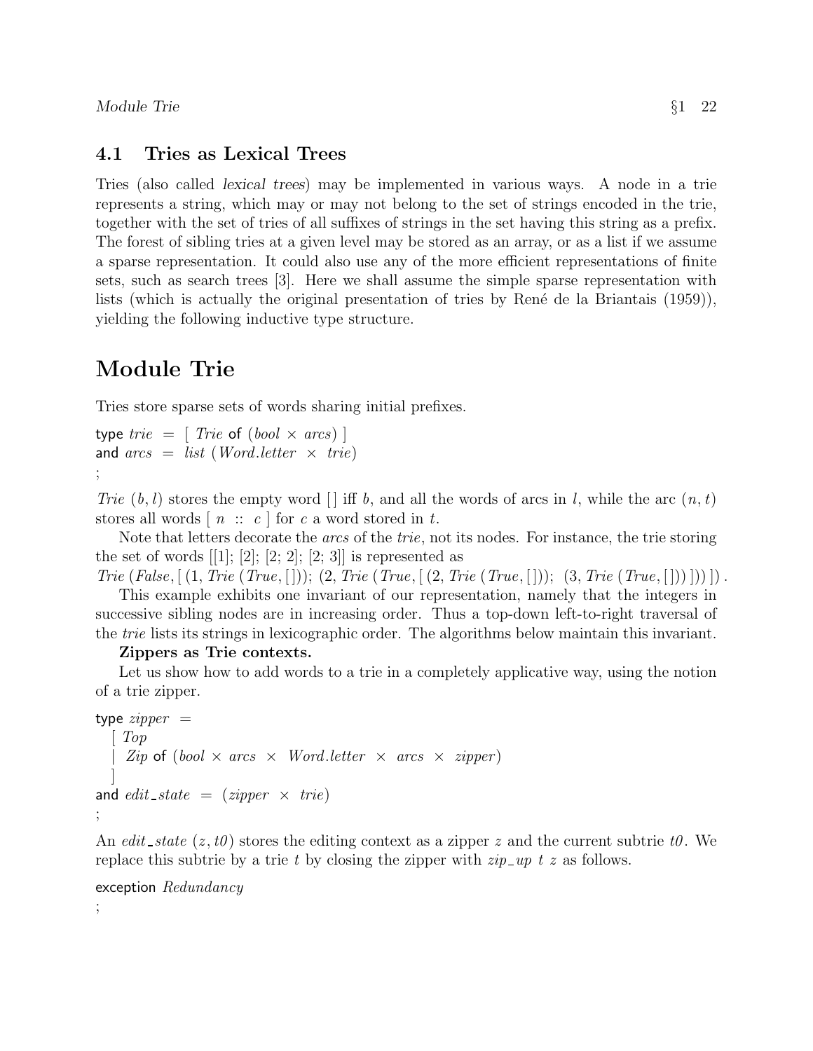### 4.1 Tries as Lexical Trees

Tries (also called *lexical trees*) may be implemented in various ways. A node in a trie represents a string, which may or may not belong to the set of strings encoded in the trie, together with the set of tries of all suffixes of strings in the set having this string as a prefix. The forest of sibling tries at a given level may be stored as an array, or as a list if we assume a sparse representation. It could also use any of the more efficient representations of finite sets, such as search trees [3]. Here we shall assume the simple sparse representation with lists (which is actually the original presentation of tries by René de la Briantais (1959)), yielding the following inductive type structure.

# Module Trie

Tries store sparse sets of words sharing initial prefixes.

```
type trie = [ Trie of (bool × arcs) ]
and arcs = list (Word.letter × trie)
;
```

*Trie* $(b, l)$ stores the empty word [ ] iff $b$, and all the words of arcs in $l$, while the arc $(n, t)$ stores all words [ $n$ :: $c$ ] for $c$ a word stored in $t$.

Note that letters decorate the *arcs* of the *trie*, not its nodes. For instance, the trie storing the set of words [[1]; [2]; [2; 2]; [2; 3]] is represented as
*Trie* (*False*, [ (1, *Trie* (*True*, [ ])); (2, *Trie* (*True*, [ (2, *Trie* (*True*, [ ])); (3, *Trie* (*True*, [ ])) ])) ]) .

This example exhibits one invariant of our representation, namely that the integers in successive sibling nodes are in increasing order. Thus a top-down left-to-right traversal of the *trie* lists its strings in lexicographic order. The algorithms below maintain this invariant.

**Zippers as Trie contexts.**

Let us show how to add words to a trie in a completely applicative way, using the notion of a trie zipper.

```
type zipper =
  [ Top
  | Zip of (bool × arcs × Word.letter × arcs × zipper)
  ]
and edit_state = (zipper × trie)
;
```

An *edit_state* $(z, t0)$ stores the editing context as a zipper $z$ and the current subtrie $t0$. We replace this subtrie by a trie $t$ by closing the zipper with *zip_up* $t$ $z$ as follows.

```
exception Redundancy
;
```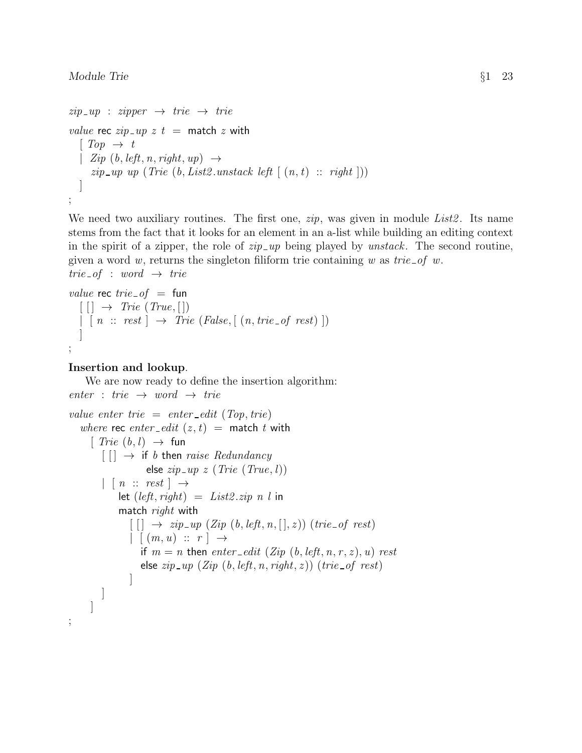```
zip_up : zipper → trie → trie

value rec zip_up z t = match z with
  [ Top → t
  | Zip (b, left, n, right, up) →
      zip_up up (Trie (b, List2.unstack left [ (n, t) :: right ]))
  ]
;
```

We need two auxiliary routines. The first one, *zip*, was given in module *List2*. Its name stems from the fact that it looks for an element in an a-list while building an editing context in the spirit of a zipper, the role of *zip_up* being played by *unstack*. The second routine, given a word $w$, returns the singleton filiform trie containing $w$ as *trie_of* $w$.

```
trie_of : word → trie

value rec trie_of = fun
  [ [] → Trie (True, [])
  | [ n :: rest ] → Trie (False, [ (n, trie_of rest) ])
  ]
;
```

**Insertion and lookup**.

We are now ready to define the insertion algorithm:

```
enter : trie → word → trie

value enter trie = enter_edit (Top, trie)
  where rec enter_edit (z, t) = match t with
    [ Trie (b, l) → fun
      [ [] → if b then raise Redundancy
                else zip_up z (Trie (True, l))
      | [ n :: rest ] →
          let (left, right) = List2.zip n l in
          match right with
            [ [] → zip_up (Zip (b, left, n, [], z)) (trie_of rest)
            | [ (m, u) :: r ] →
                if m = n then enter_edit (Zip (b, left, n, r, z), u) rest
                else zip_up (Zip (b, left, n, right, z)) (trie_of rest)
            ]
      ]
    ]
;
```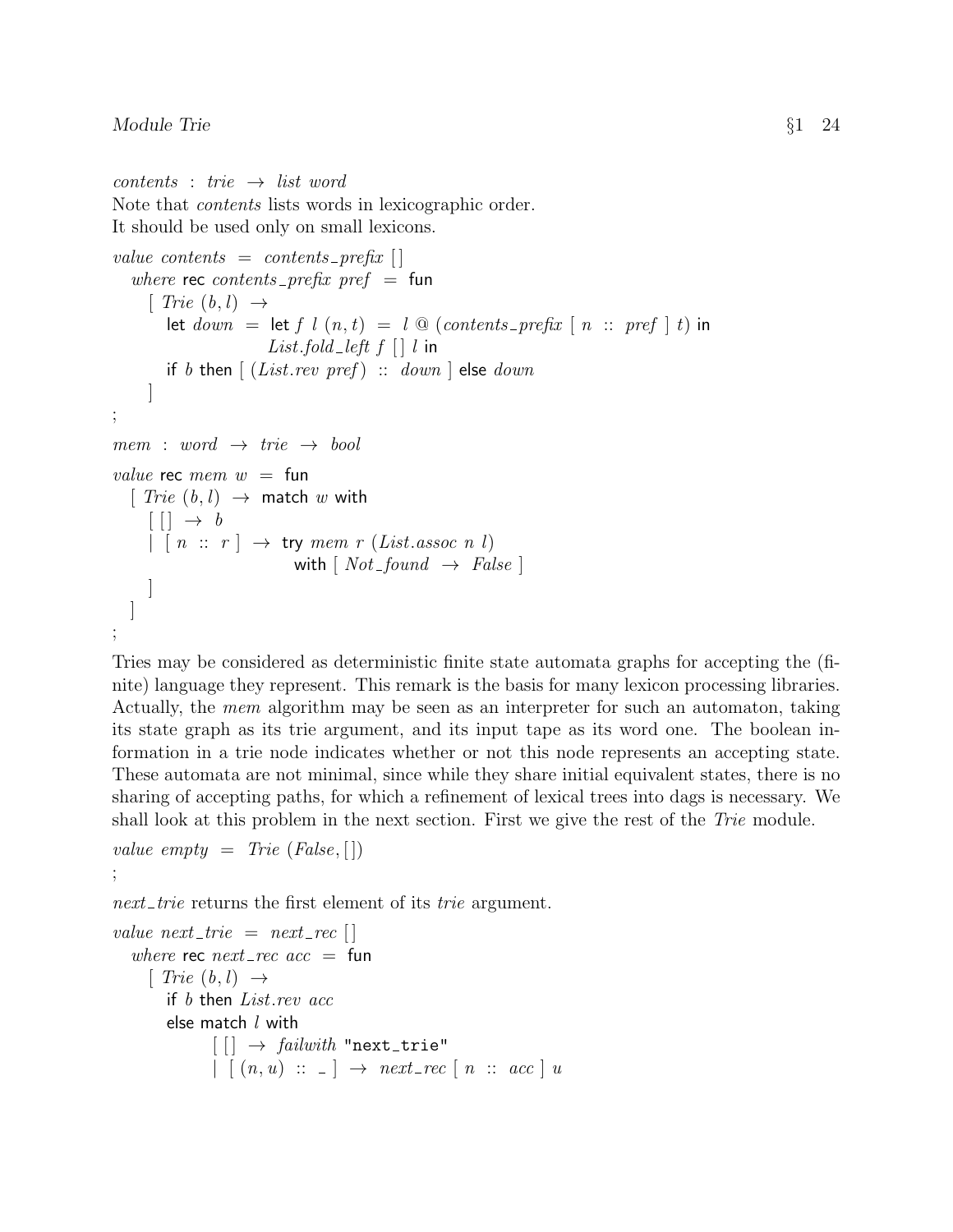*contents* : *trie* → *list word*
Note that *contents* lists words in lexicographic order.
It should be used only on small lexicons.

```
value contents = contents_prefix []
  where rec contents_prefix pref = fun
    [ Trie (b,l) ->
      let down = let f l (n,t) = l @ (contents_prefix [ n :: pref ] t) in
                 List.fold_left f [] l in
      if b then [ (List.rev pref) :: down ] else down
    ]
;
```

*mem* : *word* → *trie* → *bool*

```
value rec mem w = fun
  [ Trie (b,l) -> match w with
    [ [] -> b
    | [ n :: r ] -> try mem r (List.assoc n l)
                    with [ Not_found -> False ]
    ]
  ]
;
```

Tries may be considered as deterministic finite state automata graphs for accepting the (finite) language they represent. This remark is the basis for many lexicon processing libraries. Actually, the *mem* algorithm may be seen as an interpreter for such an automaton, taking its state graph as its trie argument, and its input tape as its word one. The boolean information in a trie node indicates whether or not this node represents an accepting state. These automata are not minimal, since while they share initial equivalent states, there is no sharing of accepting paths, for which a refinement of lexical trees into dags is necessary. We shall look at this problem in the next section. First we give the rest of the *Trie* module.

```
value empty = Trie (False,[])
;
```

*next_trie* returns the first element of its *trie* argument.

```
value next_trie = next_rec []
  where rec next_rec acc = fun
    [ Trie (b,l) ->
      if b then List.rev acc
      else match l with
           [ [] -> failwith "next_trie"
           | [ (n,u) :: _ ] -> next_rec [ n :: acc ] u
```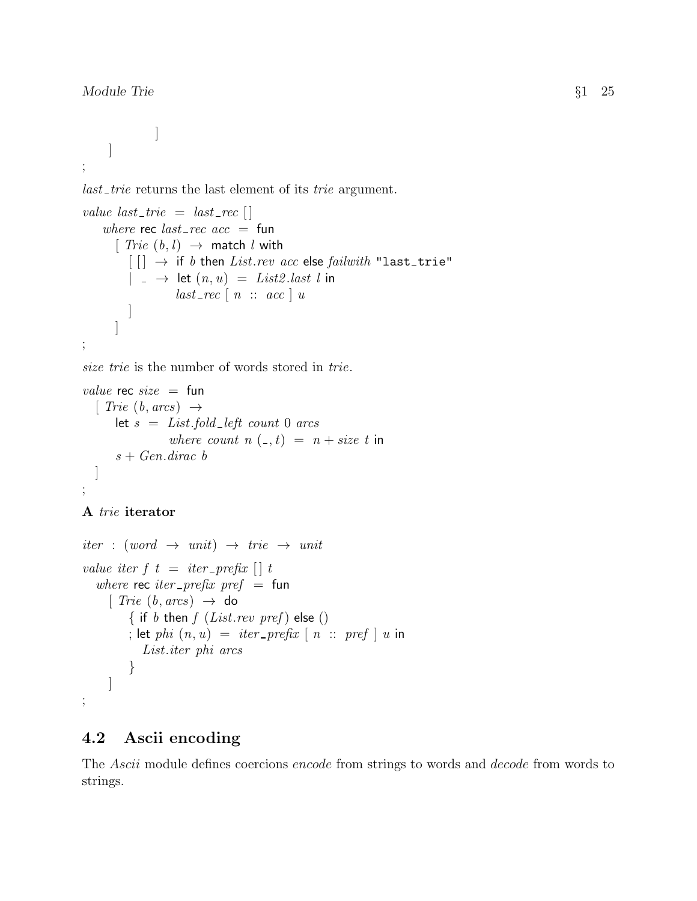```
      ]
   ]
;
```

*last_trie* returns the last element of its *trie* argument.

```
value last_trie = last_rec []
  where rec last_rec acc = fun
    [ Trie (b,l) → match l with
      [ [] → if b then List.rev acc else failwith "last_trie"
      | _ → let (n,u) = List2.last l in
            last_rec [ n :: acc ] u
      ]
    ]
;
```

*size trie* is the number of words stored in *trie*.

```
value rec size = fun
  [ Trie (b,arcs) →
     let s = List.fold_left count 0 arcs
             where count n (_,t) = n + size t in
     s + Gen.dirac b
  ]
;
```

**A *trie* iterator**

```
iter : (word → unit) → trie → unit

value iter f t = iter_prefix [] t
  where rec iter_prefix pref = fun
    [ Trie (b,arcs) → do
        { if b then f (List.rev pref) else ()
        ; let phi (n,u) = iter_prefix [ n :: pref ] u in
          List.iter phi arcs
        }
    ]
;
```

## 4.2 Ascii encoding

The *Ascii* module defines coercions *encode* from strings to words and *decode* from words to strings.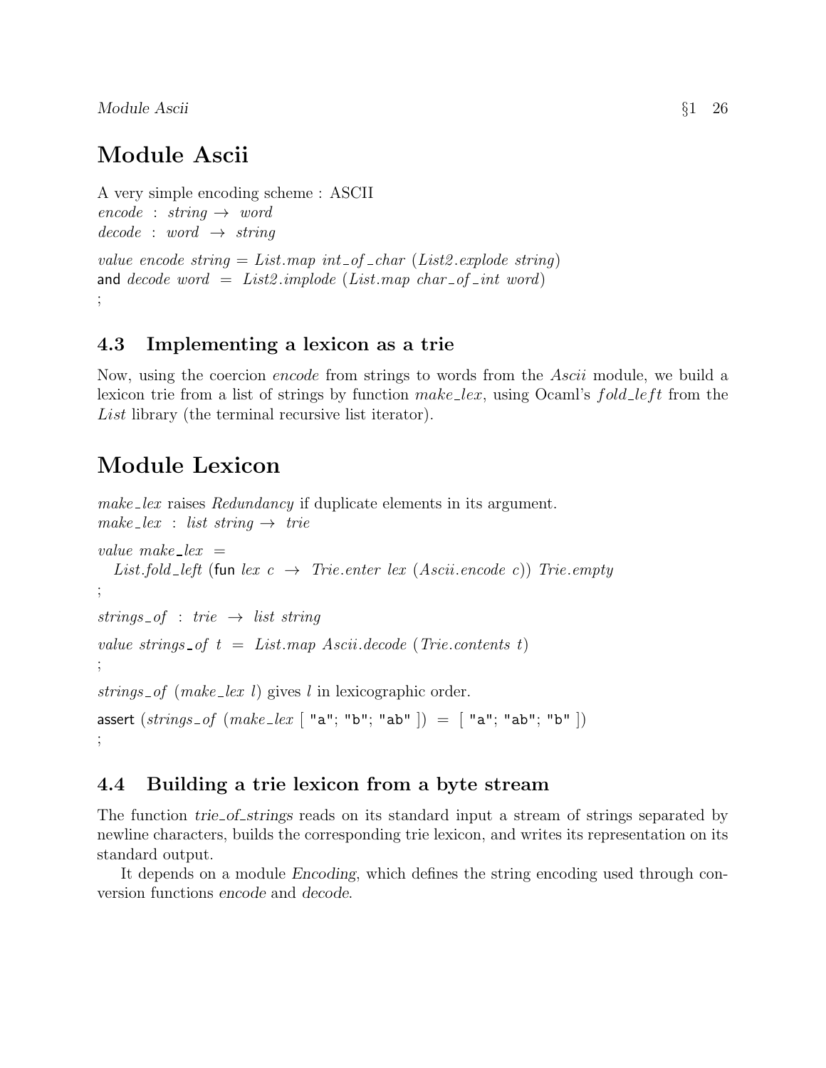# Module Ascii

A very simple encoding scheme : ASCII

```
encode : string → word
decode : word → string
```

```
value encode string = List.map int_of_char (List2.explode string)
and decode word = List2.implode (List.map char_of_int word)
;
```

## 4.3 Implementing a lexicon as a trie

Now, using the coercion *encode* from strings to words from the *Ascii* module, we build a lexicon trie from a list of strings by function *make_lex*, using Ocaml's *fold_left* from the *List* library (the terminal recursive list iterator).

# Module Lexicon

*make_lex* raises *Redundancy* if duplicate elements in its argument.

```
make_lex : list string → trie
```

```
value make_lex =
  List.fold_left (fun lex c → Trie.enter lex (Ascii.encode c)) Trie.empty
;
```

```
strings_of : trie → list string
```

```
value strings_of t = List.map Ascii.decode (Trie.contents t)
;
```

*strings_of* (*make_lex* *l*) gives *l* in lexicographic order.

```
assert (strings_of (make_lex [ "a"; "b"; "ab" ]) = [ "a"; "ab"; "b" ])
;
```

## 4.4 Building a trie lexicon from a byte stream

The function *trie_of_strings* reads on its standard input a stream of strings separated by newline characters, builds the corresponding trie lexicon, and writes its representation on its standard output.

It depends on a module *Encoding*, which defines the string encoding used through conversion functions *encode* and *decode*.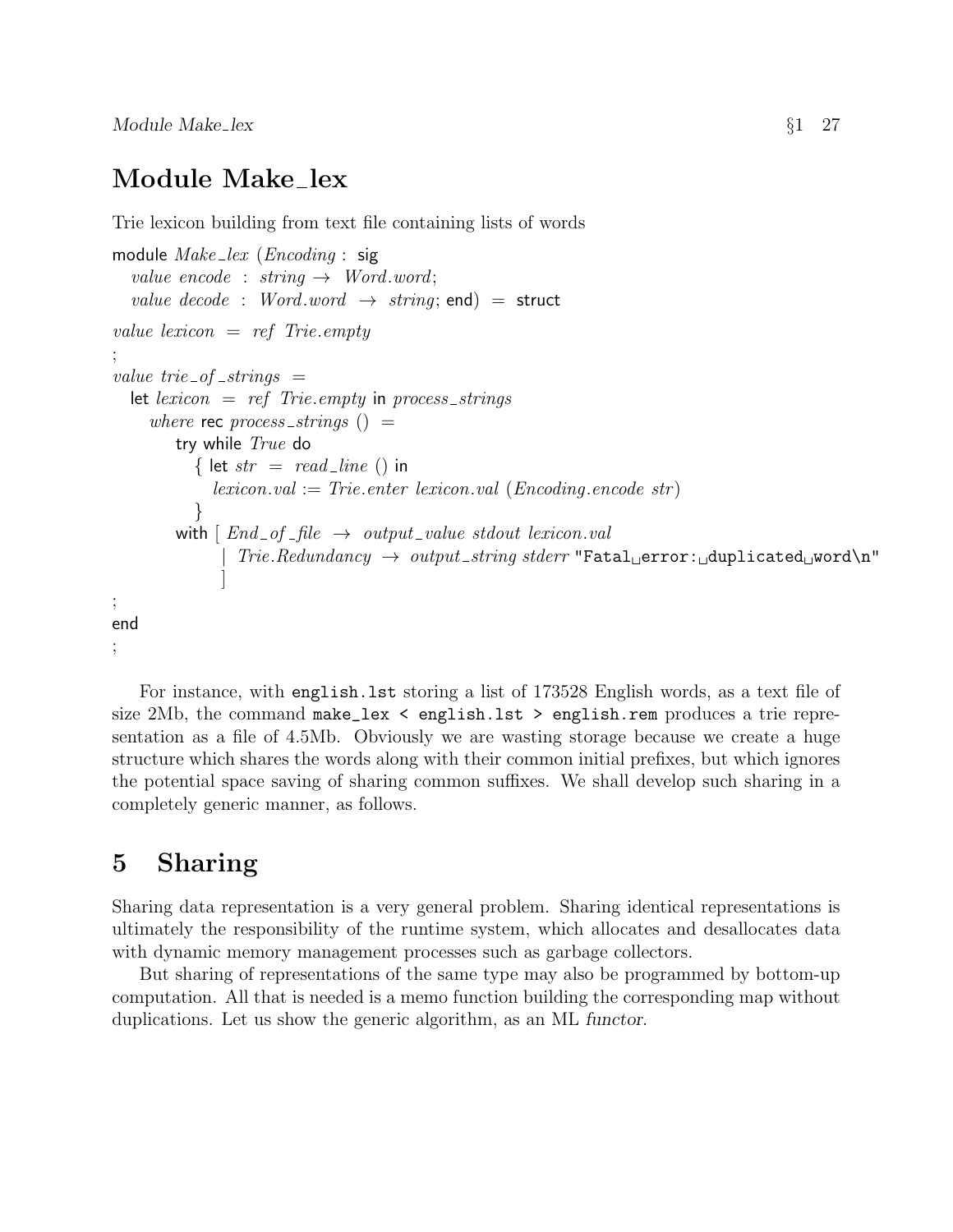# Module Make_lex

Trie lexicon building from text file containing lists of words

```
module Make_lex (Encoding : sig
  value encode : string → Word.word;
  value decode : Word.word → string; end) = struct
value lexicon = ref Trie.empty
;
value trie_of_strings =
  let lexicon = ref Trie.empty in process_strings
    where rec process_strings () =
      try while True do
        { let str = read_line () in
          lexicon.val := Trie.enter lexicon.val (Encoding.encode str)
        }
      with [ End_of_file → output_value stdout lexicon.val
           | Trie.Redundancy → output_string stderr "Fatal error: duplicated word\n"
           ]
;
end
;
```

For instance, with `english.lst` storing a list of 173528 English words, as a text file of size 2Mb, the command `make_lex < english.lst > english.rem` produces a trie representation as a file of 4.5Mb. Obviously we are wasting storage because we create a huge structure which shares the words along with their common initial prefixes, but which ignores the potential space saving of sharing common suffixes. We shall develop such sharing in a completely generic manner, as follows.

# 5 Sharing

Sharing data representation is a very general problem. Sharing identical representations is ultimately the responsibility of the runtime system, which allocates and desallocates data with dynamic memory management processes such as garbage collectors.

But sharing of representations of the same type may also be programmed by bottom-up computation. All that is needed is a memo function building the corresponding map without duplications. Let us show the generic algorithm, as an ML *functor*.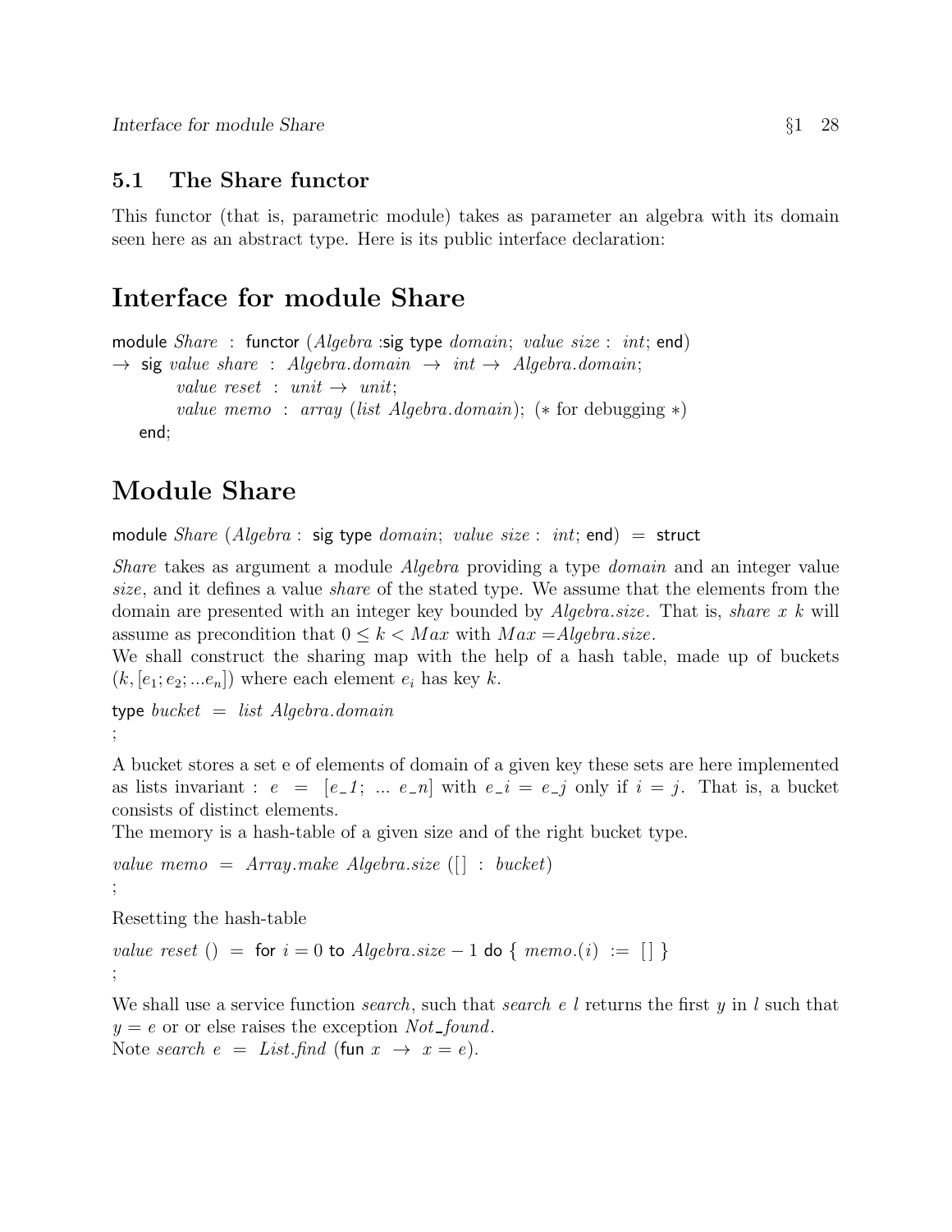### 5.1 The Share functor

This functor (that is, parametric module) takes as parameter an algebra with its domain seen here as an abstract type. Here is its public interface declaration:

# Interface for module Share

```
module Share : functor (Algebra :sig type domain; value size : int; end)
→ sig value share : Algebra.domain → int → Algebra.domain;
      value reset : unit → unit;
      value memo : array (list Algebra.domain); (* for debugging *)
  end;
```

# Module Share

```
module Share (Algebra : sig type domain; value size : int; end) = struct
```

*Share* takes as argument a module *Algebra* providing a type *domain* and an integer value *size*, and it defines a value *share* of the stated type. We assume that the elements from the domain are presented with an integer key bounded by *Algebra.size*. That is, *share x k* will assume as precondition that $0 \leq k < Max$ with $Max =$*Algebra.size*.
We shall construct the sharing map with the help of a hash table, made up of buckets $(k, [e_1; e_2; ...e_n])$ where each element $e_i$ has key $k$.

```
type bucket = list Algebra.domain
;
```

A bucket stores a set e of elements of domain of a given key these sets are here implemented as lists invariant : $e = [e\_1; ... e\_n]$ with $e\_i = e\_j$ only if $i = j$. That is, a bucket consists of distinct elements.
The memory is a hash-table of a given size and of the right bucket type.

```
value memo = Array.make Algebra.size ([] : bucket)
;
```

Resetting the hash-table

```
value reset () = for i = 0 to Algebra.size − 1 do { memo.(i) := [] }
;
```

We shall use a service function *search*, such that *search e l* returns the first $y$ in $l$ such that $y = e$ or or else raises the exception *Not_found*.
Note *search e = List.find* (fun $x \rightarrow x = e$).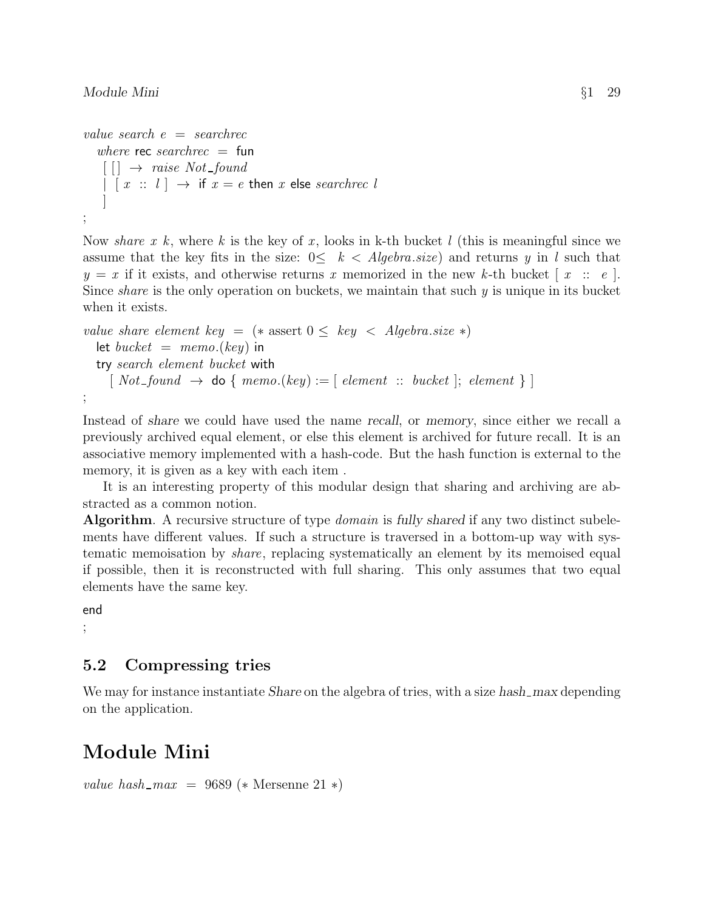```
value search e = searchrec
  where rec searchrec = fun
    [ [] → raise Not_found
    | [ x :: l ] → if x = e then x else searchrec l
    ]
;
```

Now *share x k*, where *k* is the key of *x*, looks in k-th bucket *l* (this is meaningful since we assume that the key fits in the size: $0 \leq k < Algebra.size$) and returns *y* in *l* such that $y = x$ if it exists, and otherwise returns *x* memorized in the new *k*-th bucket [ *x* :: *e* ]. Since *share* is the only operation on buckets, we maintain that such *y* is unique in its bucket when it exists.

```
value share element key = (* assert 0 ≤ key < Algebra.size *)
  let bucket = memo.(key) in
  try search element bucket with
    [ Not_found → do { memo.(key) := [ element :: bucket ]; element } ]
;
```

Instead of *share* we could have used the name *recall*, or *memory*, since either we recall a previously archived equal element, or else this element is archived for future recall. It is an associative memory implemented with a hash-code. But the hash function is external to the memory, it is given as a key with each item .

It is an interesting property of this modular design that sharing and archiving are abstracted as a common notion.

**Algorithm**. A recursive structure of type *domain* is *fully shared* if any two distinct subelements have different values. If such a structure is traversed in a bottom-up way with systematic memoisation by *share*, replacing systematically an element by its memoised equal if possible, then it is reconstructed with full sharing. This only assumes that two equal elements have the same key.

```
end
;
```

### 5.2 Compressing tries

We may for instance instantiate *Share* on the algebra of tries, with a size *hash_max* depending on the application.

## Module Mini

```
value hash_max = 9689 (* Mersenne 21 *)
```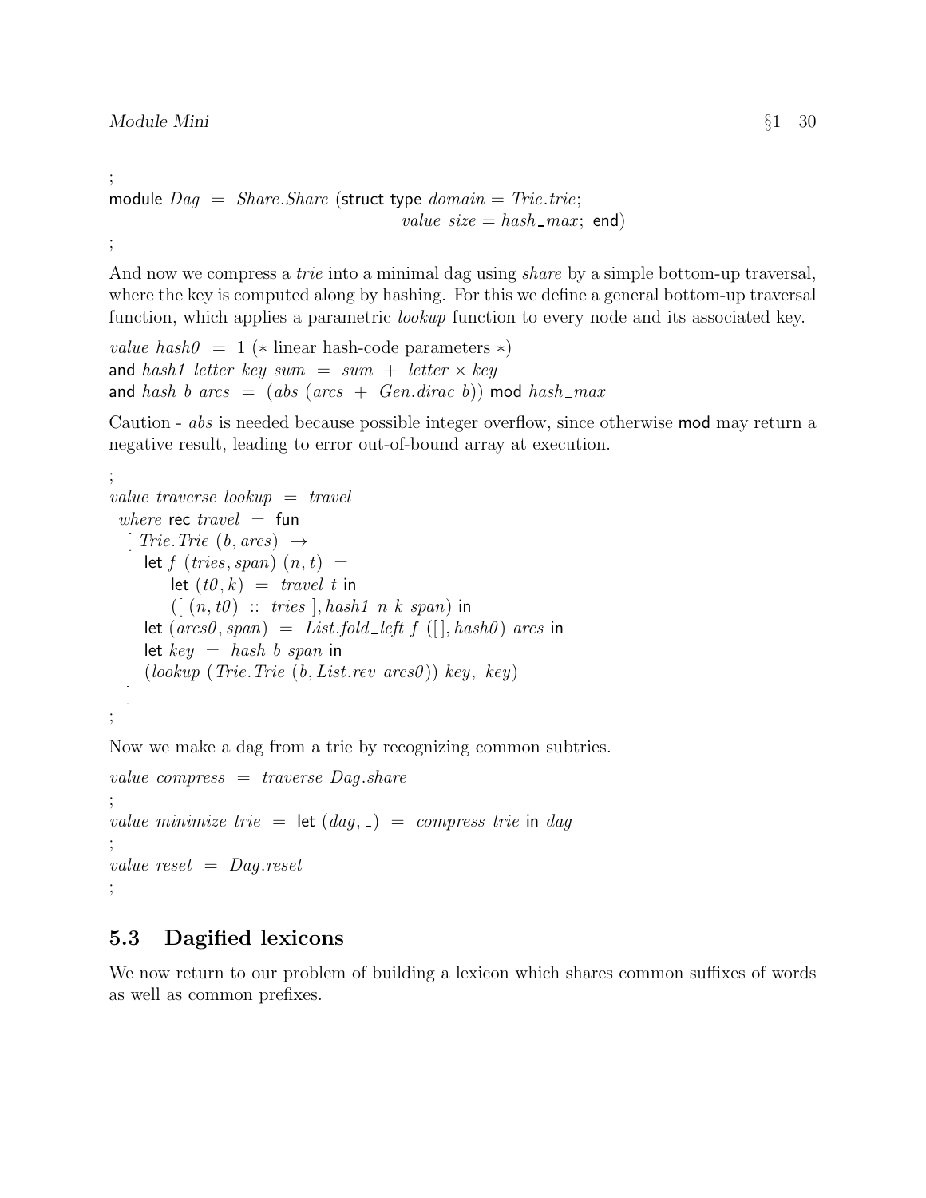```
;
module Dag = Share.Share (struct type domain = Trie.trie;
                                 value size = hash_max; end)
;
```

And now we compress a *trie* into a minimal dag using *share* by a simple bottom-up traversal, where the key is computed along by hashing. For this we define a general bottom-up traversal function, which applies a parametric *lookup* function to every node and its associated key.

```
value hash0 = 1 (* linear hash-code parameters *)
and hash1 letter key sum = sum + letter × key
and hash b arcs = (abs (arcs + Gen.dirac b)) mod hash_max
```

Caution - *abs* is needed because possible integer overflow, since otherwise mod may return a negative result, leading to error out-of-bound array at execution.

```
;
value traverse lookup = travel
  where rec travel = fun
   [ Trie.Trie (b, arcs) →
      let f (tries, span) (n, t) =
          let (t0, k) = travel t in
          ([ (n, t0) :: tries ], hash1 n k span) in
      let (arcs0, span) = List.fold_left f ([], hash0) arcs in
      let key = hash b span in
      (lookup (Trie.Trie (b, List.rev arcs0)) key, key)
   ]
;
```

Now we make a dag from a trie by recognizing common subtries.

```
value compress = traverse Dag.share
;
value minimize trie = let (dag, _) = compress trie in dag
;
value reset = Dag.reset
;
```

### 5.3 Dagified lexicons

We now return to our problem of building a lexicon which shares common suffixes of words as well as common prefixes.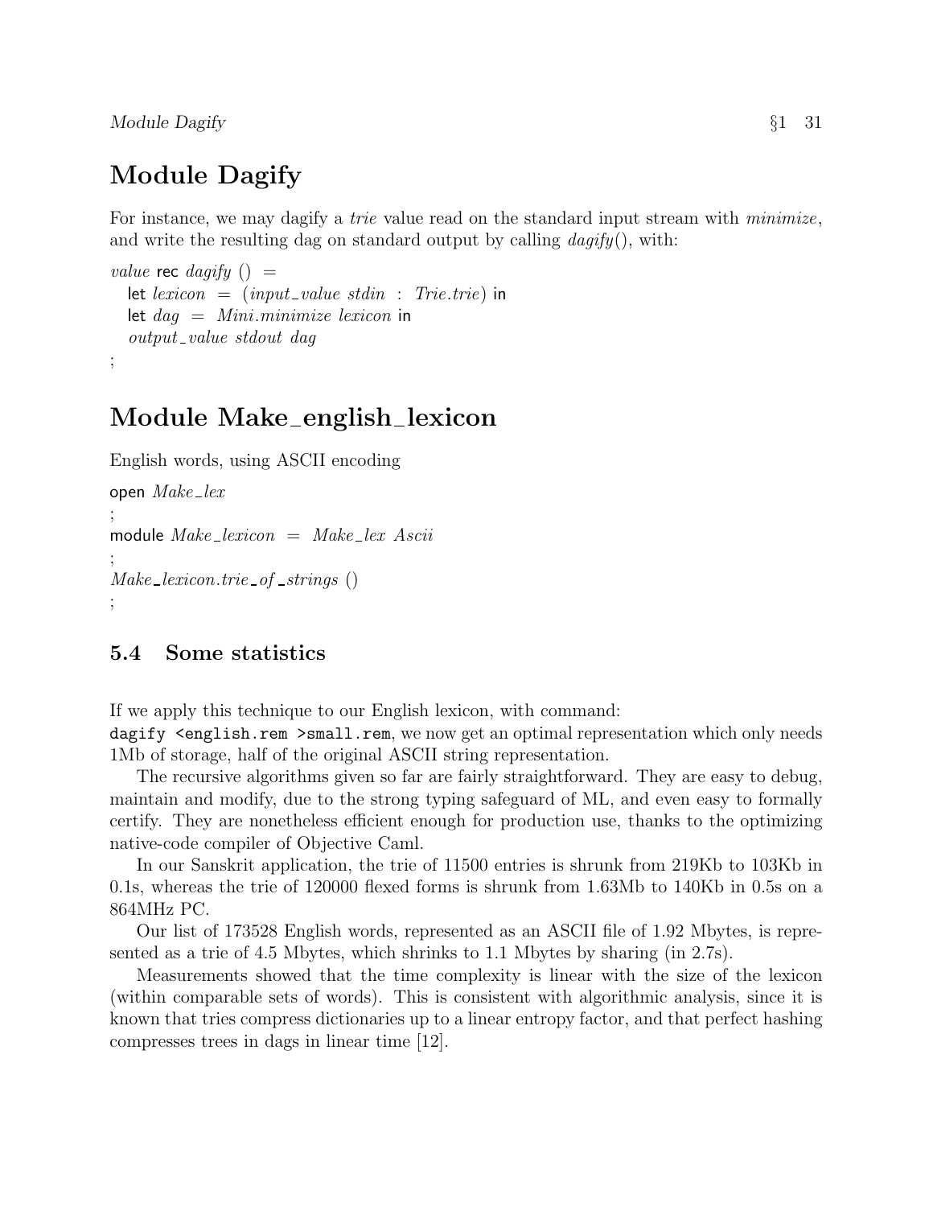# Module Dagify

For instance, we may dagify a *trie* value read on the standard input stream with *minimize*, and write the resulting dag on standard output by calling *dagify*(), with:

```
value rec dagify () =
  let lexicon = (input_value stdin : Trie.trie) in
  let dag = Mini.minimize lexicon in
  output_value stdout dag
;
```

# Module Make_english_lexicon

English words, using ASCII encoding

```
open Make_lex
;
module Make_lexicon = Make_lex Ascii
;
Make_lexicon.trie_of_strings ()
;
```

## 5.4 Some statistics

If we apply this technique to our English lexicon, with command: `dagify <english.rem >small.rem`, we now get an optimal representation which only needs 1Mb of storage, half of the original ASCII string representation.

The recursive algorithms given so far are fairly straightforward. They are easy to debug, maintain and modify, due to the strong typing safeguard of ML, and even easy to formally certify. They are nonetheless efficient enough for production use, thanks to the optimizing native-code compiler of Objective Caml.

In our Sanskrit application, the trie of 11500 entries is shrunk from 219Kb to 103Kb in 0.1s, whereas the trie of 120000 flexed forms is shrunk from 1.63Mb to 140Kb in 0.5s on a 864MHz PC.

Our list of 173528 English words, represented as an ASCII file of 1.92 Mbytes, is represented as a trie of 4.5 Mbytes, which shrinks to 1.1 Mbytes by sharing (in 2.7s).

Measurements showed that the time complexity is linear with the size of the lexicon (within comparable sets of words). This is consistent with algorithmic analysis, since it is known that tries compress dictionaries up to a linear entropy factor, and that perfect hashing compresses trees in dags in linear time [12].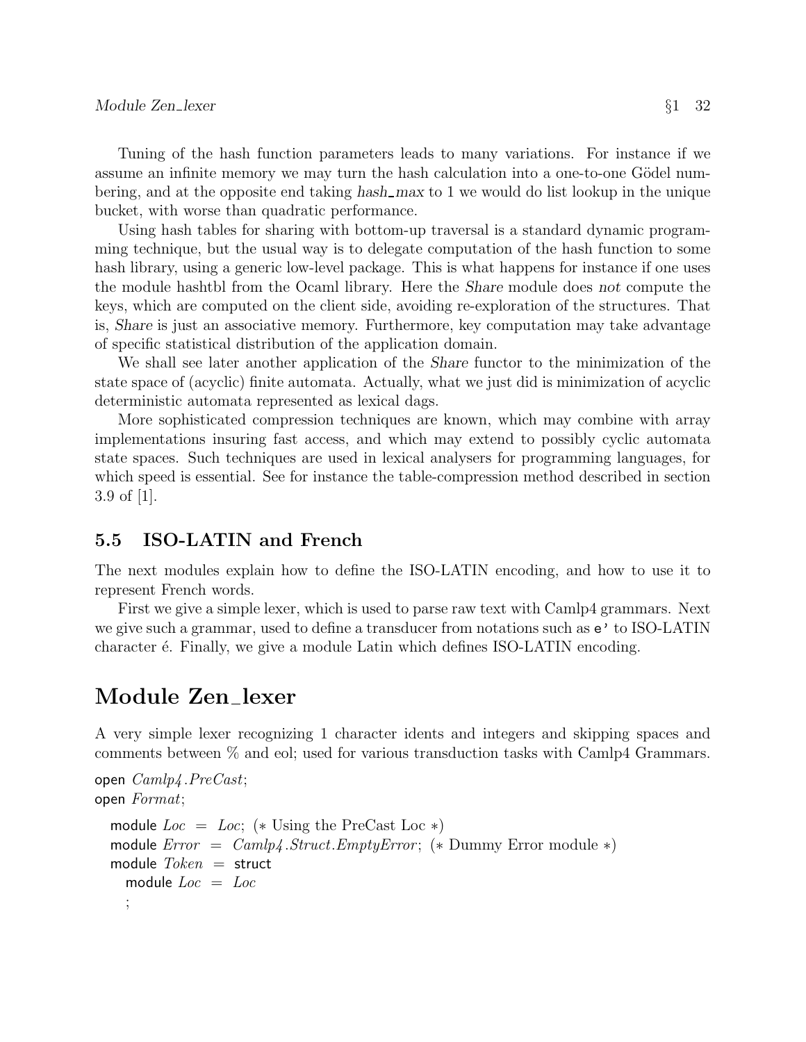Tuning of the hash function parameters leads to many variations. For instance if we assume an infinite memory we may turn the hash calculation into a one-to-one Gödel numbering, and at the opposite end taking *hash_max* to 1 we would do list lookup in the unique bucket, with worse than quadratic performance.

Using hash tables for sharing with bottom-up traversal is a standard dynamic programming technique, but the usual way is to delegate computation of the hash function to some hash library, using a generic low-level package. This is what happens for instance if one uses the module hashtbl from the Ocaml library. Here the *Share* module does *not* compute the keys, which are computed on the client side, avoiding re-exploration of the structures. That is, *Share* is just an associative memory. Furthermore, key computation may take advantage of specific statistical distribution of the application domain.

We shall see later another application of the *Share* functor to the minimization of the state space of (acyclic) finite automata. Actually, what we just did is minimization of acyclic deterministic automata represented as lexical dags.

More sophisticated compression techniques are known, which may combine with array implementations insuring fast access, and which may extend to possibly cyclic automata state spaces. Such techniques are used in lexical analysers for programming languages, for which speed is essential. See for instance the table-compression method described in section 3.9 of [1].

### 5.5 ISO-LATIN and French

The next modules explain how to define the ISO-LATIN encoding, and how to use it to represent French words.

First we give a simple lexer, which is used to parse raw text with Camlp4 grammars. Next we give such a grammar, used to define a transducer from notations such as `e'` to ISO-LATIN character é. Finally, we give a module Latin which defines ISO-LATIN encoding.

# Module Zen_lexer

A very simple lexer recognizing 1 character idents and integers and skipping spaces and comments between % and eol; used for various transduction tasks with Camlp4 Grammars.

```
open Camlp4.PreCast;
open Format;

  module Loc = Loc; (* Using the PreCast Loc *)
  module Error = Camlp4.Struct.EmptyError; (* Dummy Error module *)
  module Token = struct
    module Loc = Loc
    ;
```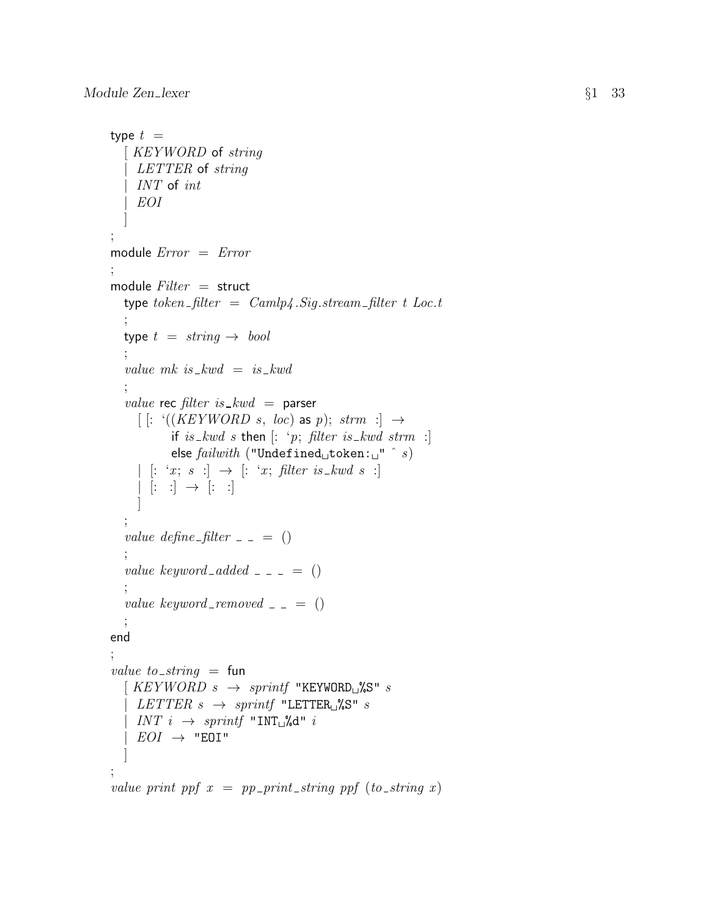```
type t =
  [ KEYWORD of string
  | LETTER of string
  | INT of int
  | EOI
  ]
;
module Error = Error
;
module Filter = struct
  type token_filter = Camlp4.Sig.stream_filter t Loc.t
  ;
  type t = string → bool
  ;
  value mk is_kwd = is_kwd
  ;
  value rec filter is_kwd = parser
    [ [: `((KEYWORD s, loc) as p); strm :] →
          if is_kwd s then [: `p; filter is_kwd strm :]
          else failwith ("Undefined token: " ^ s)
    | [: `x; s :] → [: `x; filter is_kwd s :]
    | [: :] → [: :]
    ]
  ;
  value define_filter _ _ = ()
  ;
  value keyword_added _ _ _ = ()
  ;
  value keyword_removed _ _ = ()
  ;
end
;
value to_string = fun
  [ KEYWORD s → sprintf "KEYWORD %S" s
  | LETTER s → sprintf "LETTER %S" s
  | INT i → sprintf "INT %d" i
  | EOI → "EOI"
  ]
;
value print ppf x = pp_print_string ppf (to_string x)
```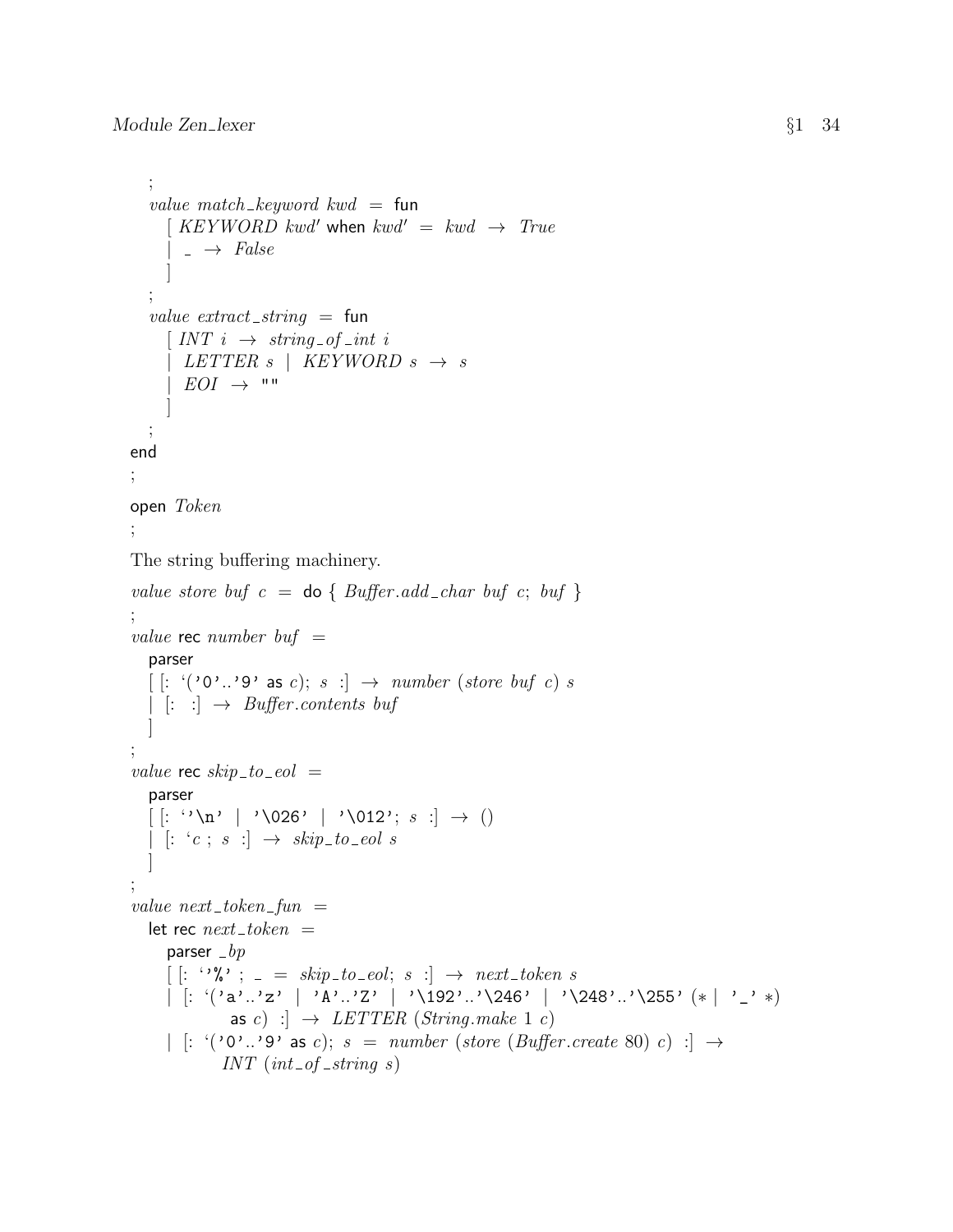```
    ;
    value match_keyword kwd = fun
      [ KEYWORD kwd' when kwd' = kwd → True
      | _ → False
      ]
    ;
    value extract_string = fun
      [ INT i → string_of_int i
      | LETTER s | KEYWORD s → s
      | EOI → ""
      ]
    ;
  end
  ;

  open Token
  ;
```

The string buffering machinery.

```
value store buf c = do { Buffer.add_char buf c; buf }
;
value rec number buf =
  parser
  [ [: `('0'..'9' as c); s :] → number (store buf c) s
  | [: :] → Buffer.contents buf
  ]
;
value rec skip_to_eol =
  parser
  [ [: `'\n' | '\026' | '\012'; s :] → ()
  | [: `c ; s :] → skip_to_eol s
  ]
;
value next_token_fun =
  let rec next_token =
    parser _bp
    [ [: `'%' ; _ = skip_to_eol; s :] → next_token s
    | [: `('a'..'z' | 'A'..'Z' | '\192'..'\246' | '\248'..'\255' (* | '_' *)
           as c) :] → LETTER (String.make 1 c)
    | [: `('0'..'9' as c); s = number (store (Buffer.create 80) c) :] →
          INT (int_of_string s)
```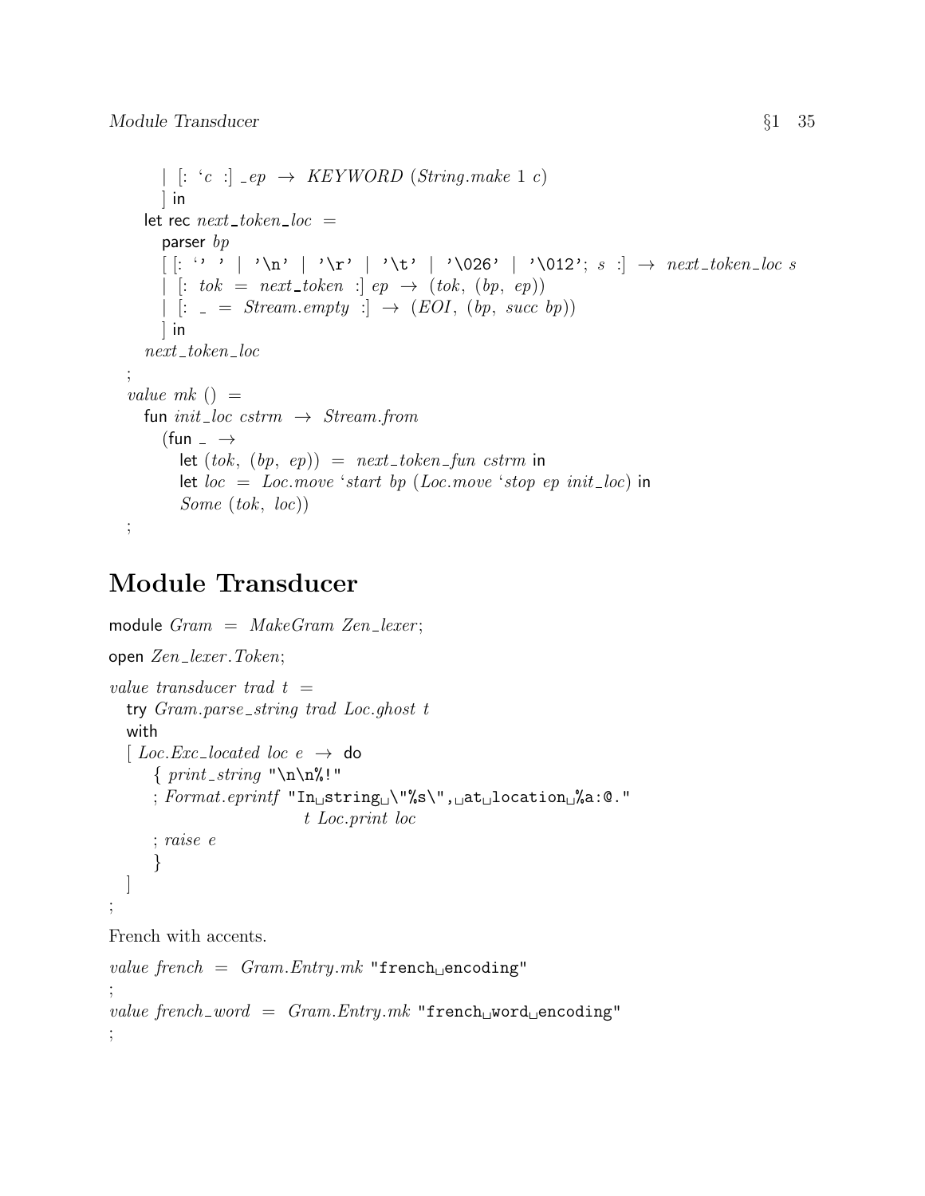```
    | [: `c :] _ep → KEYWORD (String.make 1 c)
    ] in
  let rec next_token_loc =
    parser bp
    [ [: `' ' | '\n' | '\r' | '\t' | '\026' | '\012'; s :] → next_token_loc s
    | [: tok = next_token :] ep → (tok, (bp, ep))
    | [: _ = Stream.empty :] → (EOI, (bp, succ bp))
    ] in
  next_token_loc
;
value mk () =
  fun init_loc cstrm → Stream.from
    (fun _ →
      let (tok, (bp, ep)) = next_token_fun cstrm in
      let loc = Loc.move `start bp (Loc.move `stop ep init_loc) in
      Some (tok, loc))
;
```

# Module Transducer

```
module Gram = MakeGram Zen_lexer;
open Zen_lexer.Token;
value transducer trad t =
  try Gram.parse_string trad Loc.ghost t
  with
  [ Loc.Exc_located loc e → do
      { print_string "\n\n%!"
      ; Format.eprintf "In string \"%s\", at location %a:@."
                        t Loc.print loc
      ; raise e
      }
  ]
;
```

French with accents.

```
value french = Gram.Entry.mk "french encoding"
;
value french_word = Gram.Entry.mk "french word encoding"
;
```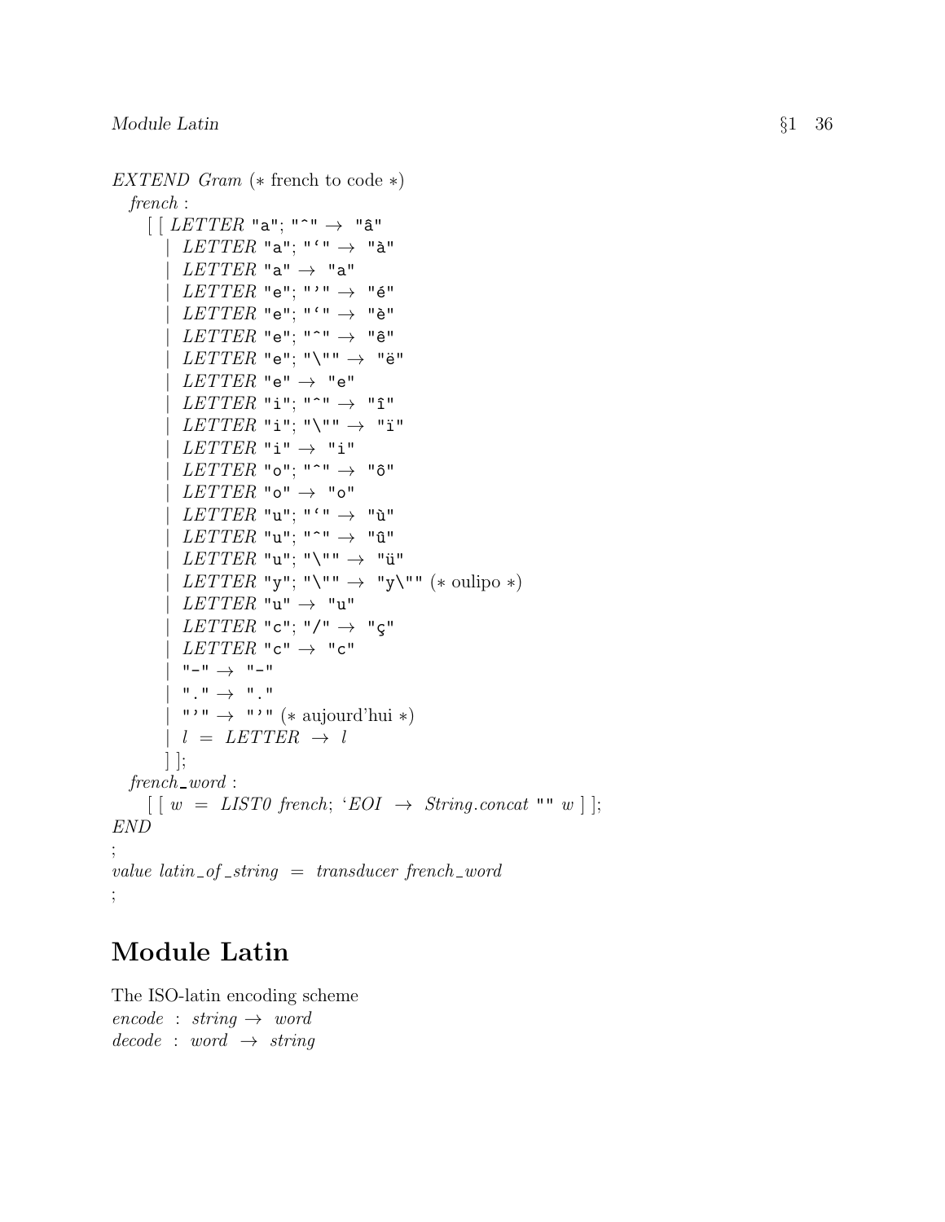```
EXTEND Gram (* french to code *)
  french :
    [ [ LETTER "a"; "^" → "â"
      | LETTER "a"; "‘" → "à"
      | LETTER "a" → "a"
      | LETTER "e"; "’" → "é"
      | LETTER "e"; "‘" → "è"
      | LETTER "e"; "^" → "ê"
      | LETTER "e"; "\"" → "ë"
      | LETTER "e" → "e"
      | LETTER "i"; "^" → "î"
      | LETTER "i"; "\"" → "ï"
      | LETTER "i" → "i"
      | LETTER "o"; "^" → "ô"
      | LETTER "o" → "o"
      | LETTER "u"; "‘" → "ù"
      | LETTER "u"; "^" → "û"
      | LETTER "u"; "\"" → "ü"
      | LETTER "y"; "\"" → "y\"" (* oulipo *)
      | LETTER "u" → "u"
      | LETTER "c"; "/" → "ç"
      | LETTER "c" → "c"
      | "-" → "-"
      | "." → "."
      | "’" → "’" (* aujourd’hui *)
      | l = LETTER → l
      ] ];
  french_word :
    [ [ w = LIST0 french; ‘EOI → String.concat "" w ] ];
END
;
value latin_of_string = transducer french_word
;
```

# Module Latin

The ISO-latin encoding scheme

*encode* : *string* → *word*

*decode* : *word* → *string*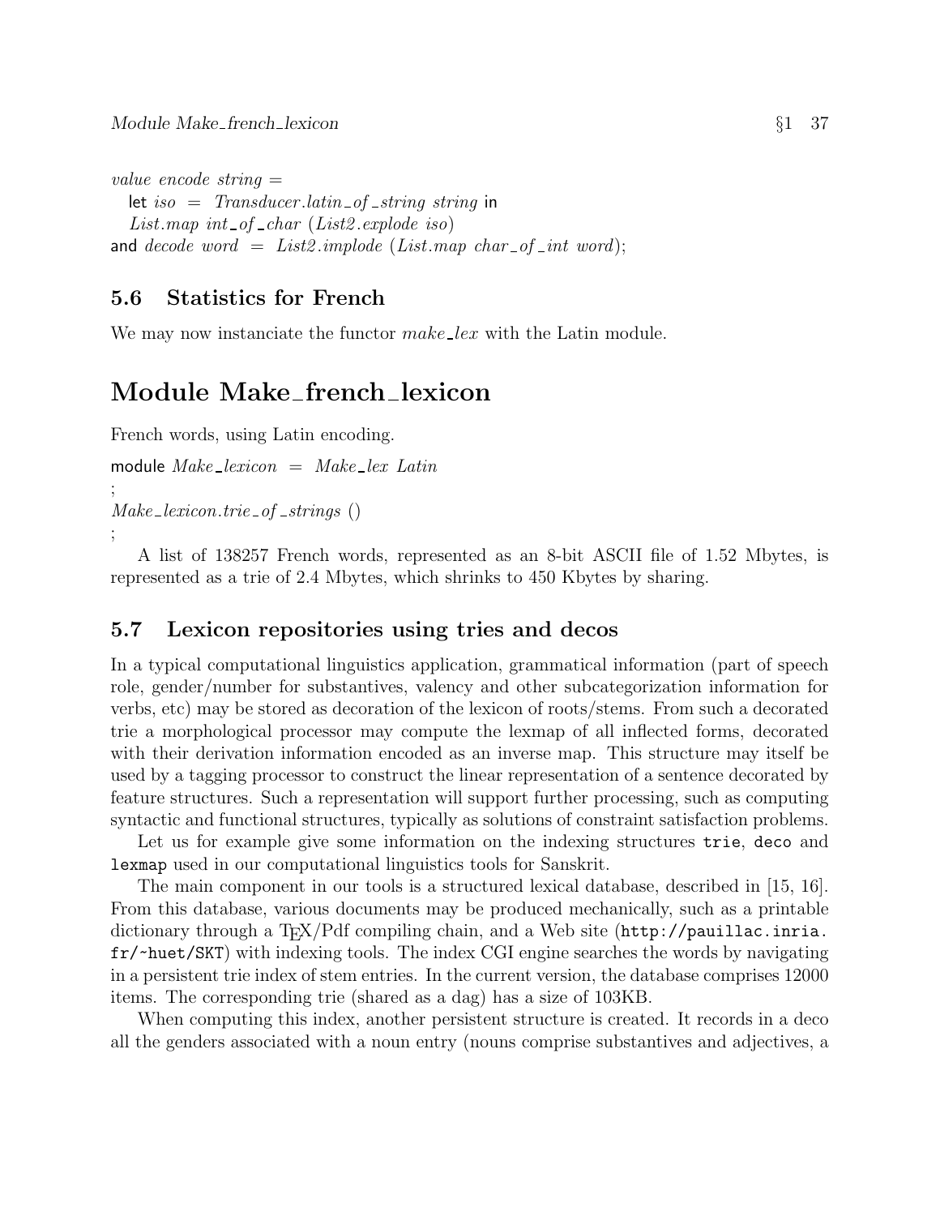```
value encode string =
  let iso = Transducer.latin_of_string string in
  List.map int_of_char (List2.explode iso)
and decode word = List2.implode (List.map char_of_int word);
```

### 5.6 Statistics for French

We may now instanciate the functor *make_lex* with the Latin module.

## Module Make_french_lexicon

French words, using Latin encoding.

```
module Make_lexicon = Make_lex Latin
;
Make_lexicon.trie_of_strings ()
;
```

A list of 138257 French words, represented as an 8-bit ASCII file of 1.52 Mbytes, is represented as a trie of 2.4 Mbytes, which shrinks to 450 Kbytes by sharing.

### 5.7 Lexicon repositories using tries and decos

In a typical computational linguistics application, grammatical information (part of speech role, gender/number for substantives, valency and other subcategorization information for verbs, etc) may be stored as decoration of the lexicon of roots/stems. From such a decorated trie a morphological processor may compute the lexmap of all inflected forms, decorated with their derivation information encoded as an inverse map. This structure may itself be used by a tagging processor to construct the linear representation of a sentence decorated by feature structures. Such a representation will support further processing, such as computing syntactic and functional structures, typically as solutions of constraint satisfaction problems.

Let us for example give some information on the indexing structures `trie`, `deco` and `lexmap` used in our computational linguistics tools for Sanskrit.

The main component in our tools is a structured lexical database, described in [15, 16]. From this database, various documents may be produced mechanically, such as a printable dictionary through a TEX/Pdf compiling chain, and a Web site (`http://pauillac.inria.fr/~huet/SKT`) with indexing tools. The index CGI engine searches the words by navigating in a persistent trie index of stem entries. In the current version, the database comprises 12000 items. The corresponding trie (shared as a dag) has a size of 103KB.

When computing this index, another persistent structure is created. It records in a deco all the genders associated with a noun entry (nouns comprise substantives and adjectives, a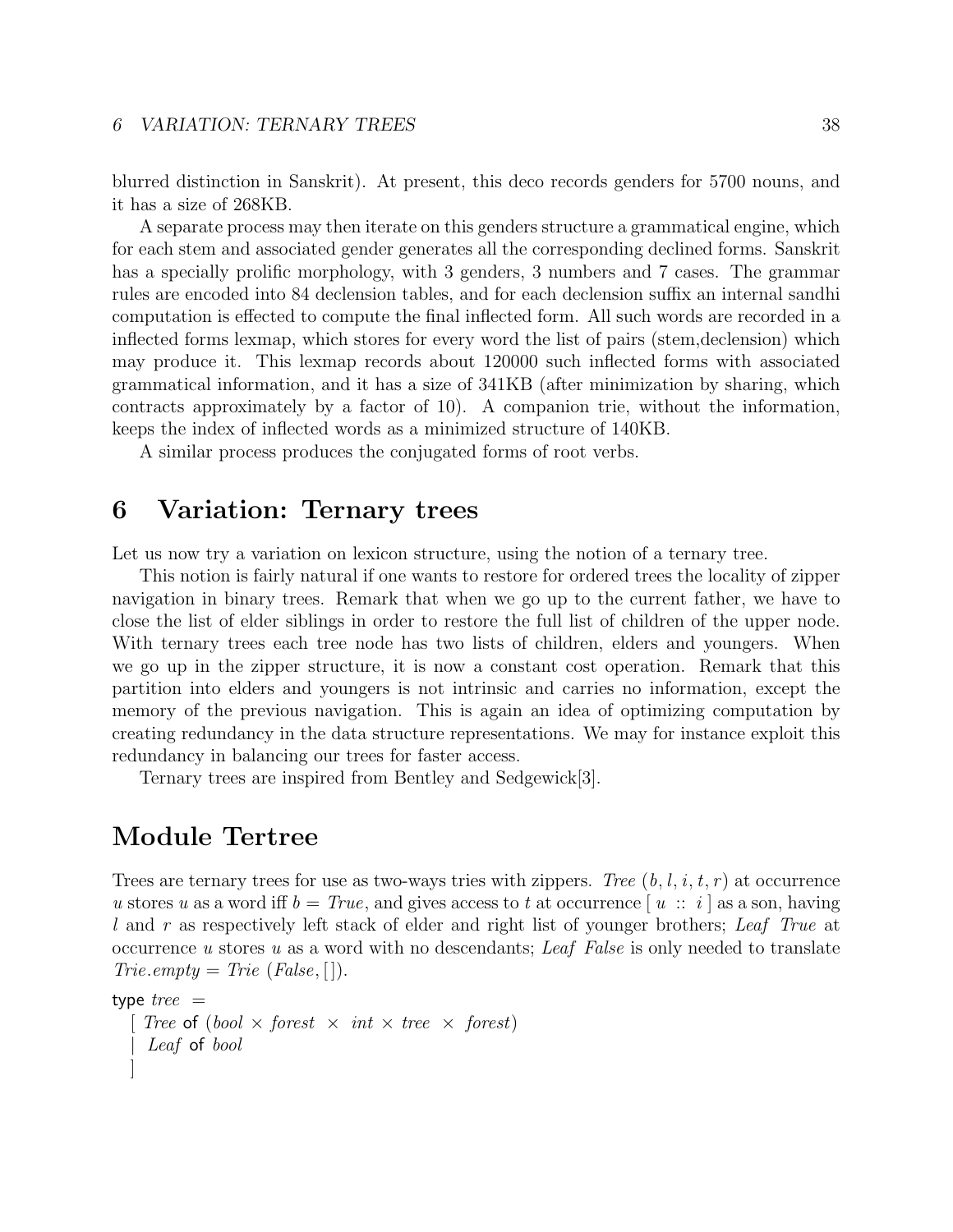blurred distinction in Sanskrit). At present, this deco records genders for 5700 nouns, and it has a size of 268KB.

A separate process may then iterate on this genders structure a grammatical engine, which for each stem and associated gender generates all the corresponding declined forms. Sanskrit has a specially prolific morphology, with 3 genders, 3 numbers and 7 cases. The grammar rules are encoded into 84 declension tables, and for each declension suffix an internal sandhi computation is effected to compute the final inflected form. All such words are recorded in a inflected forms lexmap, which stores for every word the list of pairs (stem,declension) which may produce it. This lexmap records about 120000 such inflected forms with associated grammatical information, and it has a size of 341KB (after minimization by sharing, which contracts approximately by a factor of 10). A companion trie, without the information, keeps the index of inflected words as a minimized structure of 140KB.

A similar process produces the conjugated forms of root verbs.

# 6 Variation: Ternary trees

Let us now try a variation on lexicon structure, using the notion of a ternary tree.

This notion is fairly natural if one wants to restore for ordered trees the locality of zipper navigation in binary trees. Remark that when we go up to the current father, we have to close the list of elder siblings in order to restore the full list of children of the upper node. With ternary trees each tree node has two lists of children, elders and youngers. When we go up in the zipper structure, it is now a constant cost operation. Remark that this partition into elders and youngers is not intrinsic and carries no information, except the memory of the previous navigation. This is again an idea of optimizing computation by creating redundancy in the data structure representations. We may for instance exploit this redundancy in balancing our trees for faster access.

Ternary trees are inspired from Bentley and Sedgewick[3].

## Module Tertree

Trees are ternary trees for use as two-ways tries with zippers. *Tree* $(b, l, i, t, r)$ at occurrence $u$ stores $u$ as a word iff $b = True$, and gives access to $t$ at occurrence $[\ u\ ::\ i\ ]$ as a son, having $l$ and $r$ as respectively left stack of elder and right list of younger brothers; *Leaf True* at occurrence $u$ stores $u$ as a word with no descendants; *Leaf False* is only needed to translate *Trie.empty* = *Trie* (*False*, [ ]).

```
type tree =
  [ Tree of (bool × forest × int × tree × forest)
  | Leaf of bool
  ]
```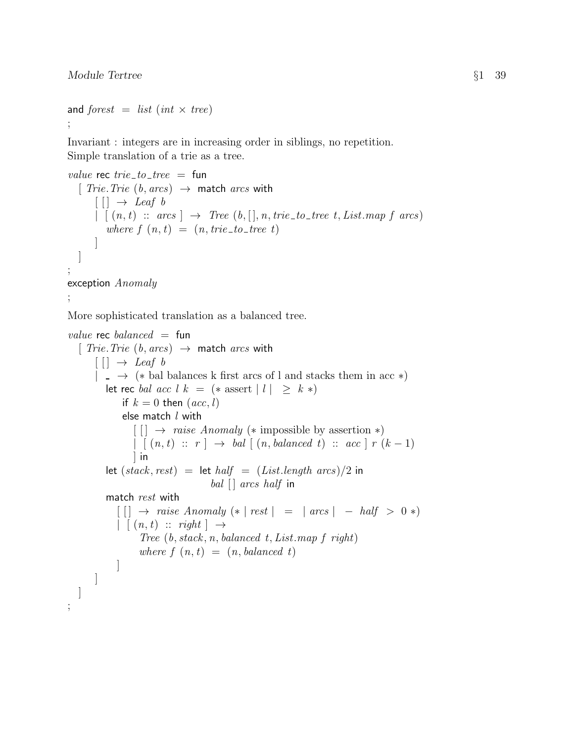```
and forest = list (int × tree)
;
```

Invariant : integers are in increasing order in siblings, no repetition.
Simple translation of a trie as a tree.

```
value rec trie_to_tree = fun
  [ Trie.Trie (b, arcs) → match arcs with
      [ [] → Leaf b
      | [ (n, t) :: arcs ] → Tree (b, [], n, trie_to_tree t, List.map f arcs)
          where f (n, t) = (n, trie_to_tree t)
      ]
  ]
;
exception Anomaly
;
```

More sophisticated translation as a balanced tree.

```
value rec balanced = fun
  [ Trie.Trie (b, arcs) → match arcs with
      [ [] → Leaf b
      | _ → (* bal balances k first arcs of l and stacks them in acc *)
        let rec bal acc l k = (* assert | l | ≥ k *)
            if k = 0 then (acc, l)
            else match l with
              [ [] → raise Anomaly (* impossible by assertion *)
              | [ (n, t) :: r ] → bal [ (n, balanced t) :: acc ] r (k − 1)
              ] in
        let (stack, rest) = let half = (List.length arcs)/2 in
                            bal [] arcs half in
        match rest with
          [ [] → raise Anomaly (* | rest | = | arcs | − half > 0 *)
          | [ (n, t) :: right ] →
                Tree (b, stack, n, balanced t, List.map f right)
                where f (n, t) = (n, balanced t)
          ]
      ]
  ]
;
```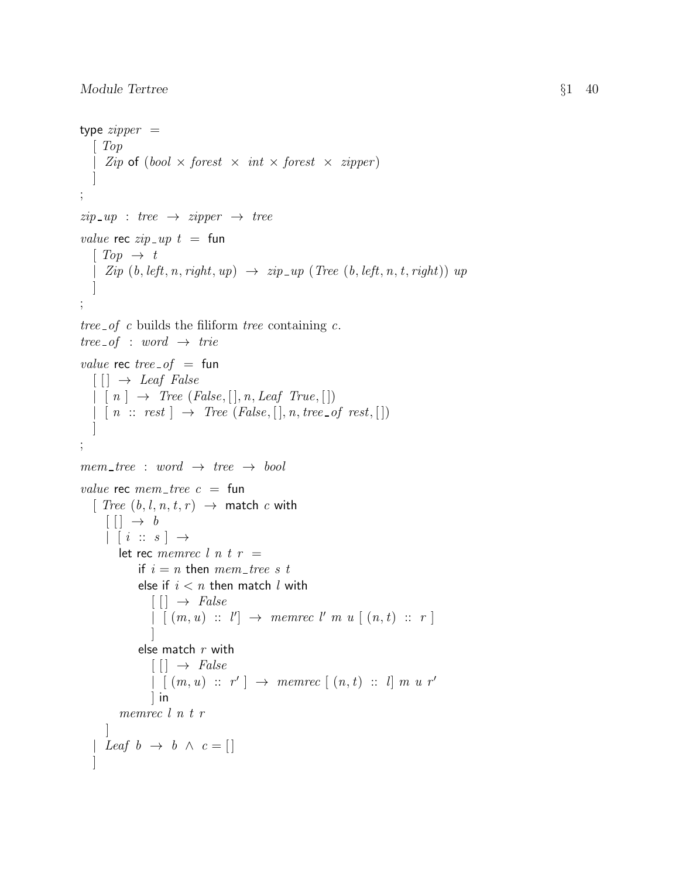```
type zipper =
  [ Top
  | Zip of (bool × forest × int × forest × zipper)
  ]
;
```

*zip_up* : *tree* → *zipper* → *tree*

```
value rec zip_up t = fun
  [ Top → t
  | Zip (b, left, n, right, up) → zip_up (Tree (b, left, n, t, right)) up
  ]
;
```

*tree_of c* builds the filiform *tree* containing *c*.

*tree_of* : *word* → *trie*

```
value rec tree_of = fun
  [ [] → Leaf False
  | [ n ] → Tree (False, [], n, Leaf True, [])
  | [ n :: rest ] → Tree (False, [], n, tree_of rest, [])
  ]
;
```

*mem_tree* : *word* → *tree* → *bool*

```
value rec mem_tree c = fun
  [ Tree (b, l, n, t, r) → match c with
    [ [] → b
    | [ i :: s ] →
      let rec memrec l n t r =
          if i = n then mem_tree s t
          else if i < n then match l with
            [ [] → False
            | [ (m, u) :: l'] → memrec l' m u [ (n, t) :: r ]
            ]
          else match r with
            [ [] → False
            | [ (m, u) :: r' ] → memrec [ (n, t) :: l] m u r'
            ] in
      memrec l n t r
    ]
  | Leaf b → b ∧ c = []
  ]
```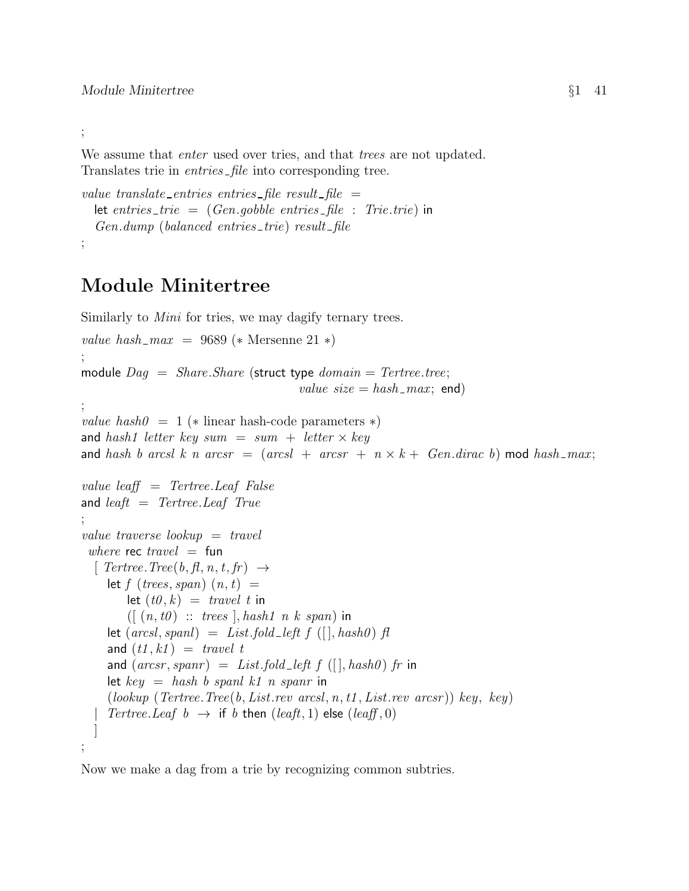;

We assume that *enter* used over tries, and that *trees* are not updated.
Translates trie in *entries_file* into corresponding tree.

```
value translate_entries entries_file result_file =
  let entries_trie = (Gen.gobble entries_file : Trie.trie) in
  Gen.dump (balanced entries_trie) result_file
;
```

# Module Minitertree

Similarly to *Mini* for tries, we may dagify ternary trees.

```
value hash_max = 9689 (* Mersenne 21 *)
;
module Dag = Share.Share (struct type domain = Tertree.tree;
                                  value size = hash_max; end)
;
value hash0 = 1 (* linear hash-code parameters *)
and hash1 letter key sum = sum + letter × key
and hash b arcsl k n arcsr = (arcsl + arcsr + n × k + Gen.dirac b) mod hash_max;

value leaff = Tertree.Leaf False
and leaft = Tertree.Leaf True
;
value traverse lookup = travel
 where rec travel = fun
  [ Tertree.Tree(b, fl, n, t, fr) →
     let f (trees, span) (n, t) =
         let (t0, k) = travel t in
         ([ (n, t0) :: trees ], hash1 n k span) in
     let (arcsl, spanl) = List.fold_left f ([], hash0) fl
     and (t1, k1) = travel t
     and (arcsr, spanr) = List.fold_left f ([], hash0) fr in
     let key = hash b spanl k1 n spanr in
     (lookup (Tertree.Tree(b, List.rev arcsl, n, t1, List.rev arcsr)) key, key)
  | Tertree.Leaf b → if b then (leaft, 1) else (leaff, 0)
  ]
;
```

Now we make a dag from a trie by recognizing common subtries.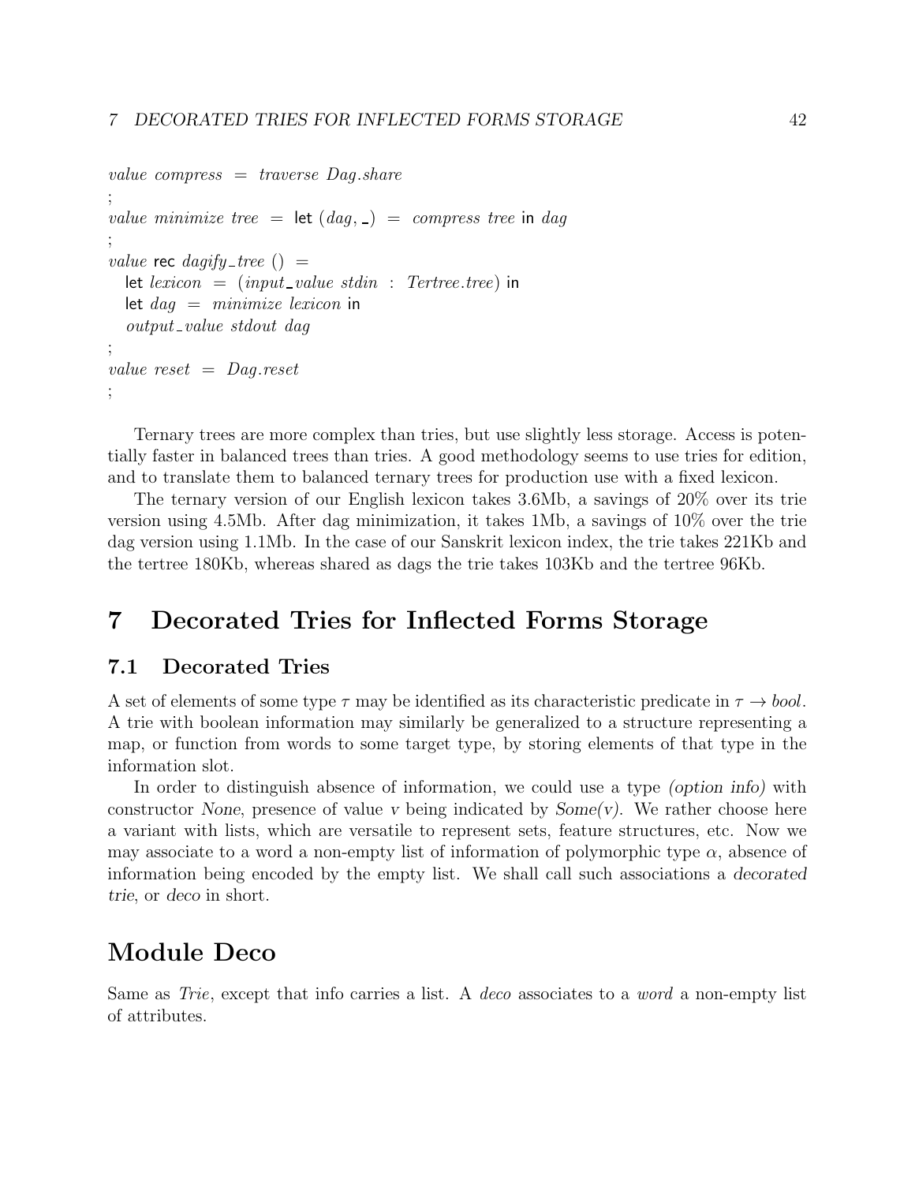```
value compress = traverse Dag.share
;
value minimize tree = let (dag, _) = compress tree in dag
;
value rec dagify_tree () =
  let lexicon = (input_value stdin : Tertree.tree) in
  let dag = minimize lexicon in
  output_value stdout dag
;
value reset = Dag.reset
;
```

Ternary trees are more complex than tries, but use slightly less storage. Access is potentially faster in balanced trees than tries. A good methodology seems to use tries for edition, and to translate them to balanced ternary trees for production use with a fixed lexicon.

The ternary version of our English lexicon takes 3.6Mb, a savings of 20% over its trie version using 4.5Mb. After dag minimization, it takes 1Mb, a savings of 10% over the trie dag version using 1.1Mb. In the case of our Sanskrit lexicon index, the trie takes 221Kb and the tertree 180Kb, whereas shared as dags the trie takes 103Kb and the tertree 96Kb.

# 7 Decorated Tries for Inflected Forms Storage

## 7.1 Decorated Tries

A set of elements of some type $\tau$ may be identified as its characteristic predicate in $\tau \rightarrow bool$. A trie with boolean information may similarly be generalized to a structure representing a map, or function from words to some target type, by storing elements of that type in the information slot.

In order to distinguish absence of information, we could use a type *(option info)* with constructor *None*, presence of value *v* being indicated by *Some(v)*. We rather choose here a variant with lists, which are versatile to represent sets, feature structures, etc. Now we may associate to a word a non-empty list of information of polymorphic type $\alpha$, absence of information being encoded by the empty list. We shall call such associations a *decorated trie*, or *deco* in short.

# Module Deco

Same as *Trie*, except that info carries a list. A *deco* associates to a *word* a non-empty list of attributes.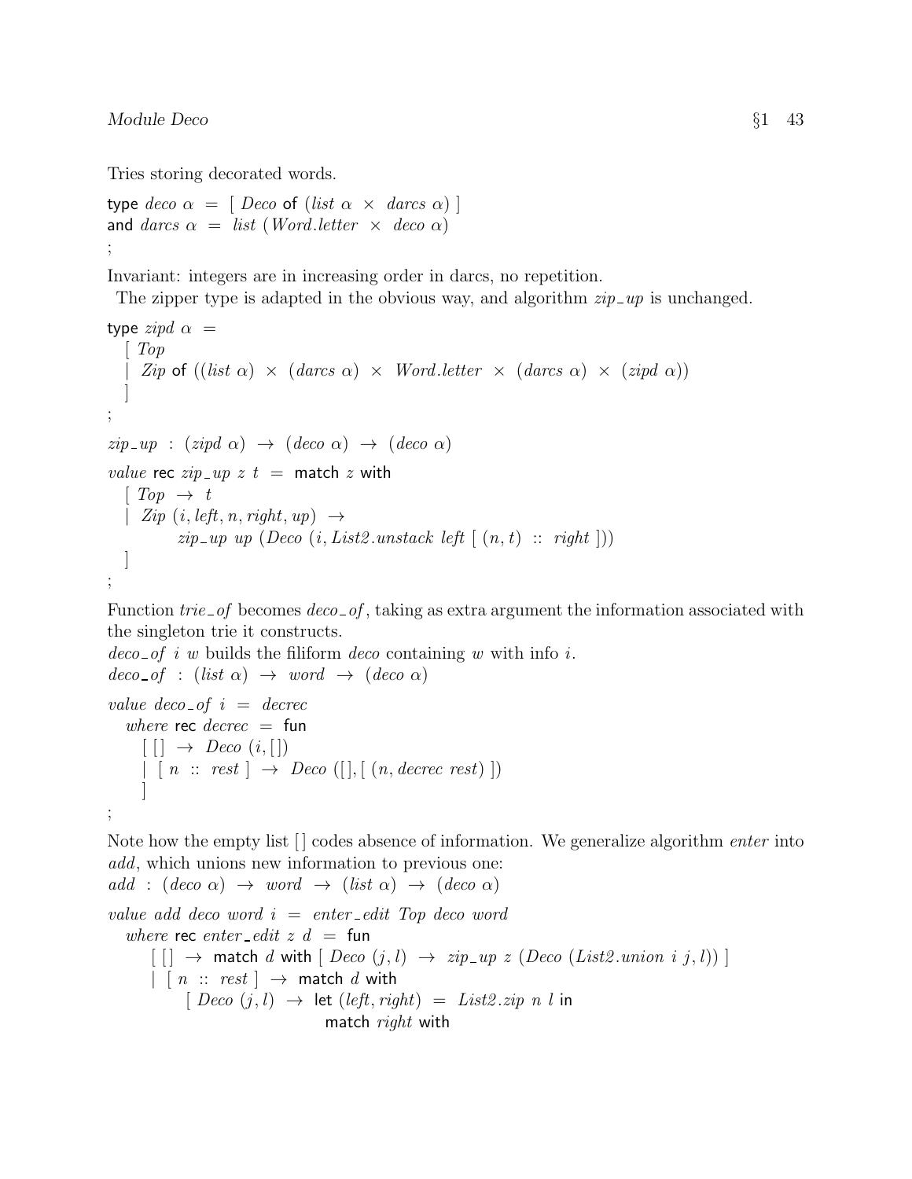Tries storing decorated words.

```
type deco α = [ Deco of (list α × darcs α) ]
and darcs α = list (Word.letter × deco α)
;
```

Invariant: integers are in increasing order in darcs, no repetition.

The zipper type is adapted in the obvious way, and algorithm *zip_up* is unchanged.

```
type zipd α =
  [ Top
  | Zip of ((list α) × (darcs α) × Word.letter × (darcs α) × (zipd α))
  ]
;
```

*zip_up* : (*zipd* α) → (*deco* α) → (*deco* α)

```
value rec zip_up z t = match z with
  [ Top → t
  | Zip (i, left, n, right, up) →
        zip_up up (Deco (i, List2.unstack left [ (n, t) :: right ]))
  ]
;
```

Function *trie_of* becomes *deco_of*, taking as extra argument the information associated with the singleton trie it constructs.

*deco_of* *i* *w* builds the filiform *deco* containing *w* with info *i*.

*deco_of* : (*list* α) → *word* → (*deco* α)

```
value deco_of i = decrec
  where rec decrec = fun
    [ [] → Deco (i, [])
    | [ n :: rest ] → Deco ([], [ (n, decrec rest) ])
    ]
;
```

Note how the empty list [] codes absence of information. We generalize algorithm *enter* into *add*, which unions new information to previous one:

*add* : (*deco* α) → *word* → (*list* α) → (*deco* α)

```
value add deco word i = enter_edit Top deco word
  where rec enter_edit z d = fun
    [ [] → match d with [ Deco (j, l) → zip_up z (Deco (List2.union i j, l)) ]
    | [ n :: rest ] → match d with
        [ Deco (j, l) → let (left, right) = List2.zip n l in
                        match right with
```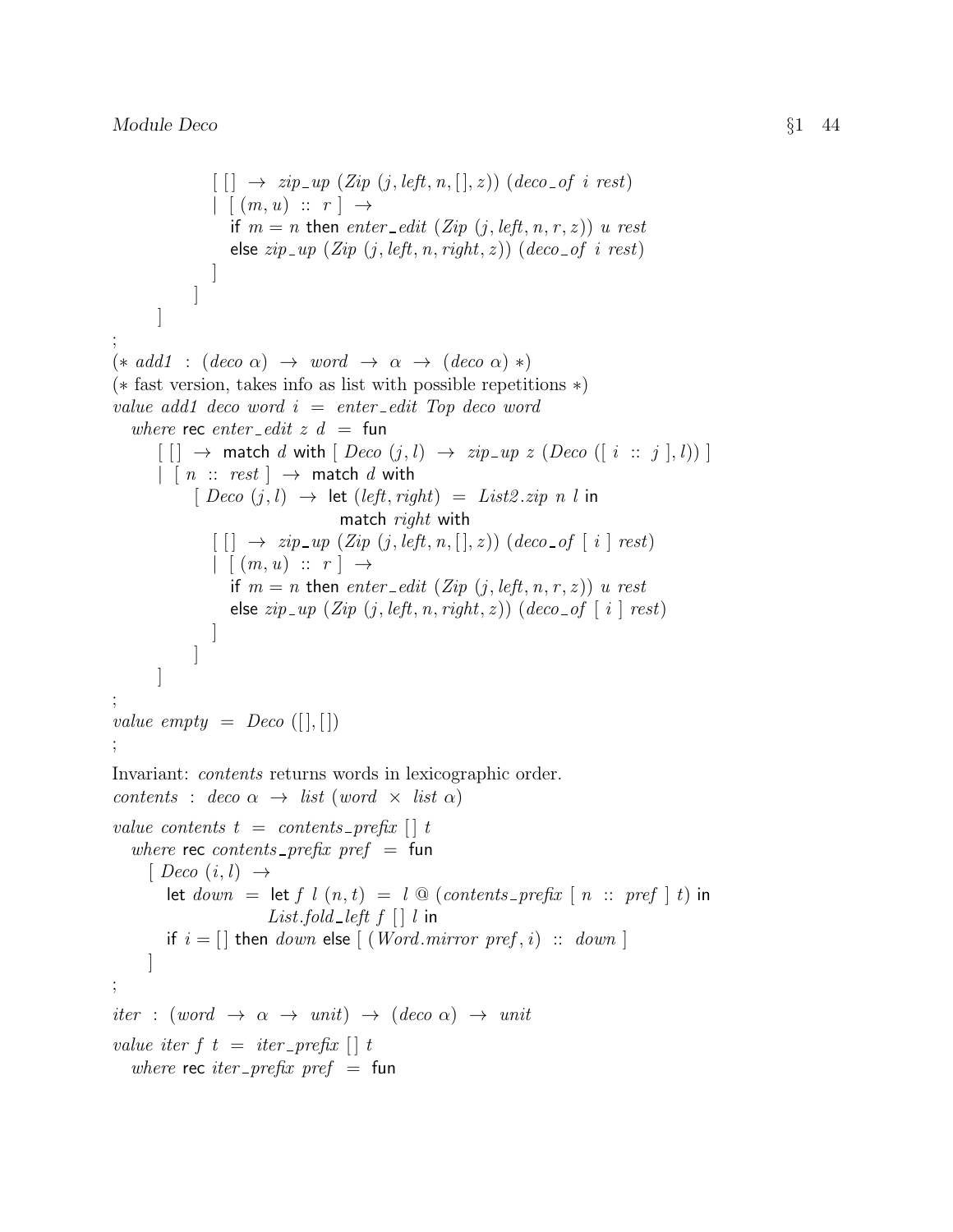```
            [ [] → zip_up (Zip (j, left, n, [], z)) (deco_of i rest)
            | [ (m, u) :: r ] →
               if m = n then enter_edit (Zip (j, left, n, r, z)) u rest
               else zip_up (Zip (j, left, n, right, z)) (deco_of i rest)
            ]
          ]
      ]
;
(* add1 : (deco α) → word → α → (deco α) *)
(* fast version, takes info as list with possible repetitions *)
value add1 deco word i = enter_edit Top deco word
  where rec enter_edit z d = fun
      [ [] → match d with [ Deco (j, l) → zip_up z (Deco ([ i :: j ], l)) ]
      | [ n :: rest ] → match d with
          [ Deco (j, l) → let (left, right) = List2.zip n l in
                          match right with
            [ [] → zip_up (Zip (j, left, n, [], z)) (deco_of [ i ] rest)
            | [ (m, u) :: r ] →
               if m = n then enter_edit (Zip (j, left, n, r, z)) u rest
               else zip_up (Zip (j, left, n, right, z)) (deco_of [ i ] rest)
            ]
          ]
      ]
;
value empty = Deco ([], [])
;
```

Invariant: *contents* returns words in lexicographic order.

```
contents : deco α → list (word × list α)

value contents t = contents_prefix [] t
  where rec contents_prefix pref = fun
    [ Deco (i, l) →
       let down = let f l (n, t) = l @ (contents_prefix [ n :: pref ] t) in
                  List.fold_left f [] l in
       if i = [] then down else [ (Word.mirror pref, i) :: down ]
    ]
;

iter : (word → α → unit) → (deco α) → unit

value iter f t = iter_prefix [] t
  where rec iter_prefix pref = fun
```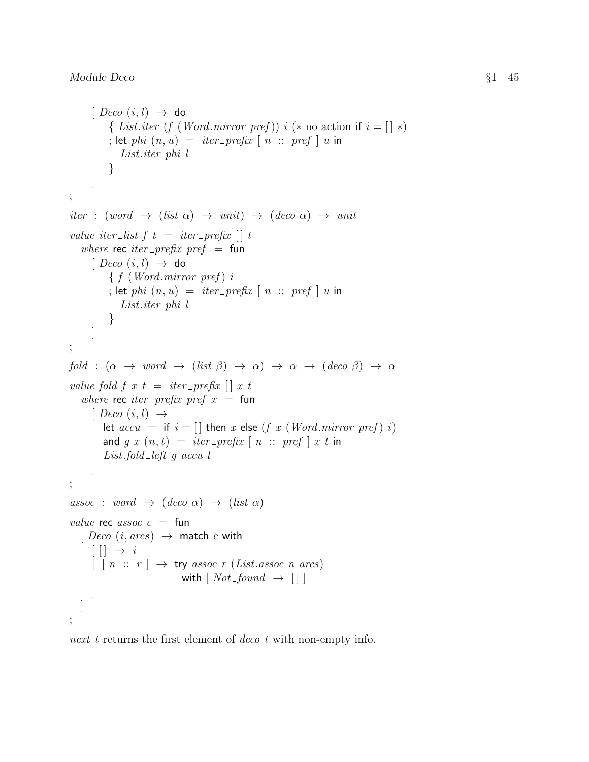```
    [ Deco (i, l) → do
        { List.iter (f (Word.mirror pref)) i (* no action if i = [] *)
        ; let phi (n, u) = iter_prefix [ n :: pref ] u in
          List.iter phi l
        }
    ]
;
```

*iter* : (*word* → (*list* α) → *unit*) → (*deco* α) → *unit*

```
value iter_list f t = iter_prefix [] t
  where rec iter_prefix pref = fun
    [ Deco (i, l) → do
        { f (Word.mirror pref) i
        ; let phi (n, u) = iter_prefix [ n :: pref ] u in
          List.iter phi l
        }
    ]
;
```

*fold* : (α → *word* → (*list* β) → α) → α → (*deco* β) → α

```
value fold f x t = iter_prefix [] x t
  where rec iter_prefix pref x = fun
    [ Deco (i, l) →
        let accu = if i = [] then x else (f x (Word.mirror pref) i)
        and g x (n, t) = iter_prefix [ n :: pref ] x t in
        List.fold_left g accu l
    ]
;
```

*assoc* : *word* → (*deco* α) → (*list* α)

```
value rec assoc c = fun
  [ Deco (i, arcs) → match c with
    [ [] → i
    | [ n :: r ] → try assoc r (List.assoc n arcs)
                     with [ Not_found → [] ]
    ]
  ]
;
```

*next t* returns the first element of *deco t* with non-empty info.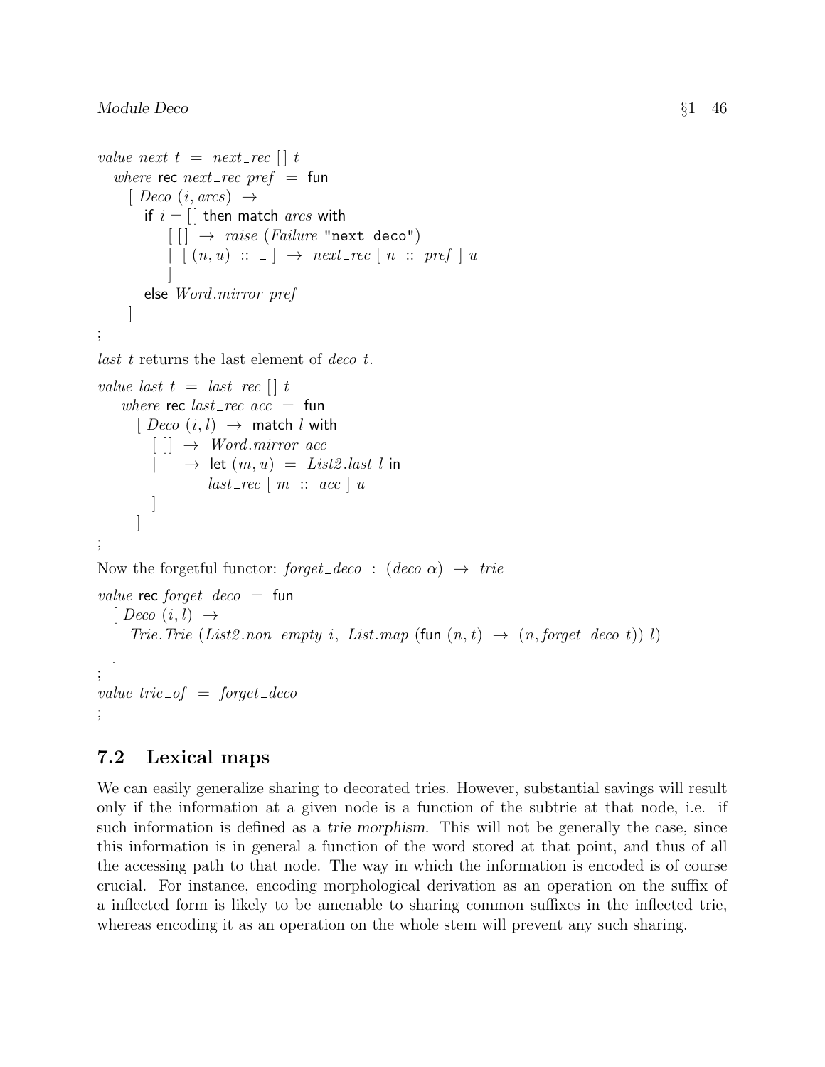```
value next t = next_rec [] t
  where rec next_rec pref = fun
    [ Deco (i, arcs) →
      if i = [] then match arcs with
          [ [] → raise (Failure "next_deco")
          | [ (n, u) :: _ ] → next_rec [ n :: pref ] u
          ]
      else Word.mirror pref
    ]
;
```

*last t* returns the last element of *deco t*.

```
value last t = last_rec [] t
   where rec last_rec acc = fun
     [ Deco (i, l) → match l with
        [ [] → Word.mirror acc
        | _ → let (m, u) = List2.last l in
                 last_rec [ m :: acc ] u
        ]
     ]
;
```

Now the forgetful functor: *forget_deco* : (*deco* $\alpha$) $\rightarrow$ *trie*

```
value rec forget_deco = fun
  [ Deco (i, l) →
     Trie.Trie (List2.non_empty i, List.map (fun (n, t) → (n, forget_deco t)) l)
  ]
;
value trie_of = forget_deco
;
```

## 7.2 Lexical maps

We can easily generalize sharing to decorated tries. However, substantial savings will result only if the information at a given node is a function of the subtrie at that node, i.e. if such information is defined as a *trie morphism*. This will not be generally the case, since this information is in general a function of the word stored at that point, and thus of all the accessing path to that node. The way in which the information is encoded is of course crucial. For instance, encoding morphological derivation as an operation on the suffix of a inflected form is likely to be amenable to sharing common suffixes in the inflected trie, whereas encoding it as an operation on the whole stem will prevent any such sharing.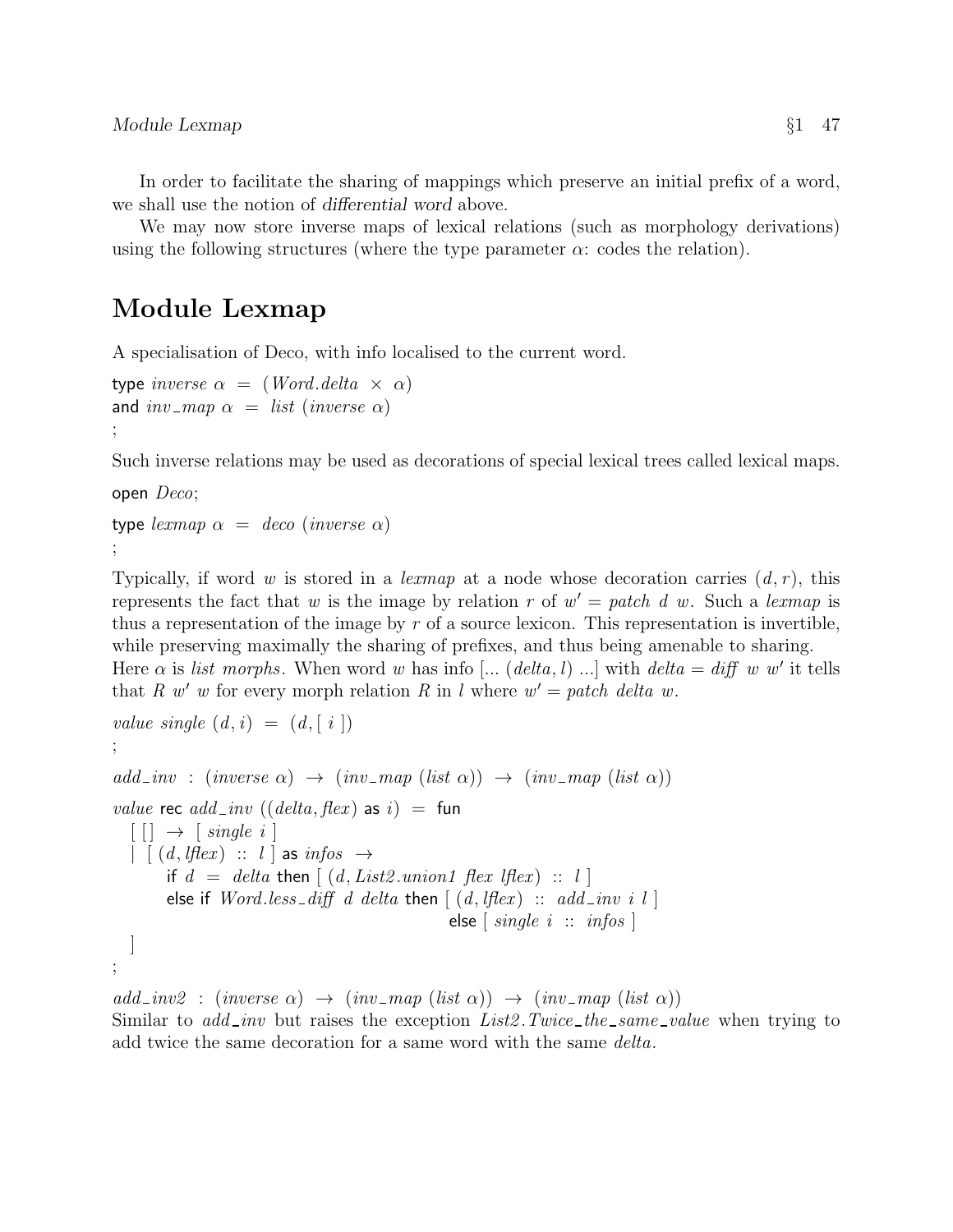In order to facilitate the sharing of mappings which preserve an initial prefix of a word, we shall use the notion of *differential word* above.

We may now store inverse maps of lexical relations (such as morphology derivations) using the following structures (where the type parameter $\alpha$: codes the relation).

# Module Lexmap

A specialisation of Deco, with info localised to the current word.

```
type inverse α = (Word.delta × α)
and inv_map α = list (inverse α)
;
```

Such inverse relations may be used as decorations of special lexical trees called lexical maps.

```
open Deco;
type lexmap α = deco (inverse α)
;
```

Typically, if word $w$ is stored in a *lexmap* at a node whose decoration carries $(d, r)$, this represents the fact that $w$ is the image by relation $r$ of $w' = patch\ d\ w$. Such a *lexmap* is thus a representation of the image by $r$ of a source lexicon. This representation is invertible, while preserving maximally the sharing of prefixes, and thus being amenable to sharing.
Here $\alpha$ is *list morphs*. When word $w$ has info [... $(delta, l)$ ...] with $delta = diff\ w\ w'$ it tells that $R\ w'\ w$ for every morph relation $R$ in $l$ where $w' = patch\ delta\ w$.

```
value single (d, i) = (d, [ i ])
;
add_inv : (inverse α) → (inv_map (list α)) → (inv_map (list α))
value rec add_inv ((delta, flex) as i) = fun
  [ [] → [ single i ]
  | [ (d, lflex) :: l ] as infos →
       if d = delta then [ (d, List2.union1 flex lflex) :: l ]
       else if Word.less_diff d delta then [ (d, lflex) :: add_inv i l ]
                                       else [ single i :: infos ]
  ]
;
add_inv2 : (inverse α) → (inv_map (list α)) → (inv_map (list α))
```

Similar to *add_inv* but raises the exception *List2.Twice_the_same_value* when trying to add twice the same decoration for a same word with the same *delta*.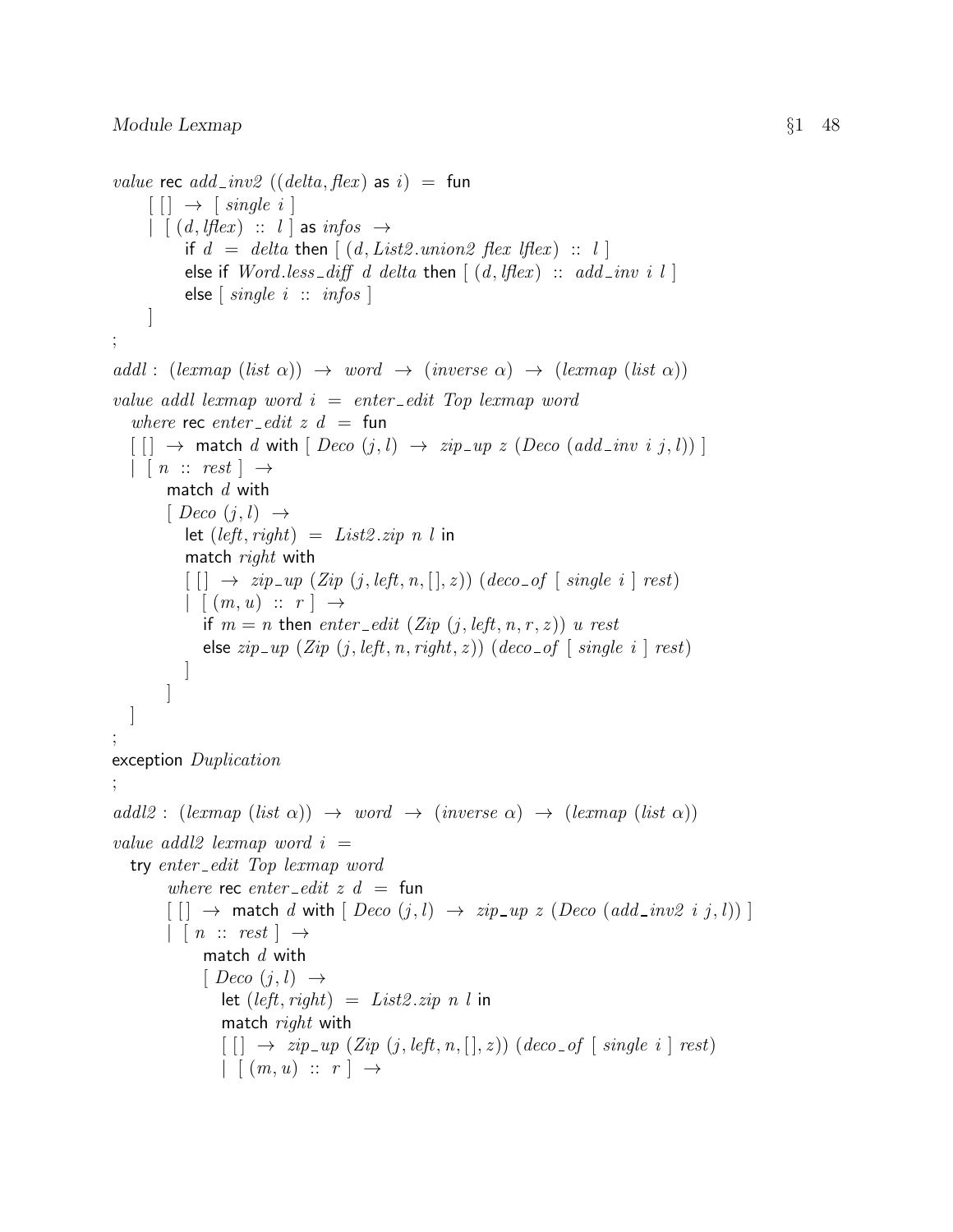```
value rec add_inv2 ((delta, flex) as i) = fun
    [ [] → [ single i ]
    | [ (d, lflex) :: l ] as infos →
        if d = delta then [ (d, List2.union2 flex lflex) :: l ]
        else if Word.less_diff d delta then [ (d, lflex) :: add_inv i l ]
        else [ single i :: infos ]
    ]
;
addl : (lexmap (list α)) → word → (inverse α) → (lexmap (list α))
value addl lexmap word i = enter_edit Top lexmap word
  where rec enter_edit z d = fun
  [ [] → match d with [ Deco (j, l) → zip_up z (Deco (add_inv i j, l)) ]
  | [ n :: rest ] →
      match d with
      [ Deco (j, l) →
        let (left, right) = List2.zip n l in
        match right with
        [ [] → zip_up (Zip (j, left, n, [], z)) (deco_of [ single i ] rest)
        | [ (m, u) :: r ] →
          if m = n then enter_edit (Zip (j, left, n, r, z)) u rest
          else zip_up (Zip (j, left, n, right, z)) (deco_of [ single i ] rest)
        ]
      ]
  ]
;
exception Duplication
;
addl2 : (lexmap (list α)) → word → (inverse α) → (lexmap (list α))
value addl2 lexmap word i =
  try enter_edit Top lexmap word
      where rec enter_edit z d = fun
      [ [] → match d with [ Deco (j, l) → zip_up z (Deco (add_inv2 i j, l)) ]
      | [ n :: rest ] →
          match d with
          [ Deco (j, l) →
            let (left, right) = List2.zip n l in
            match right with
            [ [] → zip_up (Zip (j, left, n, [], z)) (deco_of [ single i ] rest)
            | [ (m, u) :: r ] →
```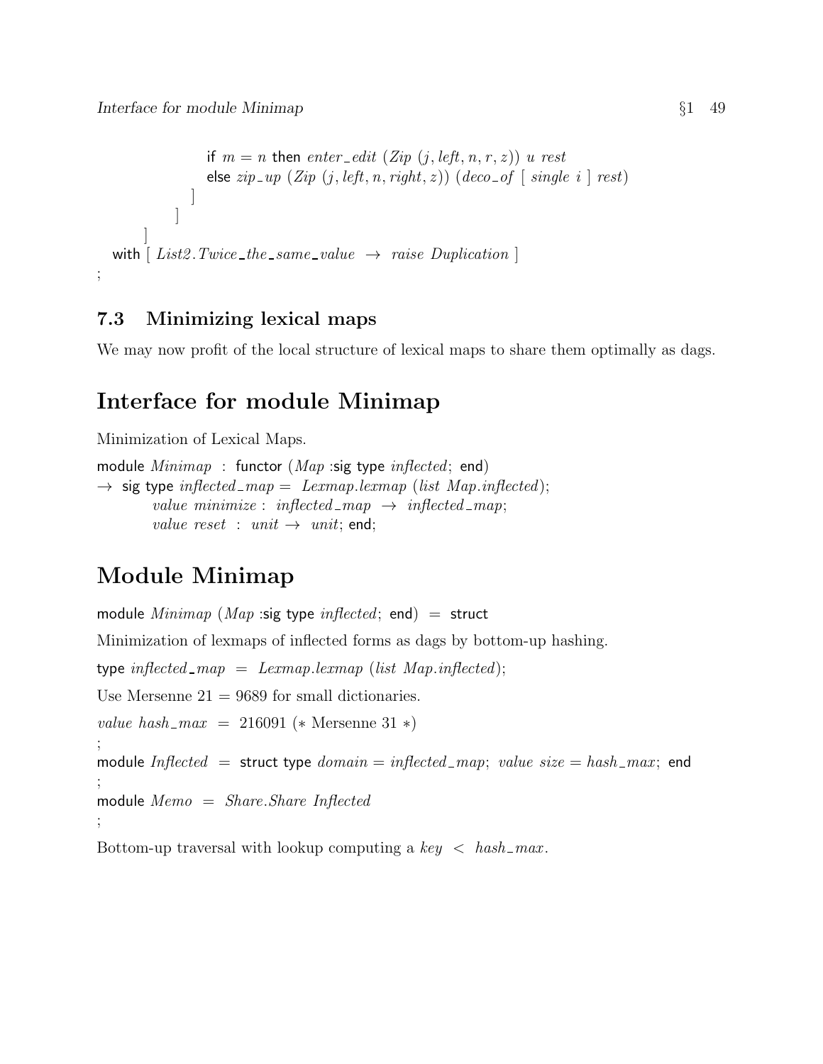```
            if m = n then enter_edit (Zip (j, left, n, r, z)) u rest
            else zip_up (Zip (j, left, n, right, z)) (deco_of [ single i ] rest)
          ]
        ]
    ]
  with [ List2.Twice_the_same_value → raise Duplication ]
;
```

### 7.3 Minimizing lexical maps

We may now profit of the local structure of lexical maps to share them optimally as dags.

## Interface for module Minimap

Minimization of Lexical Maps.

```
module Minimap : functor (Map :sig type inflected; end)
→ sig type inflected_map = Lexmap.lexmap (list Map.inflected);
      value minimize : inflected_map → inflected_map;
      value reset : unit → unit; end;
```

## Module Minimap

```
module Minimap (Map :sig type inflected; end) = struct
```

Minimization of lexmaps of inflected forms as dags by bottom-up hashing.

```
type inflected_map = Lexmap.lexmap (list Map.inflected);
```

Use Mersenne 21 = 9689 for small dictionaries.

```
value hash_max = 216091 (* Mersenne 31 *)
;
module Inflected = struct type domain = inflected_map; value size = hash_max; end
;
module Memo = Share.Share Inflected
;
```

Bottom-up traversal with lookup computing a $key < hash\_max$.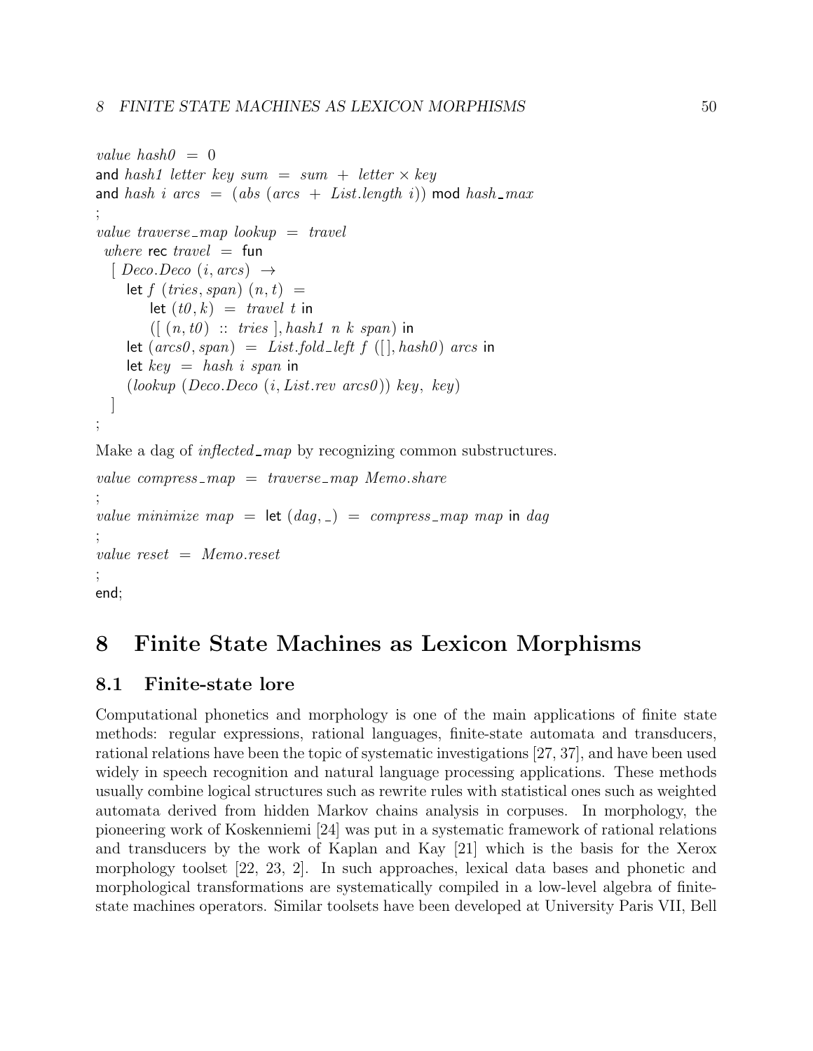```
value hash0 = 0
and hash1 letter key sum = sum + letter × key
and hash i arcs = (abs (arcs + List.length i)) mod hash_max
;
value traverse_map lookup = travel
  where rec travel = fun
   [ Deco.Deco (i, arcs) →
      let f (tries, span) (n, t) =
          let (t0, k) = travel t in
          ([ (n, t0) :: tries ], hash1 n k span) in
      let (arcs0, span) = List.fold_left f ([], hash0) arcs in
      let key = hash i span in
      (lookup (Deco.Deco (i, List.rev arcs0)) key, key)
   ]
;
```

Make a dag of *inflected_map* by recognizing common substructures.

```
value compress_map = traverse_map Memo.share
;
value minimize map = let (dag, _) = compress_map map in dag
;
value reset = Memo.reset
;
end;
```

# 8 Finite State Machines as Lexicon Morphisms

## 8.1 Finite-state lore

Computational phonetics and morphology is one of the main applications of finite state methods: regular expressions, rational languages, finite-state automata and transducers, rational relations have been the topic of systematic investigations [27, 37], and have been used widely in speech recognition and natural language processing applications. These methods usually combine logical structures such as rewrite rules with statistical ones such as weighted automata derived from hidden Markov chains analysis in corpuses. In morphology, the pioneering work of Koskenniemi [24] was put in a systematic framework of rational relations and transducers by the work of Kaplan and Kay [21] which is the basis for the Xerox morphology toolset [22, 23, 2]. In such approaches, lexical data bases and phonetic and morphological transformations are systematically compiled in a low-level algebra of finite-state machines operators. Similar toolsets have been developed at University Paris VII, Bell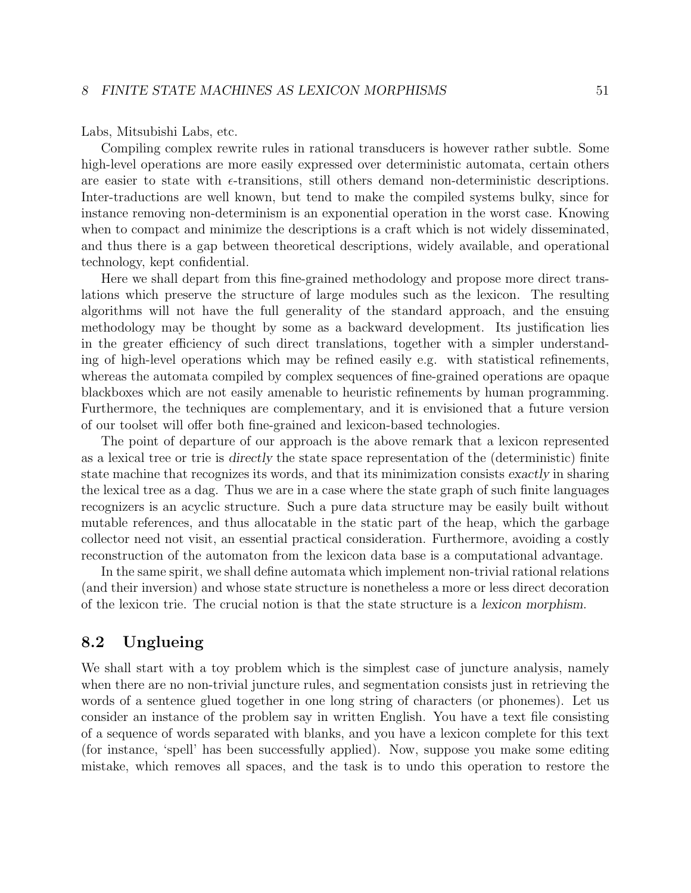Labs, Mitsubishi Labs, etc.

Compiling complex rewrite rules in rational transducers is however rather subtle. Some high-level operations are more easily expressed over deterministic automata, certain others are easier to state with $\epsilon$-transitions, still others demand non-deterministic descriptions. Inter-traductions are well known, but tend to make the compiled systems bulky, since for instance removing non-determinism is an exponential operation in the worst case. Knowing when to compact and minimize the descriptions is a craft which is not widely disseminated, and thus there is a gap between theoretical descriptions, widely available, and operational technology, kept confidential.

Here we shall depart from this fine-grained methodology and propose more direct translations which preserve the structure of large modules such as the lexicon. The resulting algorithms will not have the full generality of the standard approach, and the ensuing methodology may be thought by some as a backward development. Its justification lies in the greater efficiency of such direct translations, together with a simpler understanding of high-level operations which may be refined easily e.g. with statistical refinements, whereas the automata compiled by complex sequences of fine-grained operations are opaque blackboxes which are not easily amenable to heuristic refinements by human programming. Furthermore, the techniques are complementary, and it is envisioned that a future version of our toolset will offer both fine-grained and lexicon-based technologies.

The point of departure of our approach is the above remark that a lexicon represented as a lexical tree or trie is *directly* the state space representation of the (deterministic) finite state machine that recognizes its words, and that its minimization consists *exactly* in sharing the lexical tree as a dag. Thus we are in a case where the state graph of such finite languages recognizers is an acyclic structure. Such a pure data structure may be easily built without mutable references, and thus allocatable in the static part of the heap, which the garbage collector need not visit, an essential practical consideration. Furthermore, avoiding a costly reconstruction of the automaton from the lexicon data base is a computational advantage.

In the same spirit, we shall define automata which implement non-trivial rational relations (and their inversion) and whose state structure is nonetheless a more or less direct decoration of the lexicon trie. The crucial notion is that the state structure is a *lexicon morphism*.

## 8.2 Unglueing

We shall start with a toy problem which is the simplest case of juncture analysis, namely when there are no non-trivial juncture rules, and segmentation consists just in retrieving the words of a sentence glued together in one long string of characters (or phonemes). Let us consider an instance of the problem say in written English. You have a text file consisting of a sequence of words separated with blanks, and you have a lexicon complete for this text (for instance, 'spell' has been successfully applied). Now, suppose you make some editing mistake, which removes all spaces, and the task is to undo this operation to restore the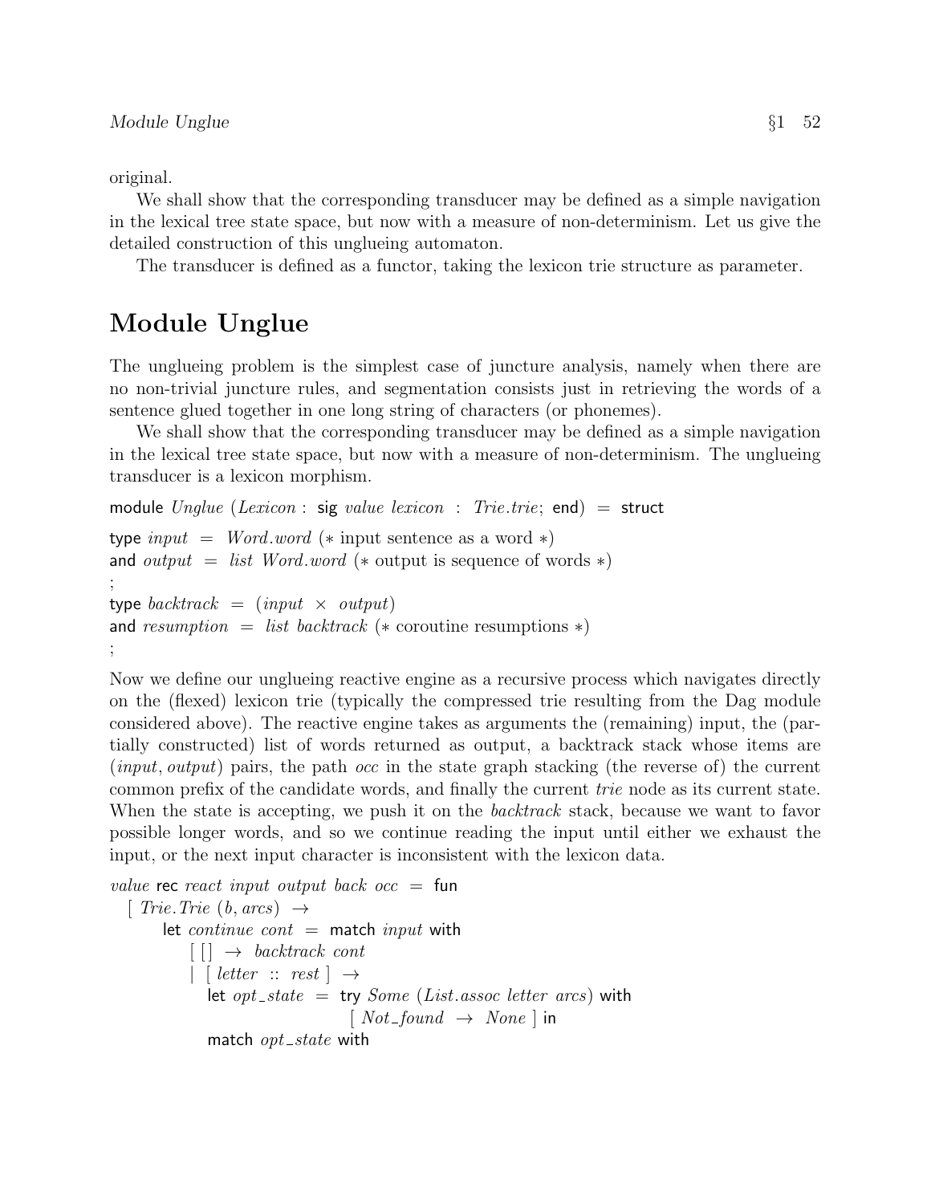original.

We shall show that the corresponding transducer may be defined as a simple navigation in the lexical tree state space, but now with a measure of non-determinism. Let us give the detailed construction of this unglueing automaton.

The transducer is defined as a functor, taking the lexicon trie structure as parameter.

# Module Unglue

The unglueing problem is the simplest case of juncture analysis, namely when there are no non-trivial juncture rules, and segmentation consists just in retrieving the words of a sentence glued together in one long string of characters (or phonemes).

We shall show that the corresponding transducer may be defined as a simple navigation in the lexical tree state space, but now with a measure of non-determinism. The unglueing transducer is a lexicon morphism.

```
module Unglue (Lexicon : sig value lexicon : Trie.trie; end) = struct

type input = Word.word (* input sentence as a word *)
and output = list Word.word (* output is sequence of words *)
;
type backtrack = (input × output)
and resumption = list backtrack (* coroutine resumptions *)
;
```

Now we define our unglueing reactive engine as a recursive process which navigates directly on the (flexed) lexicon trie (typically the compressed trie resulting from the Dag module considered above). The reactive engine takes as arguments the (remaining) input, the (partially constructed) list of words returned as output, a backtrack stack whose items are (*input*, *output*) pairs, the path *occ* in the state graph stacking (the reverse of) the current common prefix of the candidate words, and finally the current *trie* node as its current state. When the state is accepting, we push it on the *backtrack* stack, because we want to favor possible longer words, and so we continue reading the input until either we exhaust the input, or the next input character is inconsistent with the lexicon data.

```
value rec react input output back occ = fun
  [ Trie.Trie (b, arcs) →
      let continue cont = match input with
          [ [] → backtrack cont
          | [ letter :: rest ] →
            let opt_state = try Some (List.assoc letter arcs) with
                                [ Not_found → None ] in
            match opt_state with
```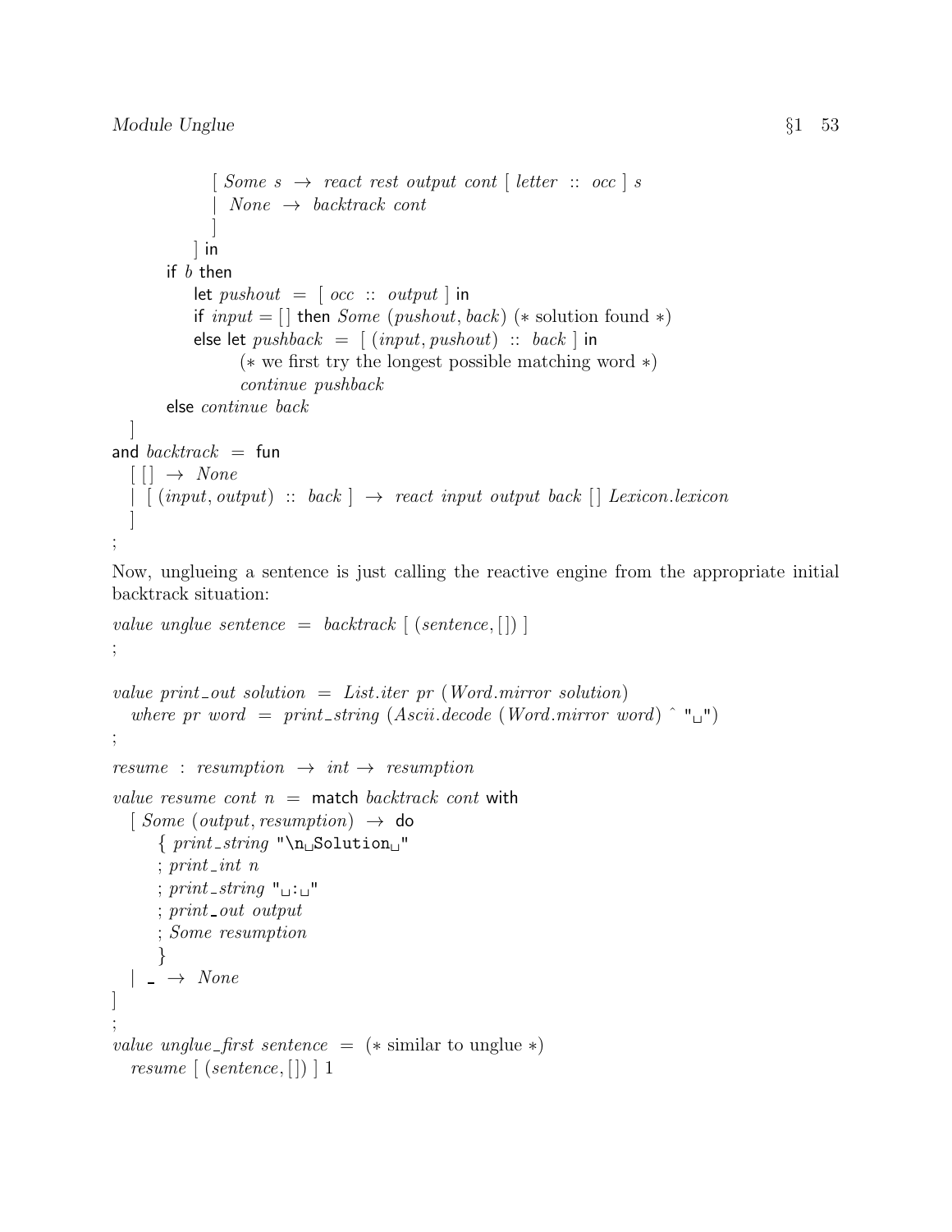```
            [ Some s → react rest output cont [ letter :: occ ] s
            | None → backtrack cont
            ]
          ] in
      if b then
          let pushout = [ occ :: output ] in
          if input = [] then Some (pushout, back) (* solution found *)
          else let pushback = [ (input, pushout) :: back ] in
                (* we first try the longest possible matching word *)
                continue pushback
      else continue back
  ]
and backtrack = fun
  [ [] → None
  | [ (input, output) :: back ] → react input output back [] Lexicon.lexicon
  ]
;
```

Now, unglueing a sentence is just calling the reactive engine from the appropriate initial backtrack situation:

```
value unglue sentence = backtrack [ (sentence, []) ]
;

value print_out solution = List.iter pr (Word.mirror solution)
  where pr word = print_string (Ascii.decode (Word.mirror word) ^ " ")
;
resume : resumption → int → resumption
value resume cont n = match backtrack cont with
  [ Some (output, resumption) → do
      { print_string "\n Solution "
      ; print_int n
      ; print_string " : "
      ; print_out output
      ; Some resumption
      }
  | _ → None
]
;
value unglue_first sentence = (* similar to unglue *)
  resume [ (sentence, []) ] 1
```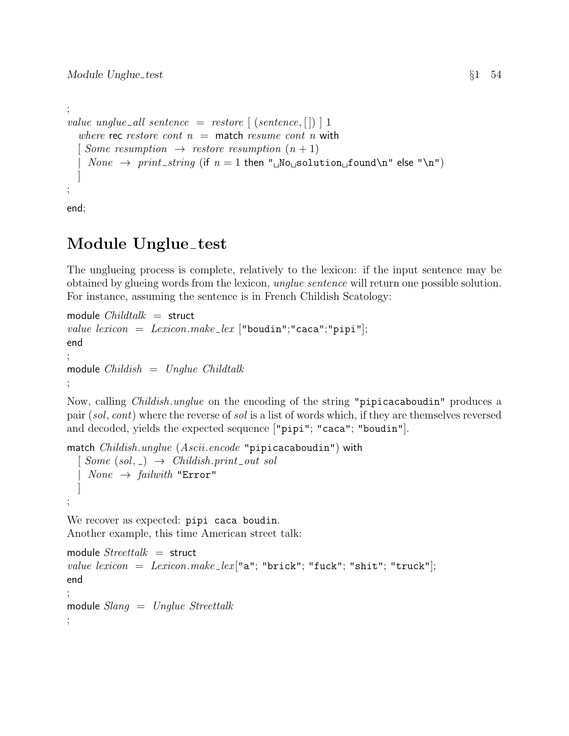```
;
value unglue_all sentence = restore [ (sentence, []) ] 1
  where rec restore cont n = match resume cont n with
  [ Some resumption → restore resumption (n + 1)
  | None → print_string (if n = 1 then " No solution found\n" else "\n")
  ]
;
end;
```

# Module Unglue_test

The unglueing process is complete, relatively to the lexicon: if the input sentence may be obtained by glueing words from the lexicon, *unglue sentence* will return one possible solution. For instance, assuming the sentence is in French Childish Scatology:

```
module Childtalk = struct
value lexicon = Lexicon.make_lex ["boudin";"caca";"pipi"];
end
;
module Childish = Unglue Childtalk
;
```

Now, calling *Childish.unglue* on the encoding of the string "pipicacaboudin" produces a pair (*sol*, *cont*) where the reverse of *sol* is a list of words which, if they are themselves reversed and decoded, yields the expected sequence ["pipi"; "caca"; "boudin"].

```
match Childish.unglue (Ascii.encode "pipicacaboudin") with
  [ Some (sol, _) → Childish.print_out sol
  | None → failwith "Error"
  ]
;
```

We recover as expected: pipi caca boudin.
Another example, this time American street talk:

```
module Streettalk = struct
value lexicon = Lexicon.make_lex["a"; "brick"; "fuck"; "shit"; "truck"];
end
;
module Slang = Unglue Streettalk
;
```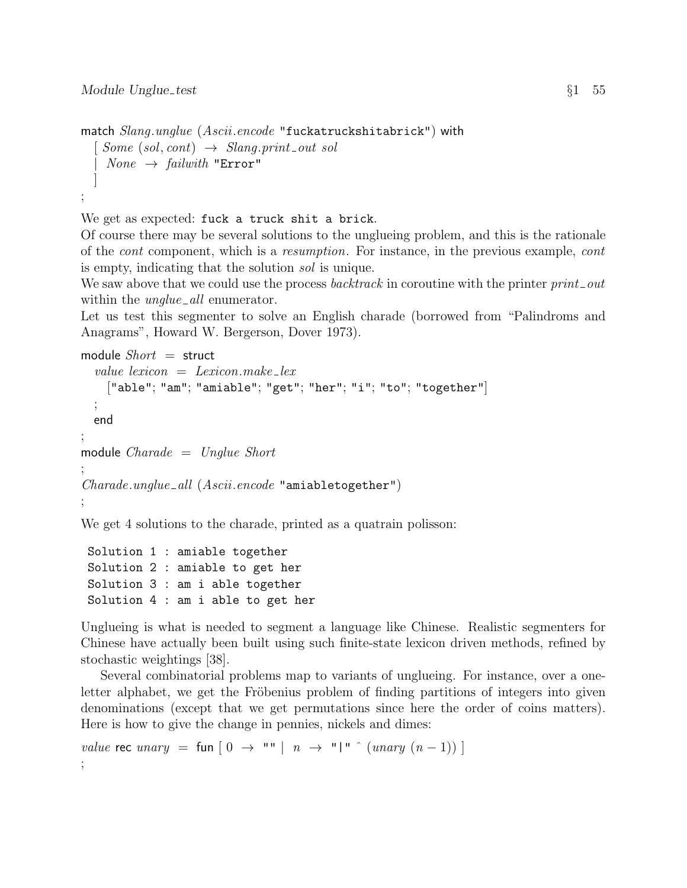```
match Slang.unglue (Ascii.encode "fuckatruckshitabrick") with
  [ Some (sol, cont) → Slang.print_out sol
  | None → failwith "Error"
  ]
;
```

We get as expected: `fuck a truck shit a brick`.
Of course there may be several solutions to the unglueing problem, and this is the rationale of the *cont* component, which is a *resumption*. For instance, in the previous example, *cont* is empty, indicating that the solution *sol* is unique.
We saw above that we could use the process *backtrack* in coroutine with the printer *print_out* within the *unglue_all* enumerator.
Let us test this segmenter to solve an English charade (borrowed from "Palindroms and Anagrams", Howard W. Bergerson, Dover 1973).

```
module Short = struct
  value lexicon = Lexicon.make_lex
    ["able"; "am"; "amiable"; "get"; "her"; "i"; "to"; "together"]
  ;
  end
;
module Charade = Unglue Short
;
Charade.unglue_all (Ascii.encode "amiabletogether")
;
```

We get 4 solutions to the charade, printed as a quatrain polisson:

```
Solution 1 : amiable together
Solution 2 : amiable to get her
Solution 3 : am i able together
Solution 4 : am i able to get her
```

Unglueing is what is needed to segment a language like Chinese. Realistic segmenters for Chinese have actually been built using such finite-state lexicon driven methods, refined by stochastic weightings [38].

Several combinatorial problems map to variants of unglueing. For instance, over a one-letter alphabet, we get the Fröbenius problem of finding partitions of integers into given denominations (except that we get permutations since here the order of coins matters). Here is how to give the change in pennies, nickels and dimes:

```
value rec unary = fun [ 0 → "" | n → "|" ^ (unary (n − 1)) ]
;
```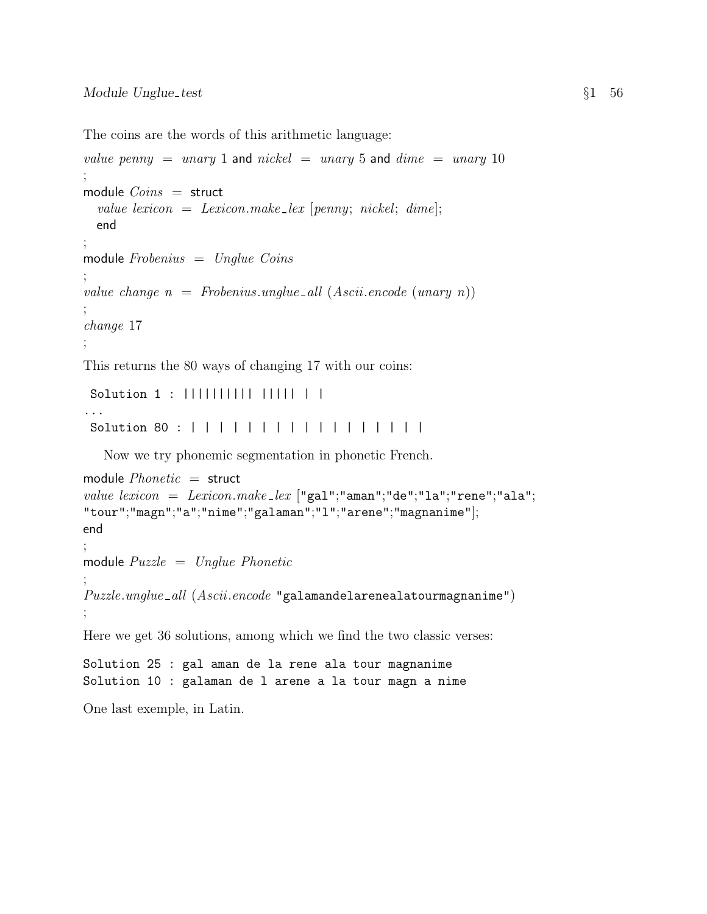The coins are the words of this arithmetic language:

```
value penny = unary 1 and nickel = unary 5 and dime = unary 10
;
module Coins = struct
  value lexicon = Lexicon.make_lex [penny; nickel; dime];
  end
;
module Frobenius = Unglue Coins
;
value change n = Frobenius.unglue_all (Ascii.encode (unary n))
;
change 17
;
```

This returns the 80 ways of changing 17 with our coins:

```
 Solution 1 : |||||||||| ||||| | |
...
 Solution 80 : | | | | | | | | | | | | | | | | |
```

Now we try phonemic segmentation in phonetic French.

```
module Phonetic = struct
value lexicon = Lexicon.make_lex ["gal";"aman";"de";"la";"rene";"ala";
"tour";"magn";"a";"nime";"galaman";"l";"arene";"magnanime"];
end
;
module Puzzle = Unglue Phonetic
;
Puzzle.unglue_all (Ascii.encode "galamandelarenealatourmagnanime")
;
```

Here we get 36 solutions, among which we find the two classic verses:

```
Solution 25 : gal aman de la rene ala tour magnanime
Solution 10 : galaman de l arene a la tour magn a nime
```

One last exemple, in Latin.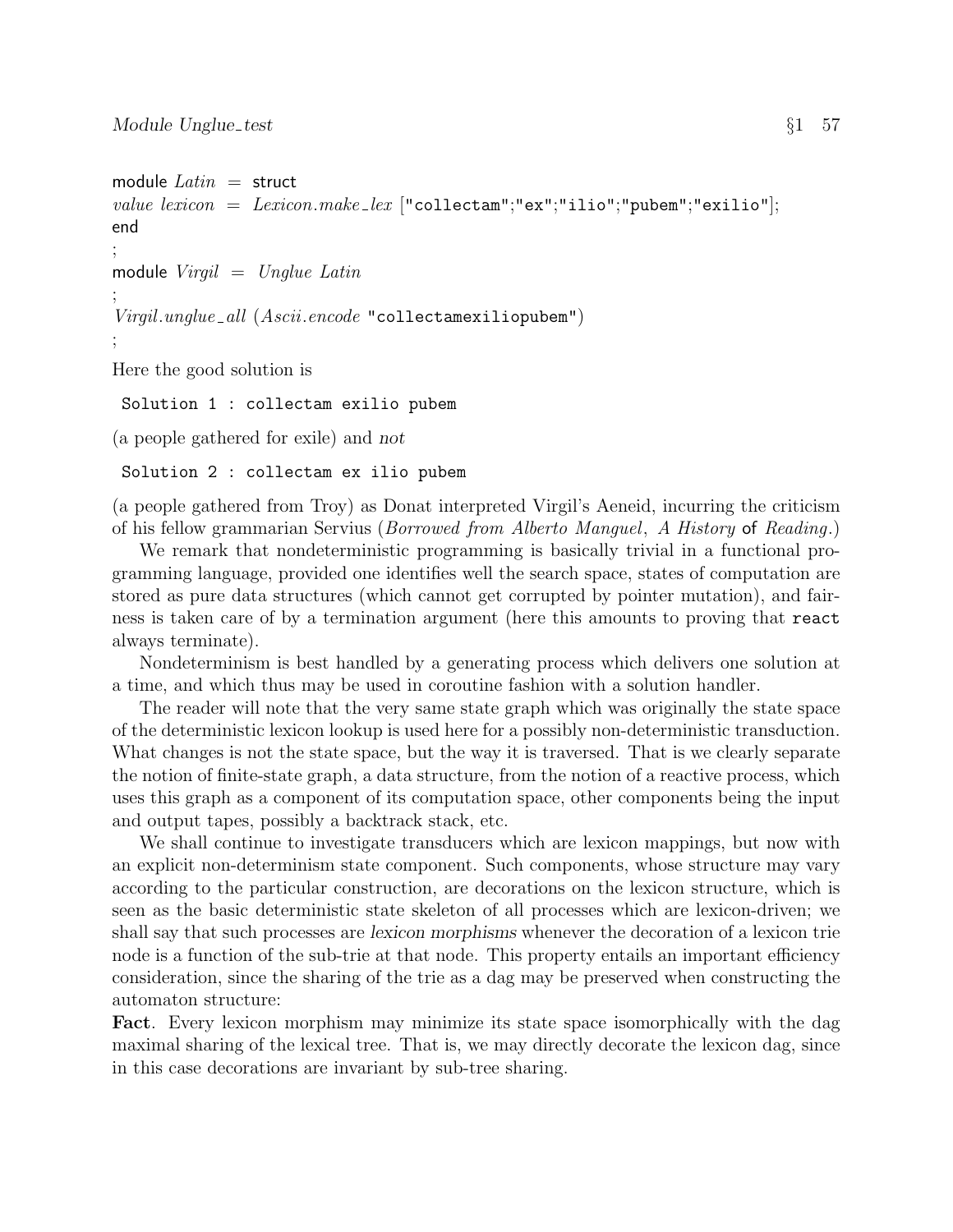```
module Latin = struct
value lexicon = Lexicon.make_lex ["collectam";"ex";"ilio";"pubem";"exilio"];
end
;
module Virgil = Unglue Latin
;
Virgil.unglue_all (Ascii.encode "collectamexiliopubem")
;
```

Here the good solution is

```
Solution 1 : collectam exilio pubem
```

(a people gathered for exile) and *not*

```
Solution 2 : collectam ex ilio pubem
```

(a people gathered from Troy) as Donat interpreted Virgil's Aeneid, incurring the criticism of his fellow grammarian Servius (*Borrowed from Alberto Manguel*, *A History* of *Reading*.)

We remark that nondeterministic programming is basically trivial in a functional programming language, provided one identifies well the search space, states of computation are stored as pure data structures (which cannot get corrupted by pointer mutation), and fairness is taken care of by a termination argument (here this amounts to proving that `react` always terminate).

Nondeterminism is best handled by a generating process which delivers one solution at a time, and which thus may be used in coroutine fashion with a solution handler.

The reader will note that the very same state graph which was originally the state space of the deterministic lexicon lookup is used here for a possibly non-deterministic transduction. What changes is not the state space, but the way it is traversed. That is we clearly separate the notion of finite-state graph, a data structure, from the notion of a reactive process, which uses this graph as a component of its computation space, other components being the input and output tapes, possibly a backtrack stack, etc.

We shall continue to investigate transducers which are lexicon mappings, but now with an explicit non-determinism state component. Such components, whose structure may vary according to the particular construction, are decorations on the lexicon structure, which is seen as the basic deterministic state skeleton of all processes which are lexicon-driven; we shall say that such processes are *lexicon morphisms* whenever the decoration of a lexicon trie node is a function of the sub-trie at that node. This property entails an important efficiency consideration, since the sharing of the trie as a dag may be preserved when constructing the automaton structure:

**Fact**. Every lexicon morphism may minimize its state space isomorphically with the dag maximal sharing of the lexical tree. That is, we may directly decorate the lexicon dag, since in this case decorations are invariant by sub-tree sharing.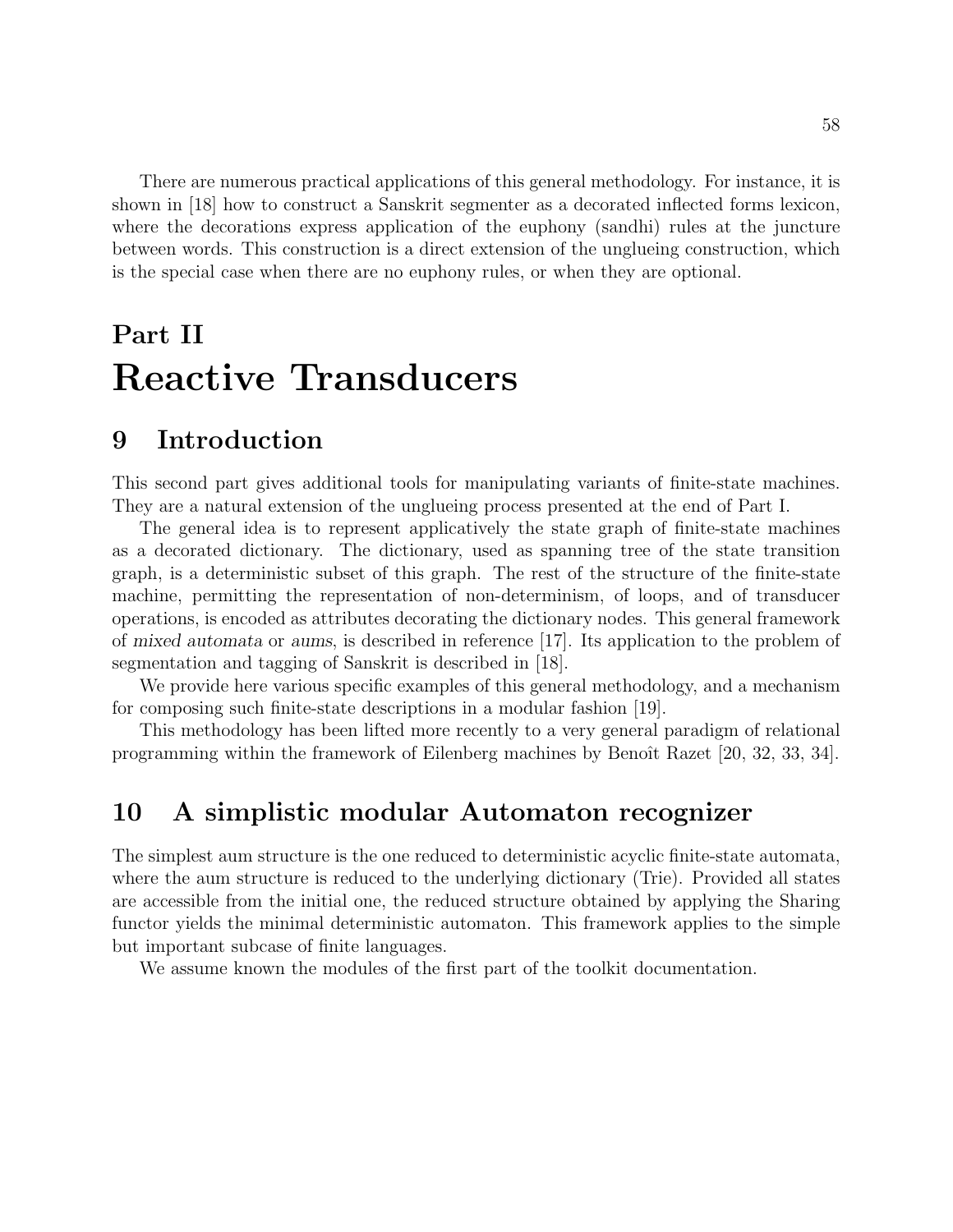There are numerous practical applications of this general methodology. For instance, it is shown in [18] how to construct a Sanskrit segmenter as a decorated inflected forms lexicon, where the decorations express application of the euphony (sandhi) rules at the juncture between words. This construction is a direct extension of the unglueing construction, which is the special case when there are no euphony rules, or when they are optional.

# Part II
# Reactive Transducers

## 9 Introduction

This second part gives additional tools for manipulating variants of finite-state machines. They are a natural extension of the unglueing process presented at the end of Part I.

The general idea is to represent applicatively the state graph of finite-state machines as a decorated dictionary. The dictionary, used as spanning tree of the state transition graph, is a deterministic subset of this graph. The rest of the structure of the finite-state machine, permitting the representation of non-determinism, of loops, and of transducer operations, is encoded as attributes decorating the dictionary nodes. This general framework of *mixed automata* or *aums*, is described in reference [17]. Its application to the problem of segmentation and tagging of Sanskrit is described in [18].

We provide here various specific examples of this general methodology, and a mechanism for composing such finite-state descriptions in a modular fashion [19].

This methodology has been lifted more recently to a very general paradigm of relational programming within the framework of Eilenberg machines by Benoît Razet [20, 32, 33, 34].

## 10 A simplistic modular Automaton recognizer

The simplest aum structure is the one reduced to deterministic acyclic finite-state automata, where the aum structure is reduced to the underlying dictionary (Trie). Provided all states are accessible from the initial one, the reduced structure obtained by applying the Sharing functor yields the minimal deterministic automaton. This framework applies to the simple but important subcase of finite languages.

We assume known the modules of the first part of the toolkit documentation.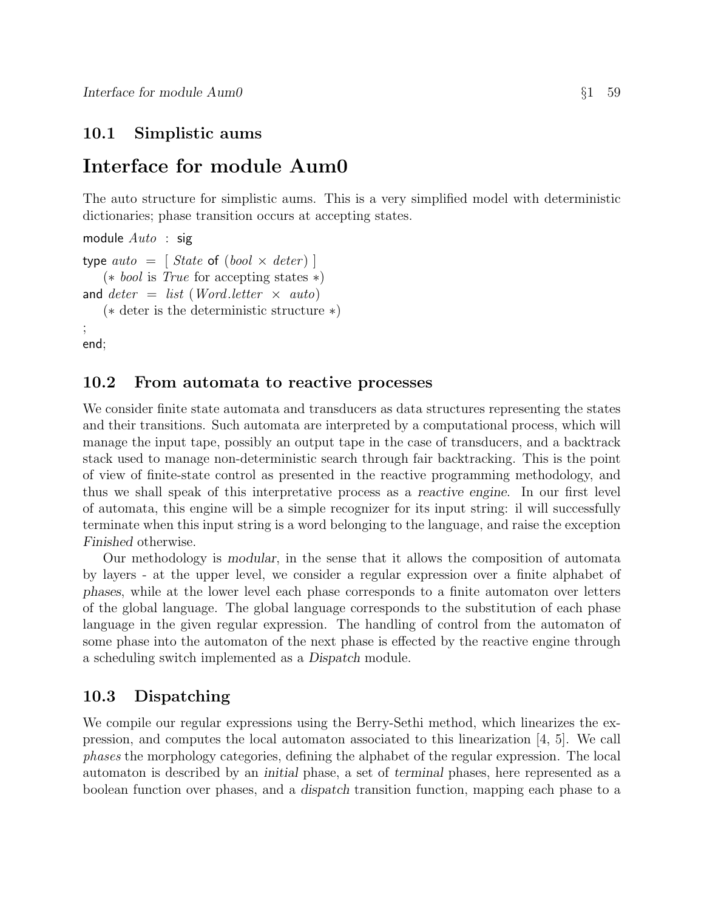## 10.1 Simplistic aums

# Interface for module Aum0

The auto structure for simplistic aums. This is a very simplified model with deterministic dictionaries; phase transition occurs at accepting states.

```
module Auto : sig

type auto = [ State of (bool × deter) ]
    (* bool is True for accepting states *)
and deter = list (Word.letter × auto)
    (* deter is the deterministic structure *)
;
end;
```

## 10.2 From automata to reactive processes

We consider finite state automata and transducers as data structures representing the states and their transitions. Such automata are interpreted by a computational process, which will manage the input tape, possibly an output tape in the case of transducers, and a backtrack stack used to manage non-deterministic search through fair backtracking. This is the point of view of finite-state control as presented in the reactive programming methodology, and thus we shall speak of this interpretative process as a *reactive engine*. In our first level of automata, this engine will be a simple recognizer for its input string: il will successfully terminate when this input string is a word belonging to the language, and raise the exception *Finished* otherwise.

Our methodology is *modular*, in the sense that it allows the composition of automata by layers - at the upper level, we consider a regular expression over a finite alphabet of *phases*, while at the lower level each phase corresponds to a finite automaton over letters of the global language. The global language corresponds to the substitution of each phase language in the given regular expression. The handling of control from the automaton of some phase into the automaton of the next phase is effected by the reactive engine through a scheduling switch implemented as a *Dispatch* module.

## 10.3 Dispatching

We compile our regular expressions using the Berry-Sethi method, which linearizes the expression, and computes the local automaton associated to this linearization [4, 5]. We call *phases* the morphology categories, defining the alphabet of the regular expression. The local automaton is described by an *initial* phase, a set of *terminal* phases, here represented as a boolean function over phases, and a *dispatch* transition function, mapping each phase to a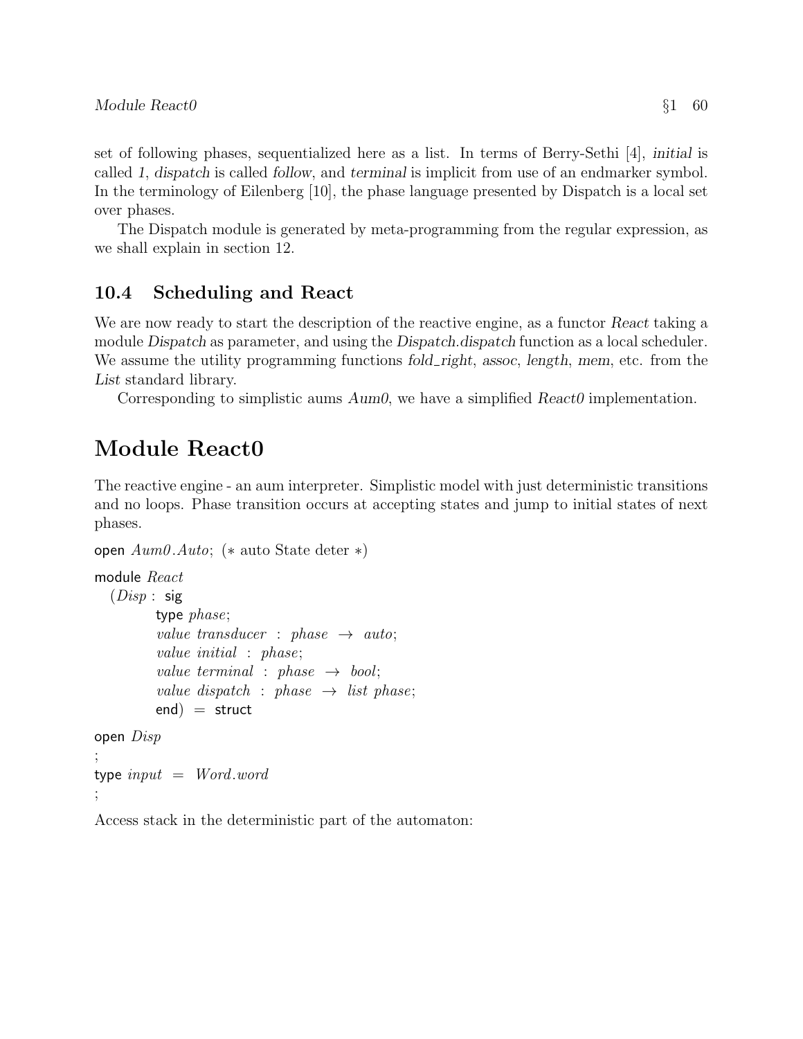set of following phases, sequentialized here as a list. In terms of Berry-Sethi [4], *initial* is called *1*, *dispatch* is called *follow*, and *terminal* is implicit from use of an endmarker symbol. In the terminology of Eilenberg [10], the phase language presented by Dispatch is a local set over phases.

The Dispatch module is generated by meta-programming from the regular expression, as we shall explain in section 12.

### 10.4 Scheduling and React

We are now ready to start the description of the reactive engine, as a functor *React* taking a module *Dispatch* as parameter, and using the *Dispatch.dispatch* function as a local scheduler. We assume the utility programming functions *fold_right*, *assoc*, *length*, *mem*, etc. from the *List* standard library.

Corresponding to simplistic aums *Aum0*, we have a simplified *React0* implementation.

# Module React0

The reactive engine - an aum interpreter. Simplistic model with just deterministic transitions and no loops. Phase transition occurs at accepting states and jump to initial states of next phases.

```
open Aum0.Auto; (* auto State deter *)

module React
  (Disp : sig
        type phase;
        value transducer : phase → auto;
        value initial : phase;
        value terminal : phase → bool;
        value dispatch : phase → list phase;
        end) = struct

open Disp
;
type input = Word.word
;
```

Access stack in the deterministic part of the automaton: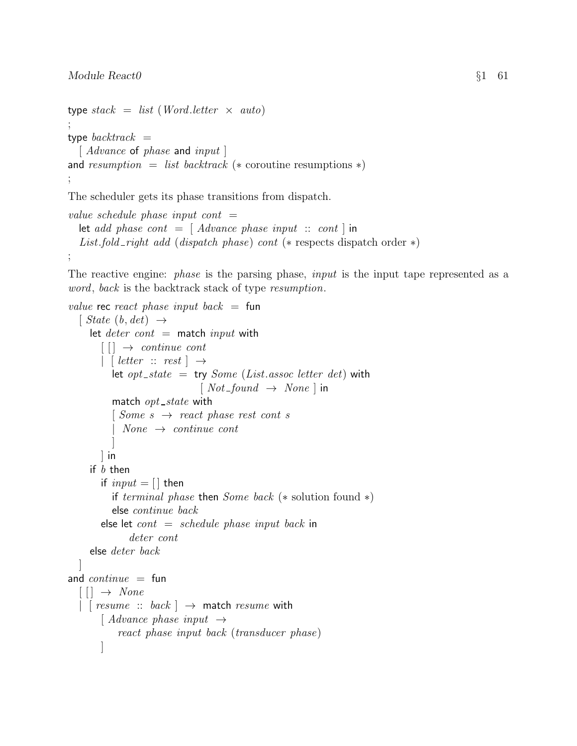```
type stack = list (Word.letter × auto)
;
type backtrack =
  [ Advance of phase and input ]
and resumption = list backtrack (* coroutine resumptions *)
;
```

The scheduler gets its phase transitions from dispatch.

```
value schedule phase input cont =
  let add phase cont = [ Advance phase input :: cont ] in
  List.fold_right add (dispatch phase) cont (* respects dispatch order *)
;
```

The reactive engine: *phase* is the parsing phase, *input* is the input tape represented as a *word*, *back* is the backtrack stack of type *resumption*.

```
value rec react phase input back = fun
  [ State (b, det) →
      let deter cont = match input with
        [ [] → continue cont
        | [ letter :: rest ] →
          let opt_state = try Some (List.assoc letter det) with
                              [ Not_found → None ] in
          match opt_state with
          [ Some s → react phase rest cont s
          | None → continue cont
          ]
        ] in
      if b then
        if input = [] then
          if terminal phase then Some back (* solution found *)
          else continue back
        else let cont = schedule phase input back in
               deter cont
      else deter back
  ]
and continue = fun
  [ [] → None
  | [ resume :: back ] → match resume with
      [ Advance phase input →
          react phase input back (transducer phase)
      ]
```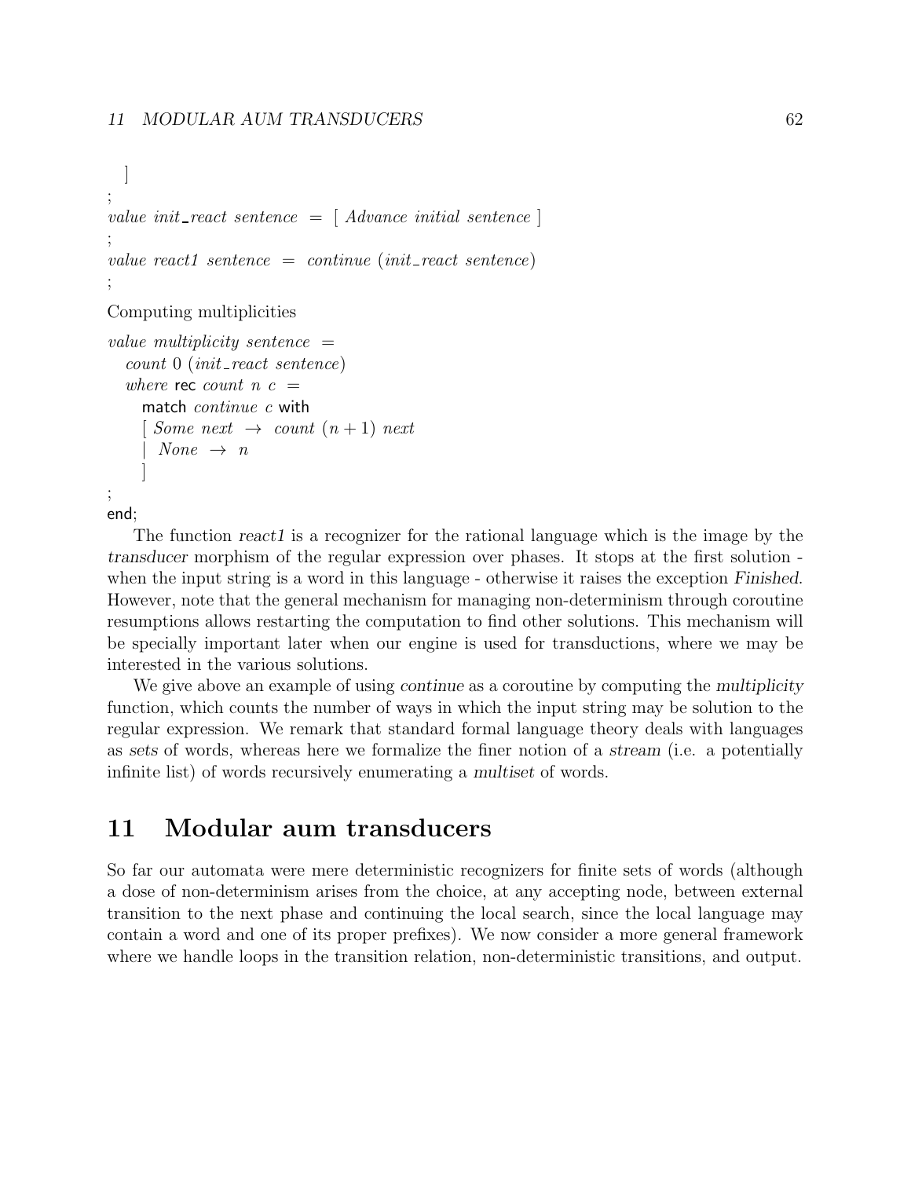```
   ]
;
value init_react sentence = [ Advance initial sentence ]
;
value react1 sentence = continue (init_react sentence)
;
```

Computing multiplicities

```
value multiplicity sentence =
  count 0 (init_react sentence)
  where rec count n c =
    match continue c with
    [ Some next → count (n + 1) next
    | None → n
    ]
;
end;
```

The function *react1* is a recognizer for the rational language which is the image by the *transducer* morphism of the regular expression over phases. It stops at the first solution - when the input string is a word in this language - otherwise it raises the exception *Finished*. However, note that the general mechanism for managing non-determinism through coroutine resumptions allows restarting the computation to find other solutions. This mechanism will be specially important later when our engine is used for transductions, where we may be interested in the various solutions.

We give above an example of using *continue* as a coroutine by computing the *multiplicity* function, which counts the number of ways in which the input string may be solution to the regular expression. We remark that standard formal language theory deals with languages as *sets* of words, whereas here we formalize the finer notion of a *stream* (i.e. a potentially infinite list) of words recursively enumerating a *multiset* of words.

# 11 Modular aum transducers

So far our automata were mere deterministic recognizers for finite sets of words (although a dose of non-determinism arises from the choice, at any accepting node, between external transition to the next phase and continuing the local search, since the local language may contain a word and one of its proper prefixes). We now consider a more general framework where we handle loops in the transition relation, non-deterministic transitions, and output.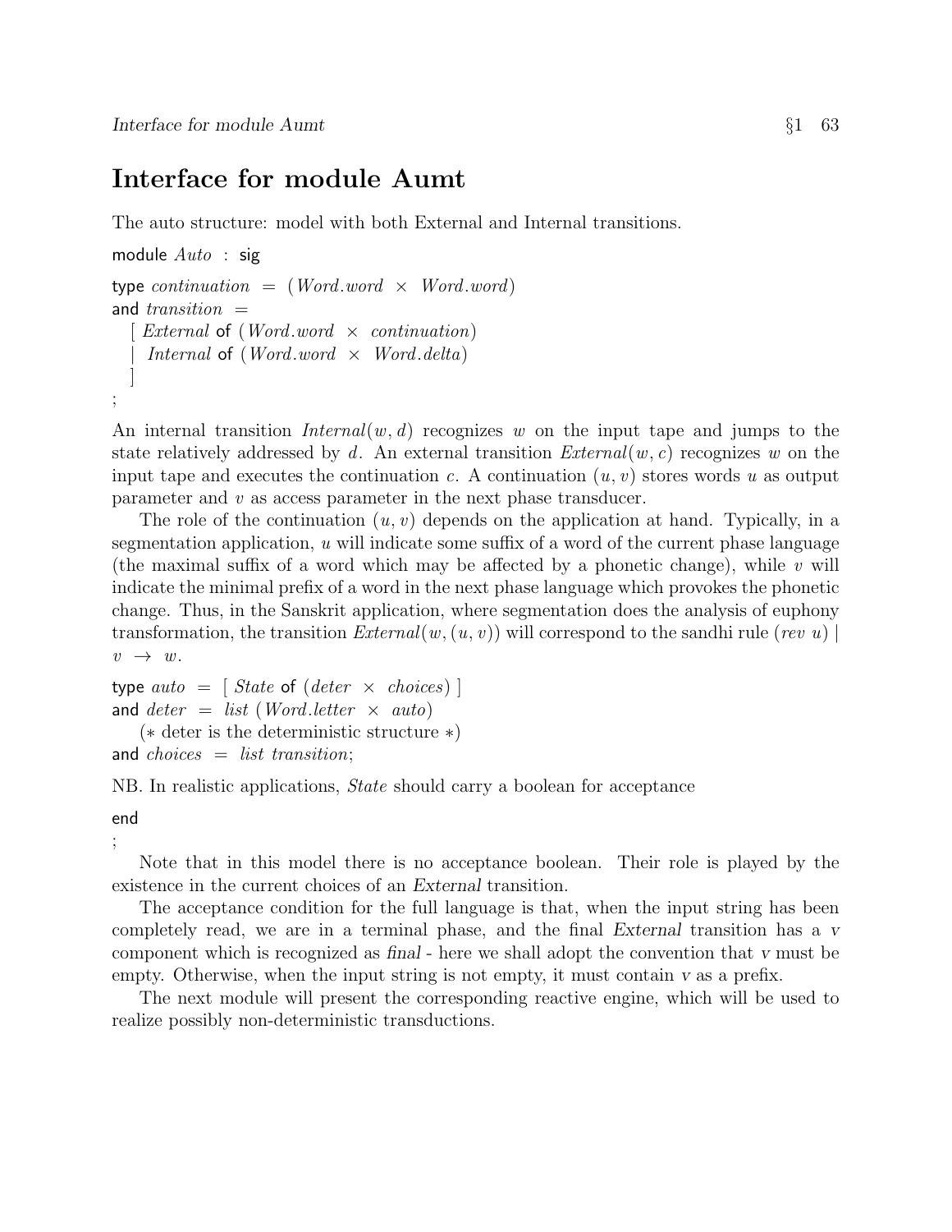# Interface for module Aumt

The auto structure: model with both External and Internal transitions.

```
module Auto : sig

type continuation = (Word.word × Word.word)
and transition =
  [ External of (Word.word × continuation)
  | Internal of (Word.word × Word.delta)
  ]
;
```

An internal transition $Internal(w, d)$ recognizes $w$ on the input tape and jumps to the state relatively addressed by $d$. An external transition $External(w, c)$ recognizes $w$ on the input tape and executes the continuation $c$. A continuation $(u, v)$ stores words $u$ as output parameter and $v$ as access parameter in the next phase transducer.

The role of the continuation $(u, v)$ depends on the application at hand. Typically, in a segmentation application, $u$ will indicate some suffix of a word of the current phase language (the maximal suffix of a word which may be affected by a phonetic change), while $v$ will indicate the minimal prefix of a word in the next phase language which provokes the phonetic change. Thus, in the Sanskrit application, where segmentation does the analysis of euphony transformation, the transition $External(w, (u, v))$ will correspond to the sandhi rule $(rev\ u) \mid v \rightarrow w$.

```
type auto = [ State of (deter × choices) ]
and deter = list (Word.letter × auto)
   (* deter is the deterministic structure *)
and choices = list transition;
```

NB. In realistic applications, *State* should carry a boolean for acceptance

```
end
;
```

Note that in this model there is no acceptance boolean. Their role is played by the existence in the current choices of an *External* transition.

The acceptance condition for the full language is that, when the input string has been completely read, we are in a terminal phase, and the final *External* transition has a v component which is recognized as *final* - here we shall adopt the convention that v must be empty. Otherwise, when the input string is not empty, it must contain v as a prefix.

The next module will present the corresponding reactive engine, which will be used to realize possibly non-deterministic transductions.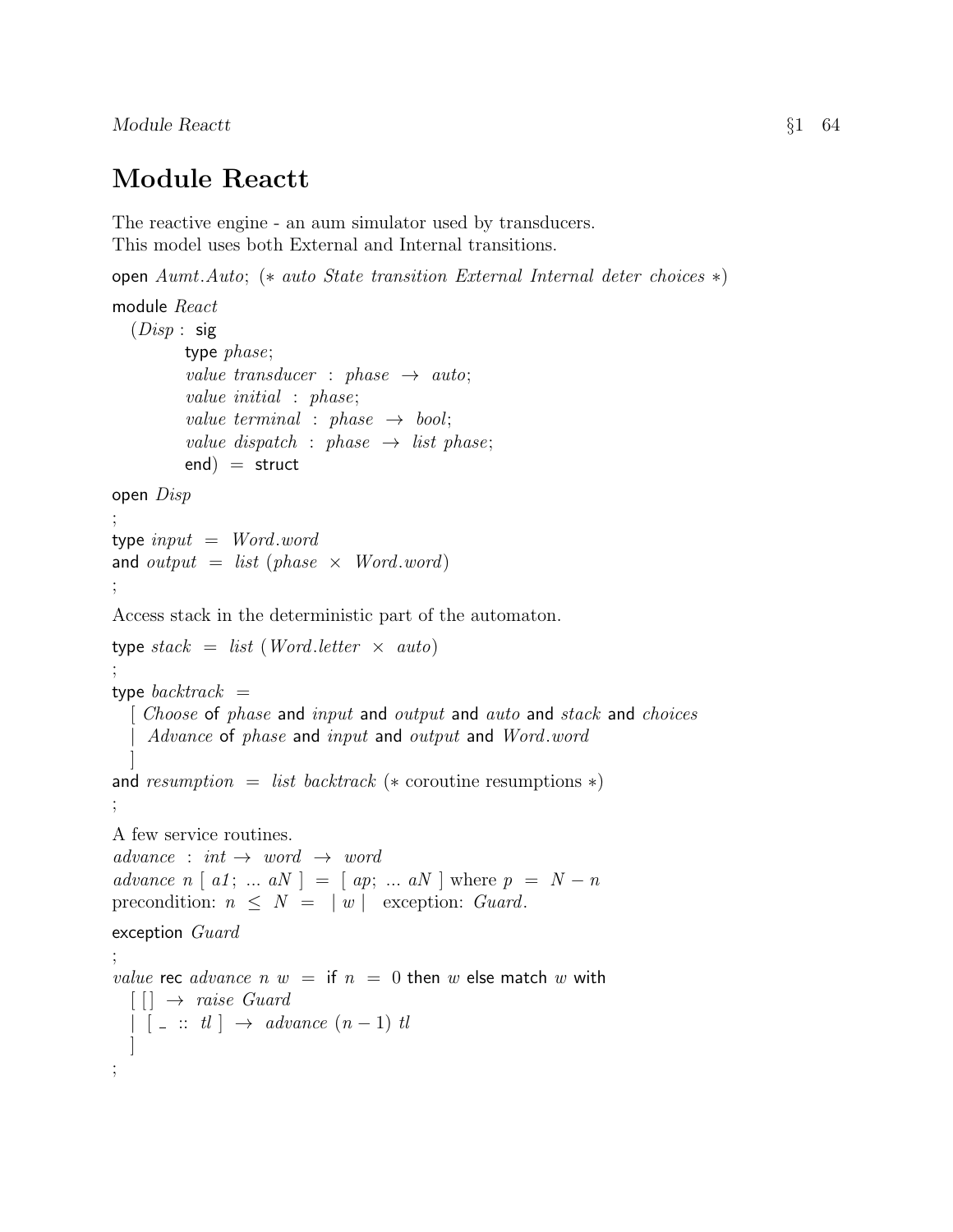# Module Reactt

The reactive engine - an aum simulator used by transducers.
This model uses both External and Internal transitions.

```
open Aumt.Auto; (* auto State transition External Internal deter choices *)
```

```
module React
  (Disp : sig
          type phase;
          value transducer : phase → auto;
          value initial : phase;
          value terminal : phase → bool;
          value dispatch : phase → list phase;
          end) = struct
```

```
open Disp
;
type input = Word.word
and output = list (phase × Word.word)
;
```

Access stack in the deterministic part of the automaton.

```
type stack = list (Word.letter × auto)
;
type backtrack =
  [ Choose of phase and input and output and auto and stack and choices
  | Advance of phase and input and output and Word.word
  ]
and resumption = list backtrack (* coroutine resumptions *)
;
```

A few service routines.
*advance* : *int* → *word* → *word*
*advance n* [ *a1*; ... *aN* ] = [ *ap*; ... *aN* ] where $p = N - n$
precondition: $n \leq N = |w|$ exception: *Guard*.

```
exception Guard
;
value rec advance n w = if n = 0 then w else match w with
  [ [] → raise Guard
  | [ _ :: tl ] → advance (n − 1) tl
  ]
;
```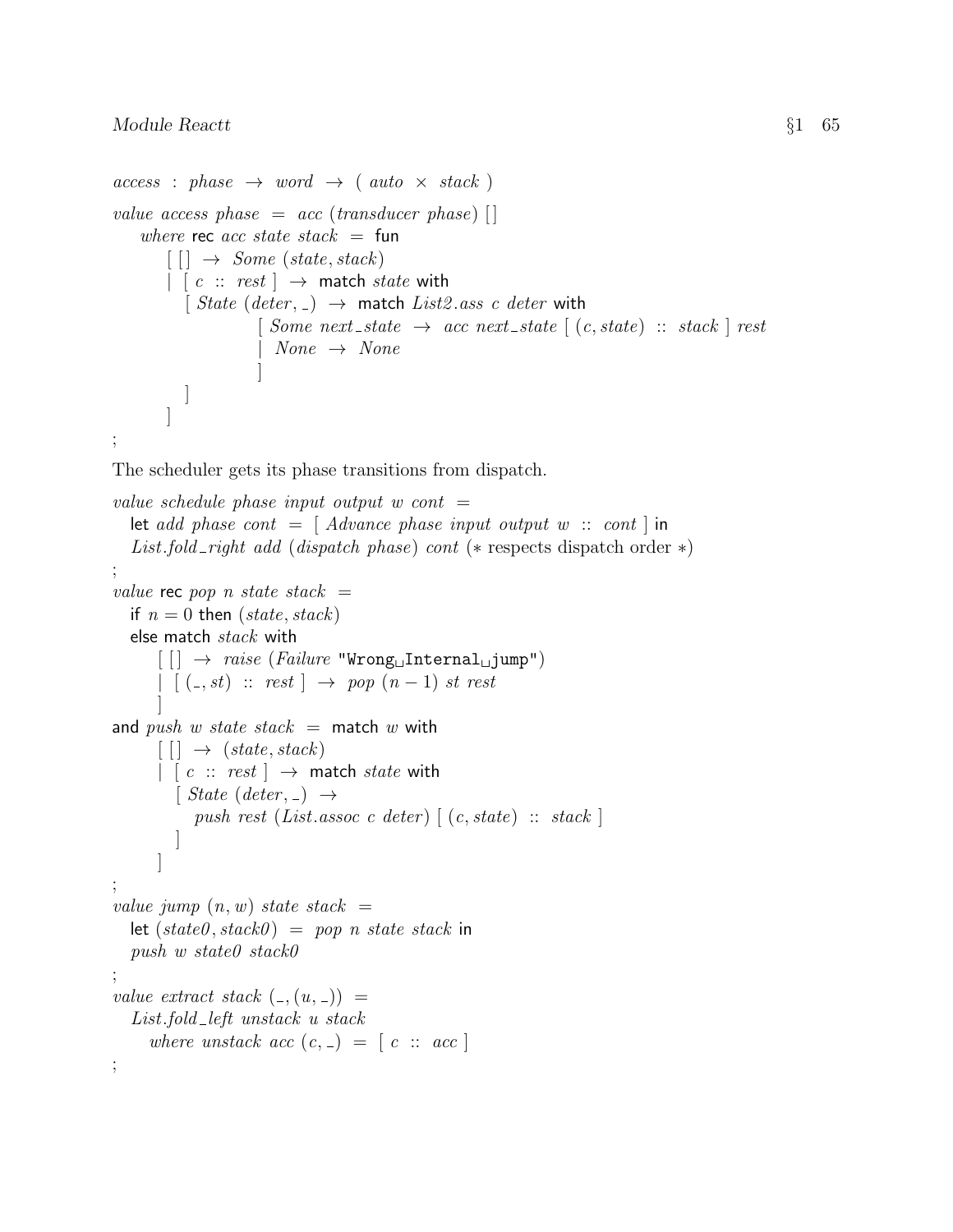```
access : phase → word → ( auto × stack )
value access phase = acc (transducer phase) []
    where rec acc state stack = fun
        [ [] → Some (state, stack)
        | [ c :: rest ] → match state with
            [ State (deter, _) → match List2.ass c deter with
                    [ Some next_state → acc next_state [ (c, state) :: stack ] rest
                    | None → None
                    ]
            ]
        ]
;
```

The scheduler gets its phase transitions from dispatch.

```
value schedule phase input output w cont =
   let add phase cont = [ Advance phase input output w :: cont ] in
   List.fold_right add (dispatch phase) cont (* respects dispatch order *)
;
value rec pop n state stack =
   if n = 0 then (state, stack)
   else match stack with
      [ [] → raise (Failure "Wrong Internal jump")
      | [ (_, st) :: rest ] → pop (n − 1) st rest
      ]
and push w state stack = match w with
      [ [] → (state, stack)
      | [ c :: rest ] → match state with
         [ State (deter, _) →
            push rest (List.assoc c deter) [ (c, state) :: stack ]
         ]
      ]
;
value jump (n, w) state stack =
   let (state0, stack0) = pop n state stack in
   push w state0 stack0
;
value extract stack (_, (u, _)) =
   List.fold_left unstack u stack
      where unstack acc (c, _) = [ c :: acc ]
;
```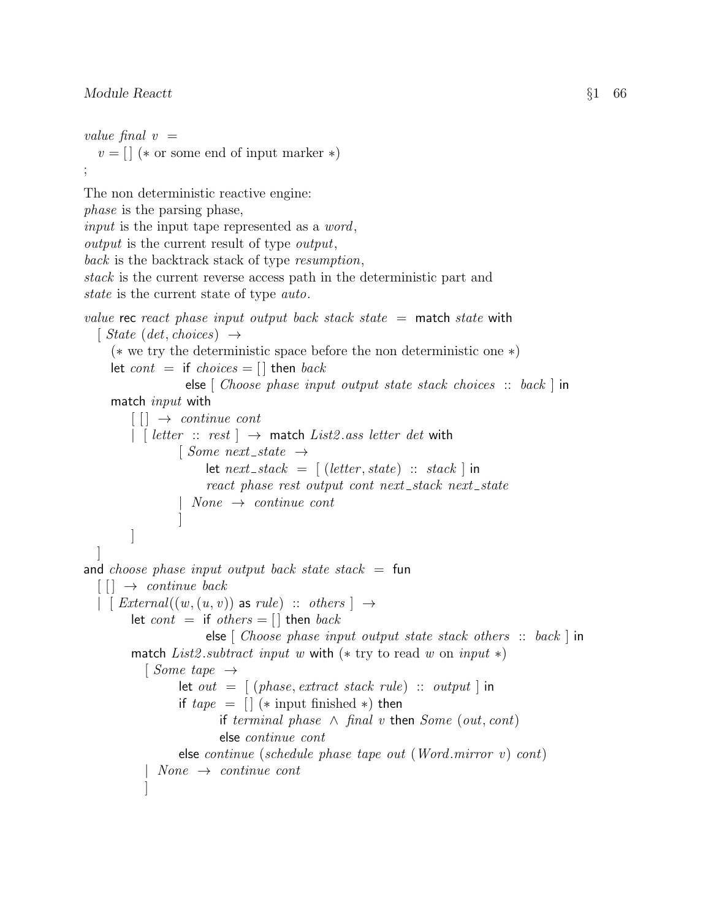```
value final v =
  v = [] (* or some end of input marker *)
;
```

The non deterministic reactive engine:
*phase* is the parsing phase,
*input* is the input tape represented as a *word*,
*output* is the current result of type *output*,
*back* is the backtrack stack of type *resumption*,
*stack* is the current reverse access path in the deterministic part and
*state* is the current state of type *auto*.

```
value rec react phase input output back stack state = match state with
  [ State (det, choices) →
      (* we try the deterministic space before the non deterministic one *)
      let cont = if choices = [] then back
                  else [ Choose phase input output state stack choices :: back ] in
      match input with
        [ [] → continue cont
        | [ letter :: rest ] → match List2.ass letter det with
              [ Some next_state →
                    let next_stack = [ (letter, state) :: stack ] in
                    react phase rest output cont next_stack next_state
              | None → continue cont
              ]
        ]
  ]
and choose phase input output back state stack = fun
  [ [] → continue back
  | [ External((w, (u, v)) as rule) :: others ] →
        let cont = if others = [] then back
                    else [ Choose phase input output state stack others :: back ] in
        match List2.subtract input w with (* try to read w on input *)
          [ Some tape →
                let out = [ (phase, extract stack rule) :: output ] in
                if tape = [] (* input finished *) then
                      if terminal phase ∧ final v then Some (out, cont)
                      else continue cont
                else continue (schedule phase tape out (Word.mirror v) cont)
          | None → continue cont
          ]
```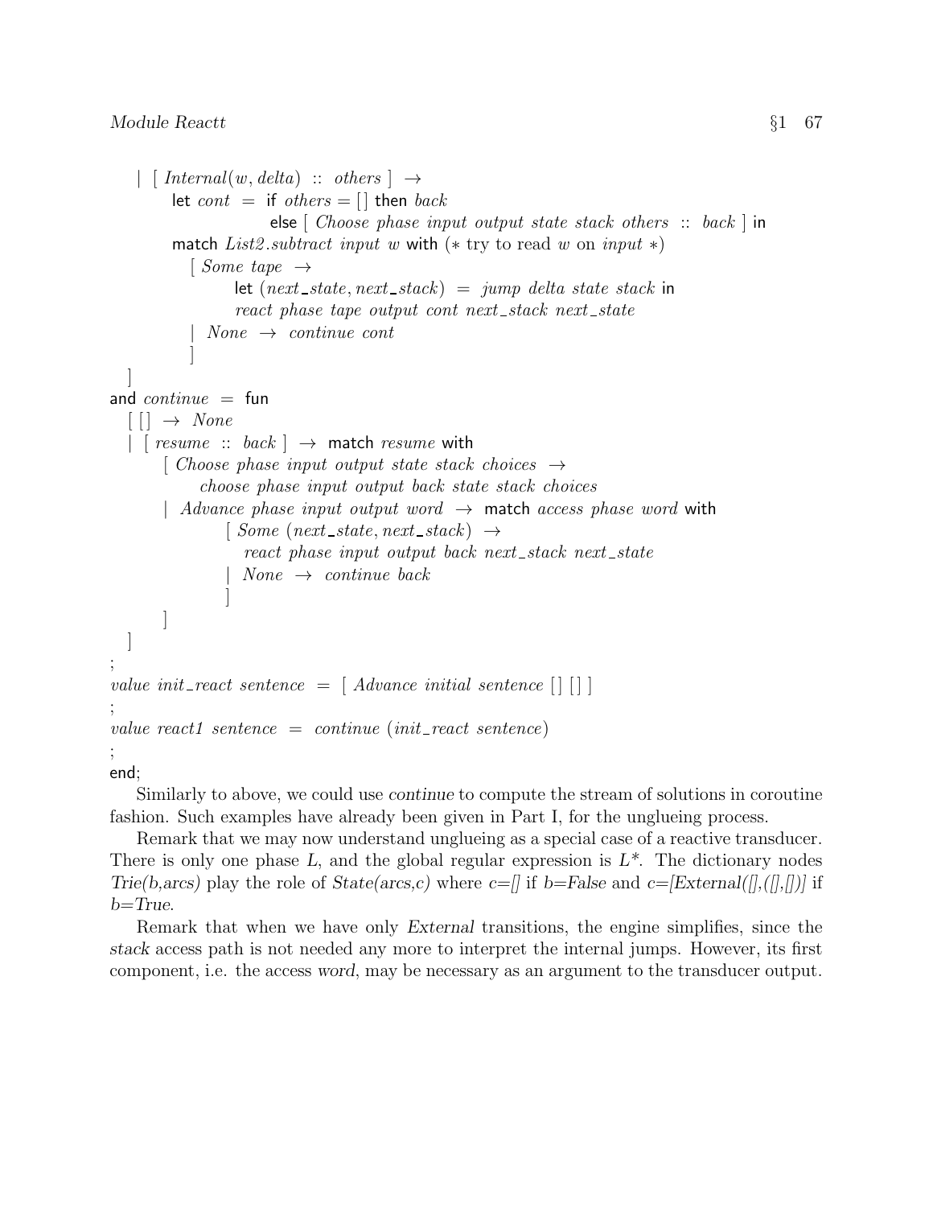```
  | [ Internal(w, delta) :: others ] →
      let cont = if others = [] then back
                 else [ Choose phase input output state stack others :: back ] in
      match List2.subtract input w with (* try to read w on input *)
        [ Some tape →
            let (next_state, next_stack) = jump delta state stack in
            react phase tape output cont next_stack next_state
        | None → continue cont
        ]
  ]
and continue = fun
  [ [] → None
  | [ resume :: back ] → match resume with
      [ Choose phase input output state stack choices →
          choose phase input output back state stack choices
      | Advance phase input output word → match access phase word with
            [ Some (next_state, next_stack) →
                react phase input output back next_stack next_state
            | None → continue back
            ]
      ]
  ]
;
value init_react sentence = [ Advance initial sentence [] [] ]
;
value react1 sentence = continue (init_react sentence)
;
end;
```

Similarly to above, we could use *continue* to compute the stream of solutions in coroutine fashion. Such examples have already been given in Part I, for the unglueing process.

Remark that we may now understand unglueing as a special case of a reactive transducer. There is only one phase $L$, and the global regular expression is $L^*$. The dictionary nodes *Trie(b,arcs)* play the role of *State(arcs,c)* where *c=[]* if *b=False* and *c=[External([],([],[]))]* if *b=True*.

Remark that when we have only *External* transitions, the engine simplifies, since the *stack* access path is not needed any more to interpret the internal jumps. However, its first component, i.e. the access *word*, may be necessary as an argument to the transducer output.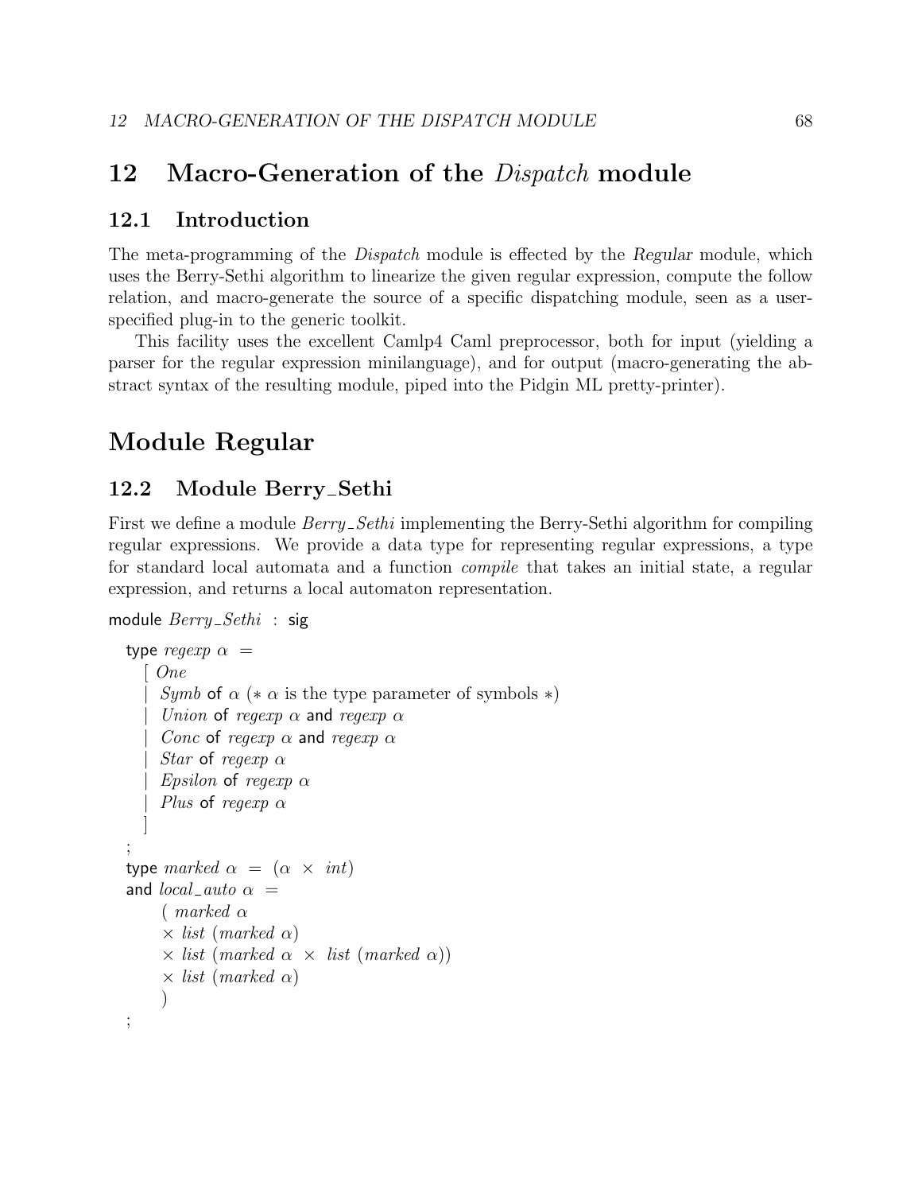## 12 Macro-Generation of the *Dispatch* module

### 12.1 Introduction

The meta-programming of the *Dispatch* module is effected by the *Regular* module, which uses the Berry-Sethi algorithm to linearize the given regular expression, compute the follow relation, and macro-generate the source of a specific dispatching module, seen as a user-specified plug-in to the generic toolkit.

This facility uses the excellent Camlp4 Caml preprocessor, both for input (yielding a parser for the regular expression minilanguage), and for output (macro-generating the abstract syntax of the resulting module, piped into the Pidgin ML pretty-printer).

## Module Regular

### 12.2 Module Berry_Sethi

First we define a module *Berry_Sethi* implementing the Berry-Sethi algorithm for compiling regular expressions. We provide a data type for representing regular expressions, a type for standard local automata and a function *compile* that takes an initial state, a regular expression, and returns a local automaton representation.

```
module Berry_Sethi : sig

  type regexp α =
    [ One
    | Symb of α (∗ α is the type parameter of symbols ∗)
    | Union of regexp α and regexp α
    | Conc of regexp α and regexp α
    | Star of regexp α
    | Epsilon of regexp α
    | Plus of regexp α
    ]
  ;
  type marked α = (α × int)
  and local_auto α =
      ( marked α
      × list (marked α)
      × list (marked α × list (marked α))
      × list (marked α)
      )
  ;
```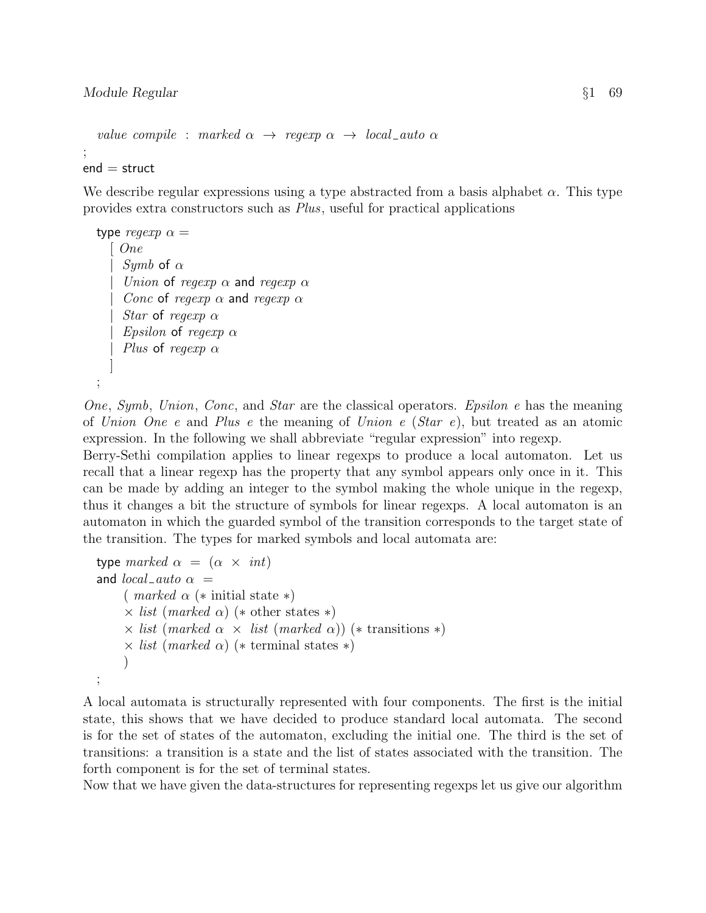```
  value compile : marked α → regexp α → local_auto α
;
end = struct
```

We describe regular expressions using a type abstracted from a basis alphabet $\alpha$. This type provides extra constructors such as *Plus*, useful for practical applications

```
type regexp α =
  [ One
  | Symb of α
  | Union of regexp α and regexp α
  | Conc of regexp α and regexp α
  | Star of regexp α
  | Epsilon of regexp α
  | Plus of regexp α
  ]
;
```

*One*, *Symb*, *Union*, *Conc*, and *Star* are the classical operators. *Epsilon e* has the meaning of *Union One e* and *Plus e* the meaning of *Union e* (*Star e*), but treated as an atomic expression. In the following we shall abbreviate "regular expression" into regexp.

Berry-Sethi compilation applies to linear regexps to produce a local automaton. Let us recall that a linear regexp has the property that any symbol appears only once in it. This can be made by adding an integer to the symbol making the whole unique in the regexp, thus it changes a bit the structure of symbols for linear regexps. A local automaton is an automaton in which the guarded symbol of the transition corresponds to the target state of the transition. The types for marked symbols and local automata are:

```
type marked α = (α × int)
and local_auto α =
    ( marked α (* initial state *)
    × list (marked α) (* other states *)
    × list (marked α × list (marked α)) (* transitions *)
    × list (marked α) (* terminal states *)
    )
;
```

A local automata is structurally represented with four components. The first is the initial state, this shows that we have decided to produce standard local automata. The second is for the set of states of the automaton, excluding the initial one. The third is the set of transitions: a transition is a state and the list of states associated with the transition. The forth component is for the set of terminal states.

Now that we have given the data-structures for representing regexps let us give our algorithm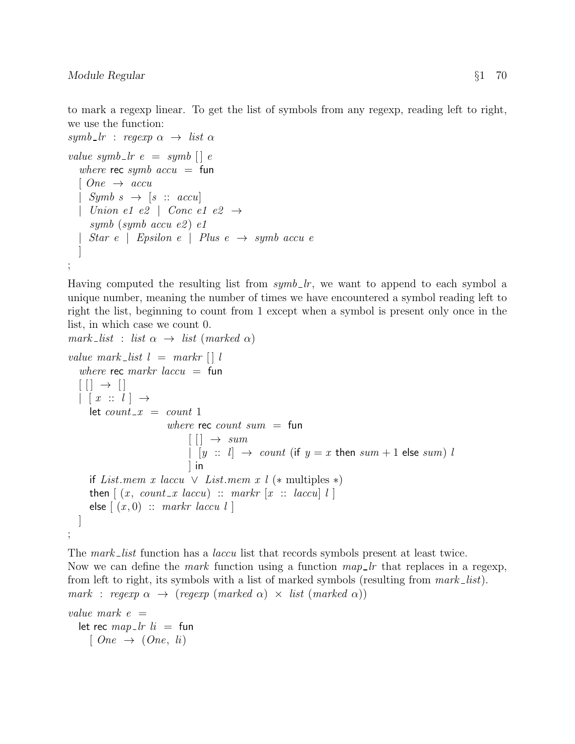to mark a regexp linear. To get the list of symbols from any regexp, reading left to right, we use the function:

*symb_lr* : *regexp α → list α*

```
value symb_lr e = symb [] e
  where rec symb accu = fun
  [ One → accu
  | Symb s → [s :: accu]
  | Union e1 e2 | Conc e1 e2 →
     symb (symb accu e2) e1
  | Star e | Epsilon e | Plus e → symb accu e
  ]
;
```

Having computed the resulting list from *symb_lr*, we want to append to each symbol a unique number, meaning the number of times we have encountered a symbol reading left to right the list, beginning to count from 1 except when a symbol is present only once in the list, in which case we count 0.

*mark_list* : *list α → list (marked α)*

```
value mark_list l = markr [] l
  where rec markr laccu = fun
  [ [] → []
  | [ x :: l ] →
     let count_x = count 1
                   where rec count sum = fun
                      [ [] → sum
                      | [y :: l] → count (if y = x then sum + 1 else sum) l
                      ] in
     if List.mem x laccu ∨ List.mem x l (* multiples *)
     then [ (x, count_x laccu) :: markr [x :: laccu] l ]
     else [ (x, 0) :: markr laccu l ]
  ]
;
```

The *mark_list* function has a *laccu* list that records symbols present at least twice.
Now we can define the *mark* function using a function *map_lr* that replaces in a regexp, from left to right, its symbols with a list of marked symbols (resulting from *mark_list*).

*mark* : *regexp α → (regexp (marked α) × list (marked α))*

```
value mark e =
  let rec map_lr li = fun
    [ One → (One, li)
```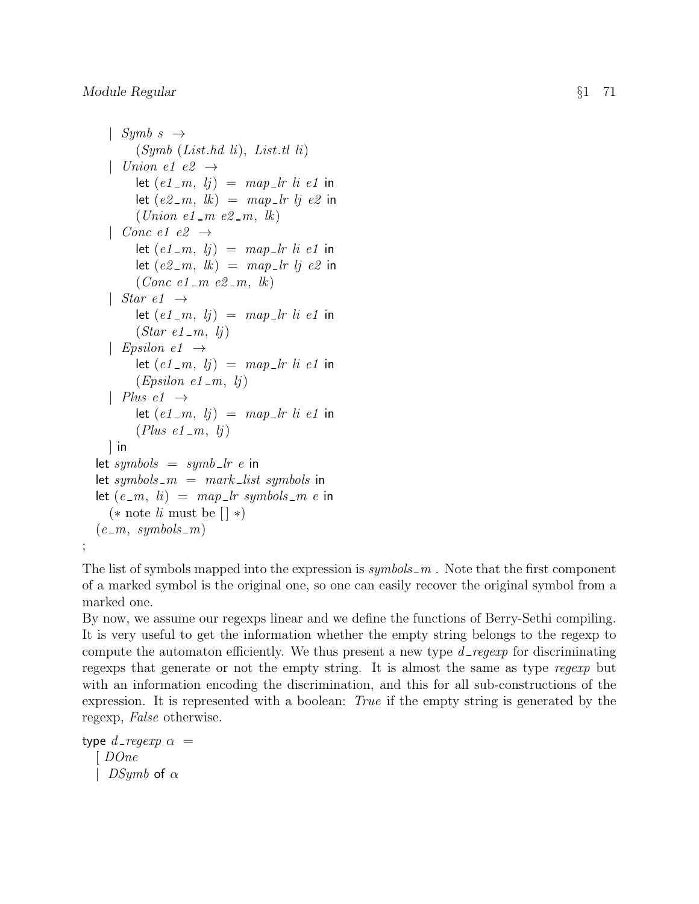```
    | Symb s →
        (Symb (List.hd li), List.tl li)
    | Union e1 e2 →
        let (e1_m, lj) = map_lr li e1 in
        let (e2_m, lk) = map_lr lj e2 in
        (Union e1_m e2_m, lk)
    | Conc e1 e2 →
        let (e1_m, lj) = map_lr li e1 in
        let (e2_m, lk) = map_lr lj e2 in
        (Conc e1_m e2_m, lk)
    | Star e1 →
        let (e1_m, lj) = map_lr li e1 in
        (Star e1_m, lj)
    | Epsilon e1 →
        let (e1_m, lj) = map_lr li e1 in
        (Epsilon e1_m, lj)
    | Plus e1 →
        let (e1_m, lj) = map_lr li e1 in
        (Plus e1_m, lj)
    ] in
  let symbols = symb_lr e in
  let symbols_m = mark_list symbols in
  let (e_m, li) = map_lr symbols_m e in
    (* note li must be [] *)
  (e_m, symbols_m)
;
```

The list of symbols mapped into the expression is *symbols_m* . Note that the first component of a marked symbol is the original one, so one can easily recover the original symbol from a marked one.

By now, we assume our regexps linear and we define the functions of Berry-Sethi compiling. It is very useful to get the information whether the empty string belongs to the regexp to compute the automaton efficiently. We thus present a new type *d_regexp* for discriminating regexps that generate or not the empty string. It is almost the same as type *regexp* but with an information encoding the discrimination, and this for all sub-constructions of the expression. It is represented with a boolean: *True* if the empty string is generated by the regexp, *False* otherwise.

```
type d_regexp α =
  [ DOne
  | DSymb of α
```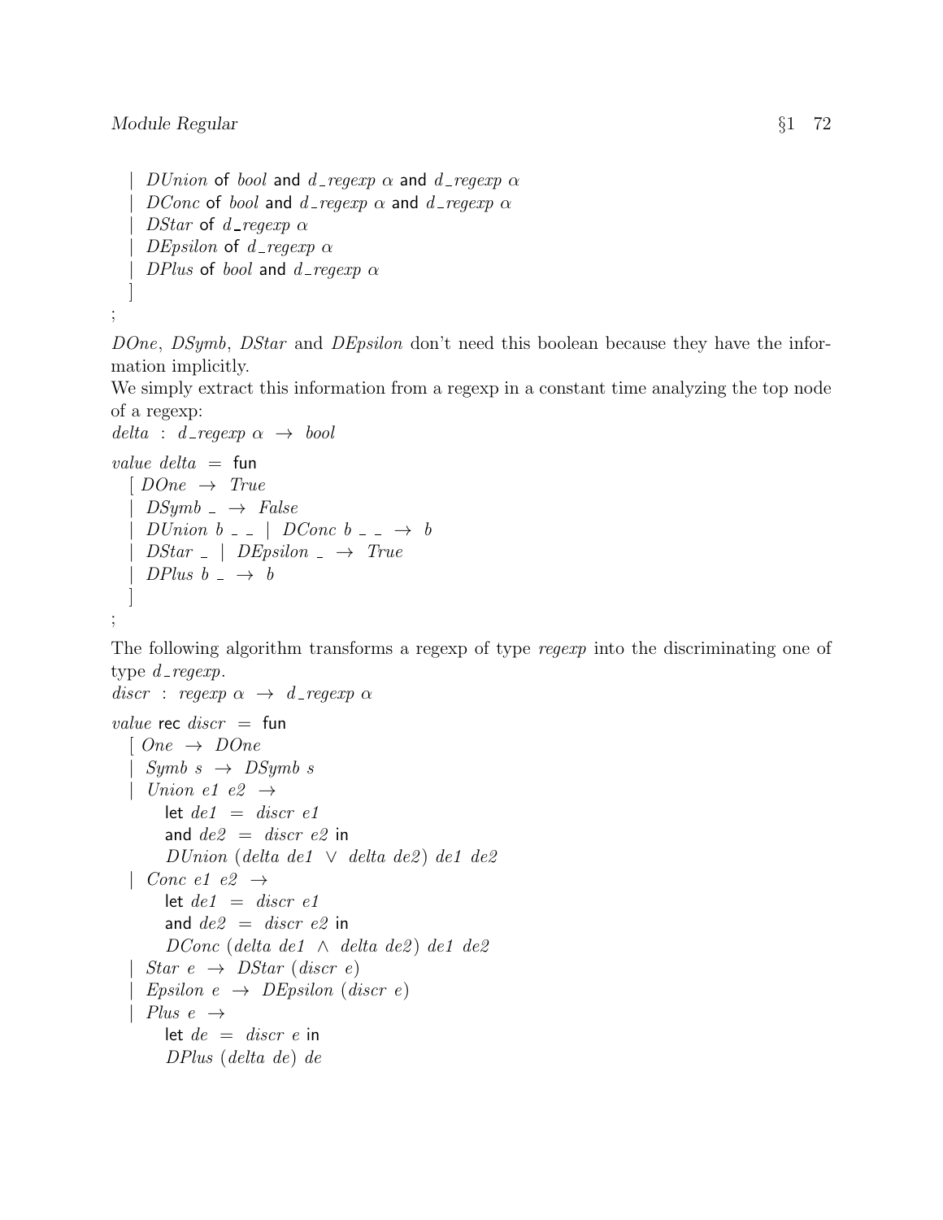```
  | DUnion of bool and d_regexp α and d_regexp α
  | DConc of bool and d_regexp α and d_regexp α
  | DStar of d_regexp α
  | DEpsilon of d_regexp α
  | DPlus of bool and d_regexp α
  ]
;
```

*DOne*, *DSymb*, *DStar* and *DEpsilon* don't need this boolean because they have the information implicitly.
We simply extract this information from a regexp in a constant time analyzing the top node of a regexp:

```
delta : d_regexp α → bool

value delta = fun
  [ DOne → True
  | DSymb _ → False
  | DUnion b _ _ | DConc b _ _ → b
  | DStar _ | DEpsilon _ → True
  | DPlus b _ → b
  ]
;
```

The following algorithm transforms a regexp of type *regexp* into the discriminating one of type *d_regexp*.

```
discr : regexp α → d_regexp α

value rec discr = fun
  [ One → DOne
  | Symb s → DSymb s
  | Union e1 e2 →
      let de1 = discr e1
      and de2 = discr e2 in
      DUnion (delta de1 ∨ delta de2) de1 de2
  | Conc e1 e2 →
      let de1 = discr e1
      and de2 = discr e2 in
      DConc (delta de1 ∧ delta de2) de1 de2
  | Star e → DStar (discr e)
  | Epsilon e → DEpsilon (discr e)
  | Plus e →
      let de = discr e in
      DPlus (delta de) de
```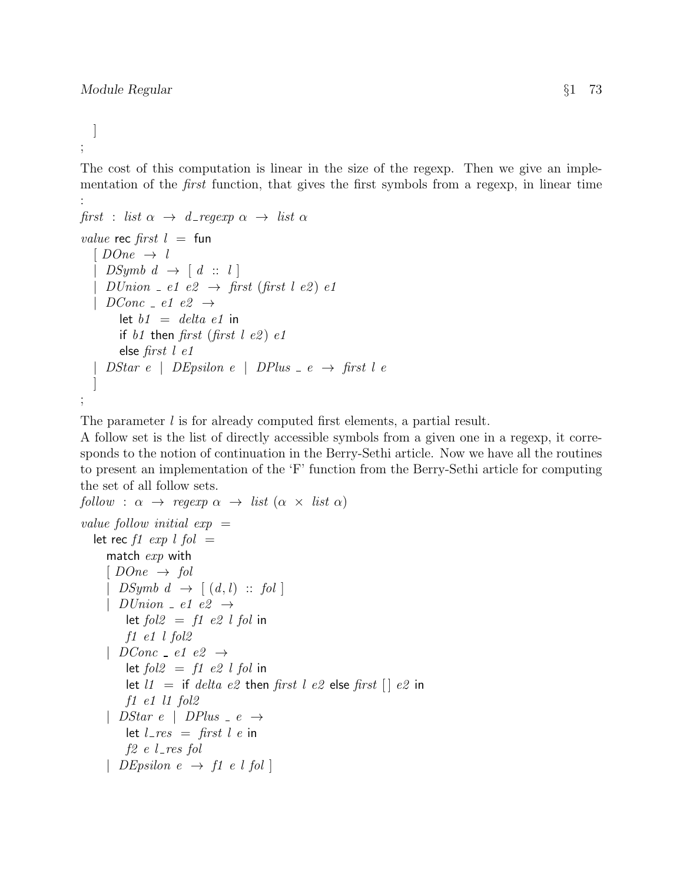```
  ]
;
```

The cost of this computation is linear in the size of the regexp. Then we give an implementation of the *first* function, that gives the first symbols from a regexp, in linear time :

```
first : list α → d_regexp α → list α

value rec first l = fun
  [ DOne → l
  | DSymb d → [ d :: l ]
  | DUnion _ e1 e2 → first (first l e2) e1
  | DConc _ e1 e2 →
      let b1 = delta e1 in
      if b1 then first (first l e2) e1
      else first l e1
  | DStar e | DEpsilon e | DPlus _ e → first l e
  ]
;
```

The parameter *l* is for already computed first elements, a partial result.
A follow set is the list of directly accessible symbols from a given one in a regexp, it corresponds to the notion of continuation in the Berry-Sethi article. Now we have all the routines to present an implementation of the 'F' function from the Berry-Sethi article for computing the set of all follow sets.

```
follow : α → regexp α → list (α × list α)

value follow initial exp =
  let rec f1 exp l fol =
    match exp with
    [ DOne → fol
    | DSymb d → [ (d, l) :: fol ]
    | DUnion _ e1 e2 →
        let fol2 = f1 e2 l fol in
        f1 e1 l fol2
    | DConc _ e1 e2 →
        let fol2 = f1 e2 l fol in
        let l1 = if delta e2 then first l e2 else first [] e2 in
        f1 e1 l1 fol2
    | DStar e | DPlus _ e →
        let l_res = first l e in
        f2 e l_res fol
    | DEpsilon e → f1 e l fol ]
```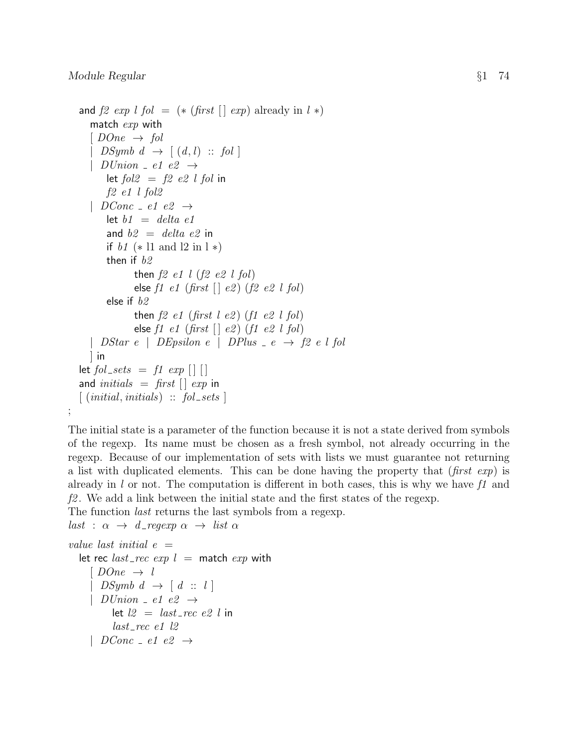```
  and f2 exp l fol = (* (first [] exp) already in l *)
    match exp with
    [ DOne → fol
    | DSymb d → [ (d, l) :: fol ]
    | DUnion _ e1 e2 →
        let fol2 = f2 e2 l fol in
        f2 e1 l fol2
    | DConc _ e1 e2 →
        let b1 = delta e1
        and b2 = delta e2 in
        if b1 (* l1 and l2 in l *)
        then if b2
              then f2 e1 l (f2 e2 l fol)
              else f1 e1 (first [] e2) (f2 e2 l fol)
        else if b2
              then f2 e1 (first l e2) (f1 e2 l fol)
              else f1 e1 (first [] e2) (f1 e2 l fol)
    | DStar e | DEpsilon e | DPlus _ e → f2 e l fol
    ] in
  let fol_sets = f1 exp [] []
  and initials = first [] exp in
  [ (initial, initials) :: fol_sets ]
;
```

The initial state is a parameter of the function because it is not a state derived from symbols of the regexp. Its name must be chosen as a fresh symbol, not already occurring in the regexp. Because of our implementation of sets with lists we must guarantee not returning a list with duplicated elements. This can be done having the property that (*first exp*) is already in *l* or not. The computation is different in both cases, this is why we have *f1* and *f2*. We add a link between the initial state and the first states of the regexp.
The function *last* returns the last symbols from a regexp.
*last* : α → *d_regexp* α → *list* α

```
value last initial e =
  let rec last_rec exp l = match exp with
    [ DOne → l
    | DSymb d → [ d :: l ]
    | DUnion _ e1 e2 →
        let l2 = last_rec e2 l in
        last_rec e1 l2
    | DConc _ e1 e2 →
```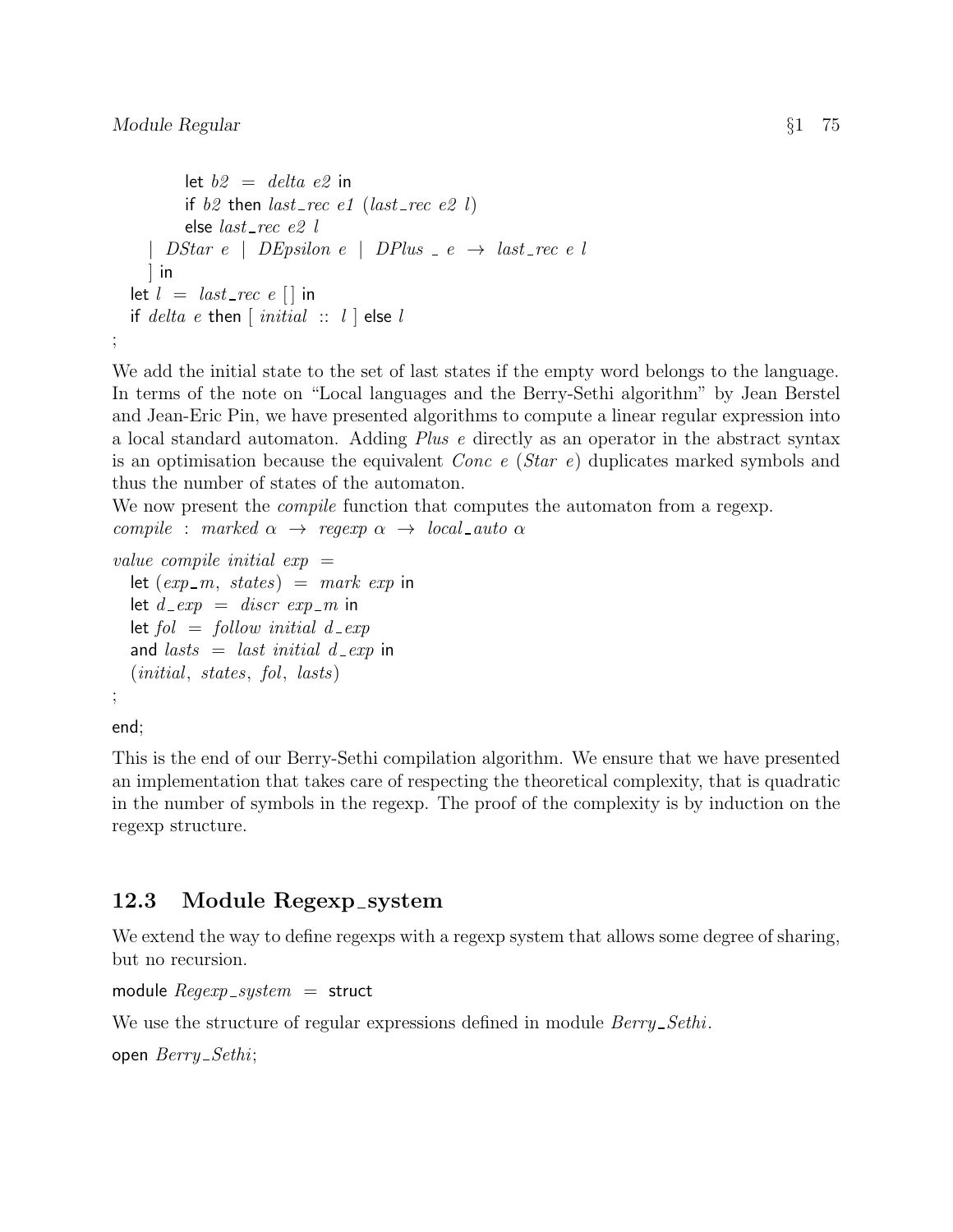```
      let b2 = delta e2 in
      if b2 then last_rec e1 (last_rec e2 l)
      else last_rec e2 l
  | DStar e | DEpsilon e | DPlus _ e → last_rec e l
  ] in
let l = last_rec e [] in
if delta e then [ initial :: l ] else l
;
```

We add the initial state to the set of last states if the empty word belongs to the language. In terms of the note on "Local languages and the Berry-Sethi algorithm" by Jean Berstel and Jean-Eric Pin, we have presented algorithms to compute a linear regular expression into a local standard automaton. Adding *Plus e* directly as an operator in the abstract syntax is an optimisation because the equivalent *Conc e* (*Star e*) duplicates marked symbols and thus the number of states of the automaton.

We now present the *compile* function that computes the automaton from a regexp.

*compile* : *marked* $\alpha$ $\rightarrow$ *regexp* $\alpha$ $\rightarrow$ *local_auto* $\alpha$

```
value compile initial exp =
  let (exp_m, states) = mark exp in
  let d_exp = discr exp_m in
  let fol = follow initial d_exp
  and lasts = last initial d_exp in
  (initial, states, fol, lasts)
;
```

```
end;
```

This is the end of our Berry-Sethi compilation algorithm. We ensure that we have presented an implementation that takes care of respecting the theoretical complexity, that is quadratic in the number of symbols in the regexp. The proof of the complexity is by induction on the regexp structure.

## 12.3 Module Regexp_system

We extend the way to define regexps with a regexp system that allows some degree of sharing, but no recursion.

```
module Regexp_system = struct
```

We use the structure of regular expressions defined in module *Berry_Sethi*.

```
open Berry_Sethi;
```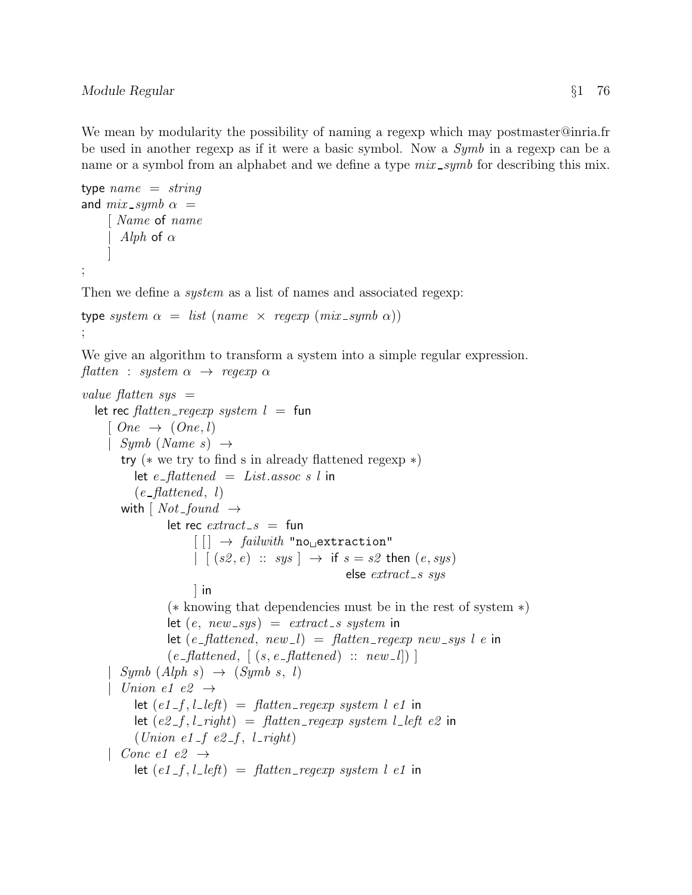We mean by modularity the possibility of naming a regexp which may postmaster@inria.fr be used in another regexp as if it were a basic symbol. Now a *Symb* in a regexp can be a name or a symbol from an alphabet and we define a type *mix_symb* for describing this mix.

```
type name = string
and mix_symb α =
    [ Name of name
    | Alph of α
    ]
;
```

Then we define a *system* as a list of names and associated regexp:

```
type system α = list (name × regexp (mix_symb α))
;
```

We give an algorithm to transform a system into a simple regular expression.
*flatten* : *system* $\alpha$ $\rightarrow$ *regexp* $\alpha$

```
value flatten sys =
  let rec flatten_regexp system l = fun
    [ One → (One, l)
    | Symb (Name s) →
        try (* we try to find s in already flattened regexp *)
          let e_flattened = List.assoc s l in
          (e_flattened, l)
        with [ Not_found →
                let rec extract_s = fun
                    [ [] → failwith "no extraction"
                    | [ (s2, e) :: sys ] → if s = s2 then (e, sys)
                                              else extract_s sys
                    ] in
                (* knowing that dependencies must be in the rest of system *)
                let (e, new_sys) = extract_s system in
                let (e_flattened, new_l) = flatten_regexp new_sys l e in
                (e_flattened, [ (s, e_flattened) :: new_l]) ]
    | Symb (Alph s) → (Symb s, l)
    | Union e1 e2 →
        let (e1_f, l_left) = flatten_regexp system l e1 in
        let (e2_f, l_right) = flatten_regexp system l_left e2 in
        (Union e1_f e2_f, l_right)
    | Conc e1 e2 →
        let (e1_f, l_left) = flatten_regexp system l e1 in
```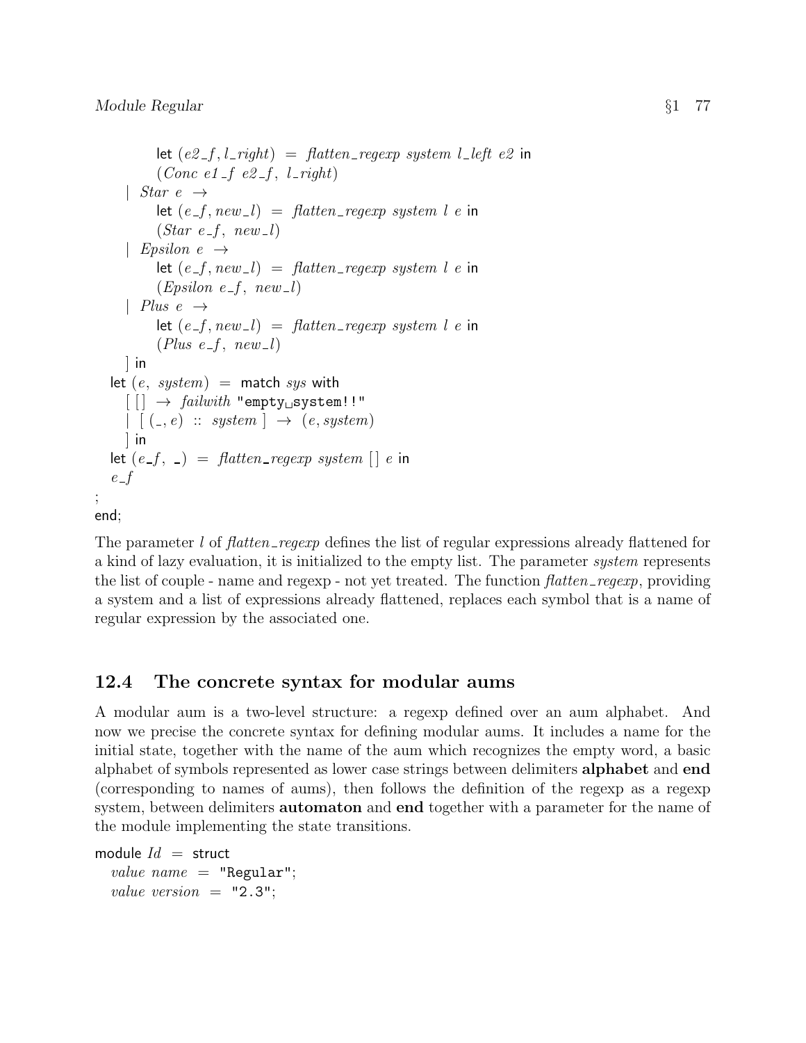```
        let (e2_f, l_right) = flatten_regexp system l_left e2 in
        (Conc e1_f e2_f, l_right)
    | Star e ->
        let (e_f, new_l) = flatten_regexp system l e in
        (Star e_f, new_l)
    | Epsilon e ->
        let (e_f, new_l) = flatten_regexp system l e in
        (Epsilon e_f, new_l)
    | Plus e ->
        let (e_f, new_l) = flatten_regexp system l e in
        (Plus e_f, new_l)
    ] in
  let (e, system) = match sys with
    [ [] -> failwith "empty system!!"
    | [ (_, e) :: system ] -> (e, system)
    ] in
  let (e_f, _) = flatten_regexp system [] e in
  e_f
;
end;
```

The parameter *l* of *flatten_regexp* defines the list of regular expressions already flattened for a kind of lazy evaluation, it is initialized to the empty list. The parameter *system* represents the list of couple - name and regexp - not yet treated. The function *flatten_regexp*, providing a system and a list of expressions already flattened, replaces each symbol that is a name of regular expression by the associated one.

## 12.4 The concrete syntax for modular aums

A modular aum is a two-level structure: a regexp defined over an aum alphabet. And now we precise the concrete syntax for defining modular aums. It includes a name for the initial state, together with the name of the aum which recognizes the empty word, a basic alphabet of symbols represented as lower case strings between delimiters **alphabet** and **end** (corresponding to names of aums), then follows the definition of the regexp as a regexp system, between delimiters **automaton** and **end** together with a parameter for the name of the module implementing the state transitions.

```
module Id = struct
  value name = "Regular";
  value version = "2.3";
```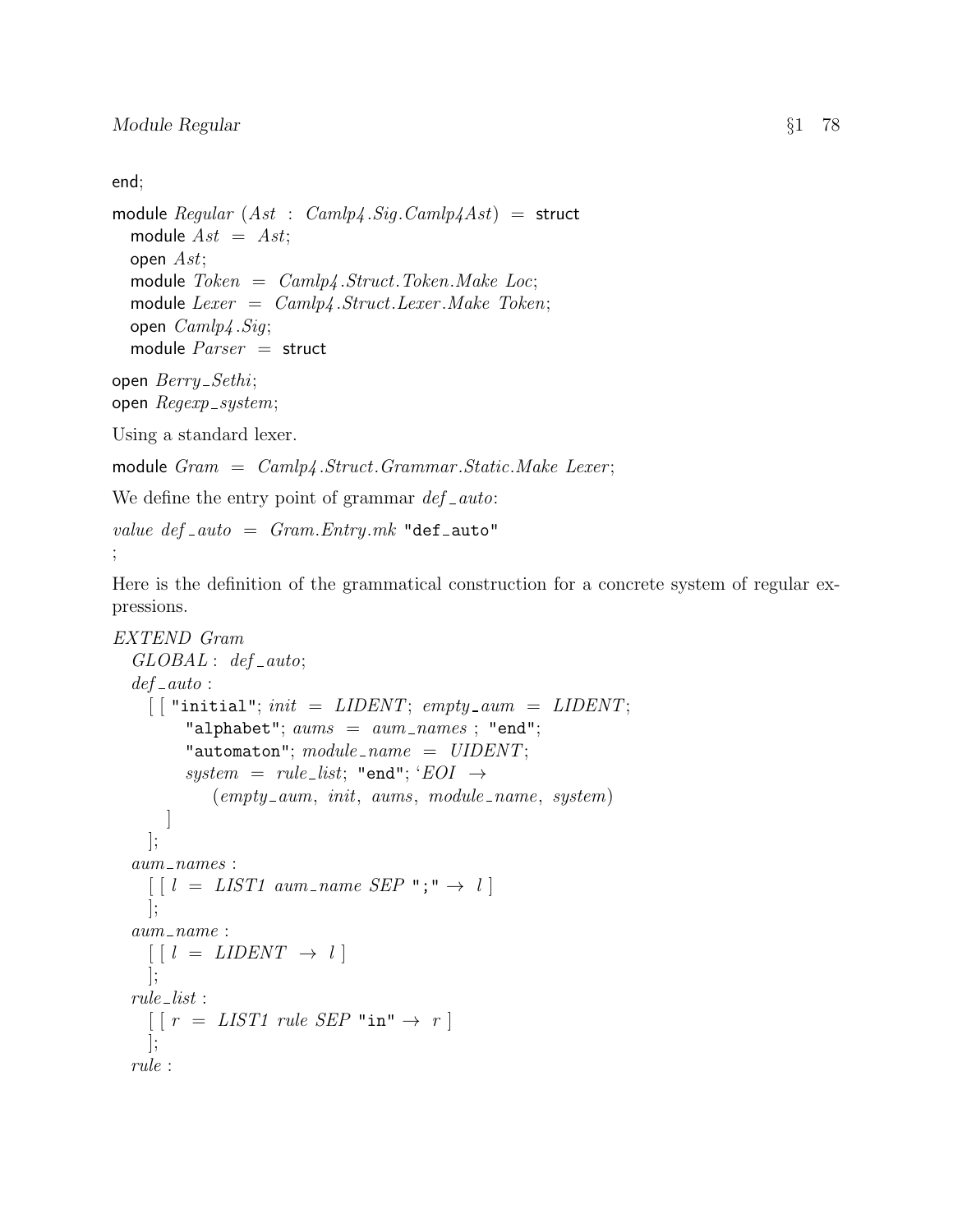```
end;

module Regular (Ast : Camlp4.Sig.Camlp4Ast) = struct
  module Ast = Ast;
  open Ast;
  module Token = Camlp4.Struct.Token.Make Loc;
  module Lexer = Camlp4.Struct.Lexer.Make Token;
  open Camlp4.Sig;
  module Parser = struct
```

```
open Berry_Sethi;
open Regexp_system;
```

Using a standard lexer.

```
module Gram = Camlp4.Struct.Grammar.Static.Make Lexer;
```

We define the entry point of grammar *def_auto*:

```
value def_auto = Gram.Entry.mk "def_auto"
;
```

Here is the definition of the grammatical construction for a concrete system of regular expressions.

```
EXTEND Gram
  GLOBAL : def_auto;
  def_auto :
    [ [ "initial"; init = LIDENT; empty_aum = LIDENT;
        "alphabet"; aums = aum_names ; "end";
        "automaton"; module_name = UIDENT;
        system = rule_list; "end"; `EOI →
          (empty_aum, init, aums, module_name, system)
      ]
    ];
  aum_names :
    [ [ l = LIST1 aum_name SEP ";" → l ]
    ];
  aum_name :
    [ [ l = LIDENT → l ]
    ];
  rule_list :
    [ [ r = LIST1 rule SEP "in" → r ]
    ];
  rule :
```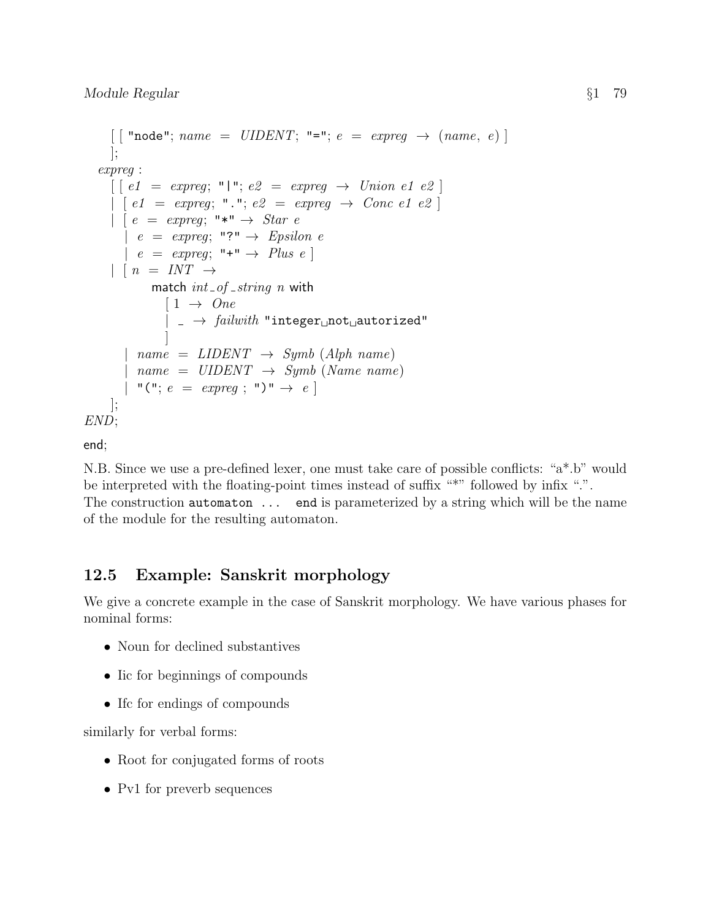```
    [ [ "node"; name = UIDENT; "="; e = expreg → (name, e) ]
    ];
  expreg :
    [ [ e1 = expreg; "|"; e2 = expreg → Union e1 e2 ]
    | [ e1 = expreg; "."; e2 = expreg → Conc e1 e2 ]
    | [ e = expreg; "*" → Star e
      | e = expreg; "?" → Epsilon e
      | e = expreg; "+" → Plus e ]
    | [ n = INT →
          match int_of_string n with
            [ 1 → One
            | _ → failwith "integer not autorized"
            ]
      | name = LIDENT → Symb (Alph name)
      | name = UIDENT → Symb (Name name)
      | "("; e = expreg ; ")" → e ]
    ];
END;

end;
```

N.B. Since we use a pre-defined lexer, one must take care of possible conflicts: "a*.b" would be interpreted with the floating-point times instead of suffix "*" followed by infix ".".
The construction `automaton ... end` is parameterized by a string which will be the name of the module for the resulting automaton.

## 12.5 Example: Sanskrit morphology

We give a concrete example in the case of Sanskrit morphology. We have various phases for nominal forms:

- Noun for declined substantives
- Iic for beginnings of compounds
- Ifc for endings of compounds

similarly for verbal forms:

- Root for conjugated forms of roots
- Pv1 for preverb sequences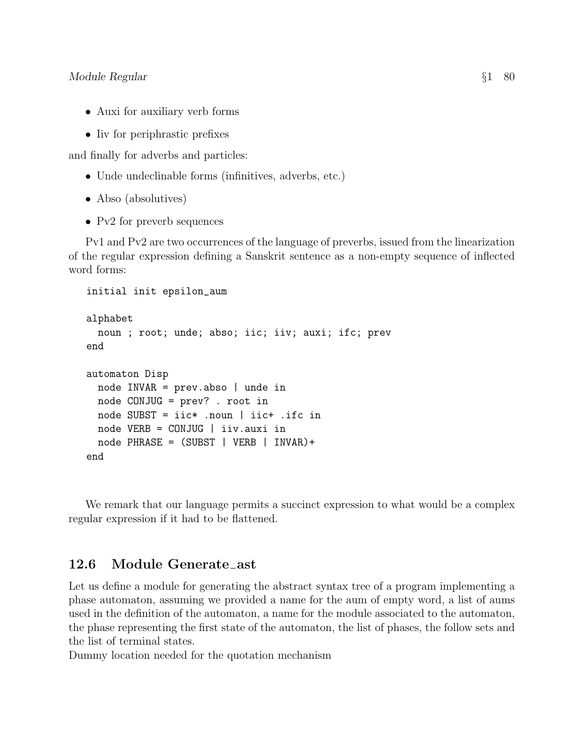- Auxi for auxiliary verb forms
- Iiv for periphrastic prefixes

and finally for adverbs and particles:

- Unde undeclinable forms (infinitives, adverbs, etc.)
- Abso (absolutives)
- Pv2 for preverb sequences

Pv1 and Pv2 are two occurrences of the language of preverbs, issued from the linearization of the regular expression defining a Sanskrit sentence as a non-empty sequence of inflected word forms:

```
initial init epsilon_aum

alphabet
  noun ; root; unde; abso; iic; iiv; auxi; ifc; prev
end

automaton Disp
  node INVAR = prev.abso | unde in
  node CONJUG = prev? . root in
  node SUBST = iic* .noun | iic+ .ifc in
  node VERB = CONJUG | iiv.auxi in
  node PHRASE = (SUBST | VERB | INVAR)+
end
```

We remark that our language permits a succinct expression to what would be a complex regular expression if it had to be flattened.

## 12.6 Module Generate_ast

Let us define a module for generating the abstract syntax tree of a program implementing a phase automaton, assuming we provided a name for the aum of empty word, a list of aums used in the definition of the automaton, a name for the module associated to the automaton, the phase representing the first state of the automaton, the list of phases, the follow sets and the list of terminal states.

Dummy location needed for the quotation mechanism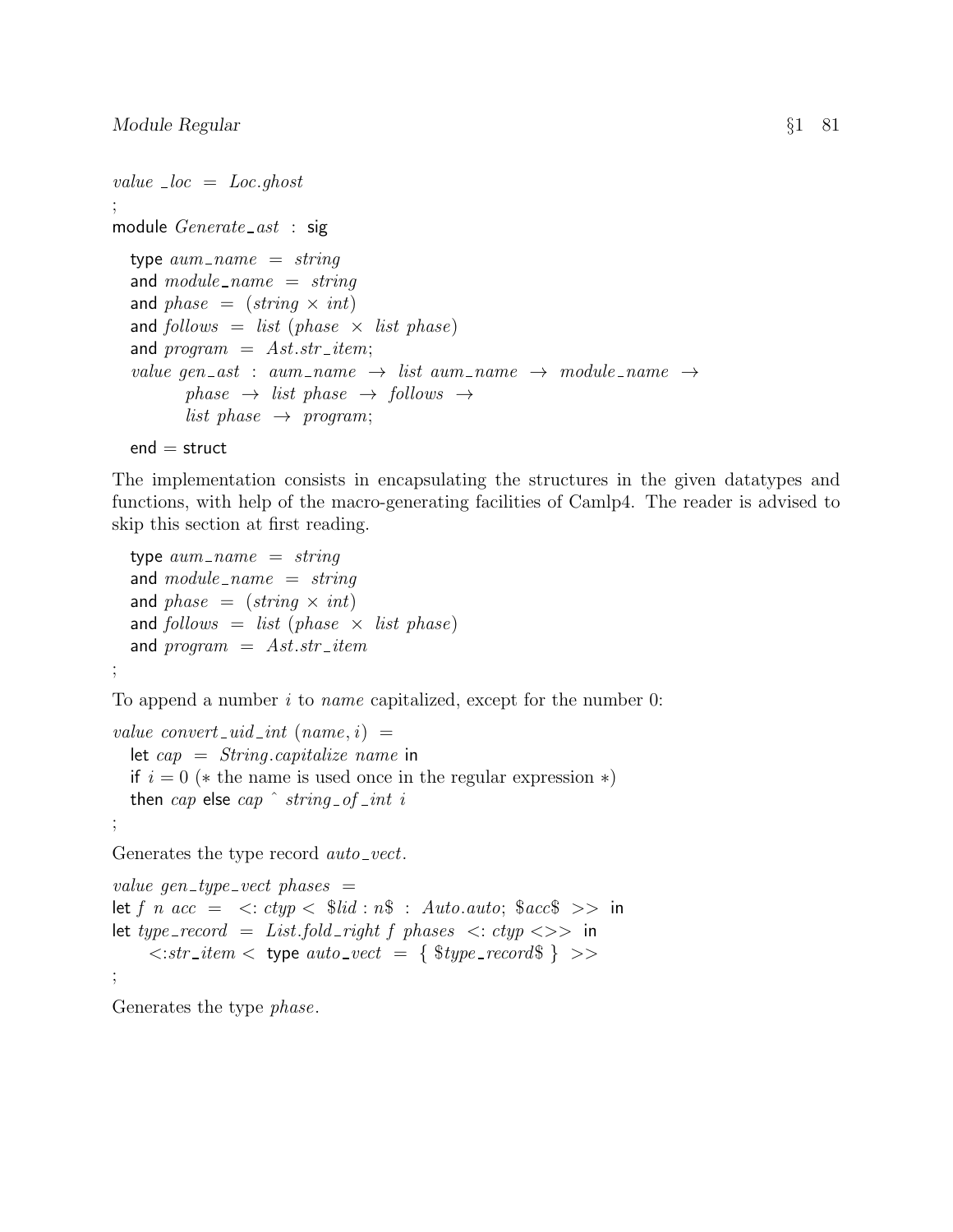```
value _loc = Loc.ghost
;
module Generate_ast : sig

  type aum_name = string
  and module_name = string
  and phase = (string × int)
  and follows = list (phase × list phase)
  and program = Ast.str_item;
  value gen_ast : aum_name → list aum_name → module_name →
          phase → list phase → follows →
          list phase → program;

  end = struct
```

The implementation consists in encapsulating the structures in the given datatypes and functions, with help of the macro-generating facilities of Camlp4. The reader is advised to skip this section at first reading.

```
  type aum_name = string
  and module_name = string
  and phase = (string × int)
  and follows = list (phase × list phase)
  and program = Ast.str_item
;
```

To append a number $i$ to *name* capitalized, except for the number 0:

```
value convert_uid_int (name, i) =
  let cap = String.capitalize name in
  if i = 0 (* the name is used once in the regular expression *)
  then cap else cap ^ string_of_int i
;
```

Generates the type record *auto_vect*.

```
value gen_type_vect phases =
let f n acc = <:ctyp< $lid:n$ : Auto.auto; $acc$ >> in
let type_record = List.fold_right f phases <:ctyp<>> in
     <:str_item< type auto_vect = { $type_record$ } >>
;
```

Generates the type *phase*.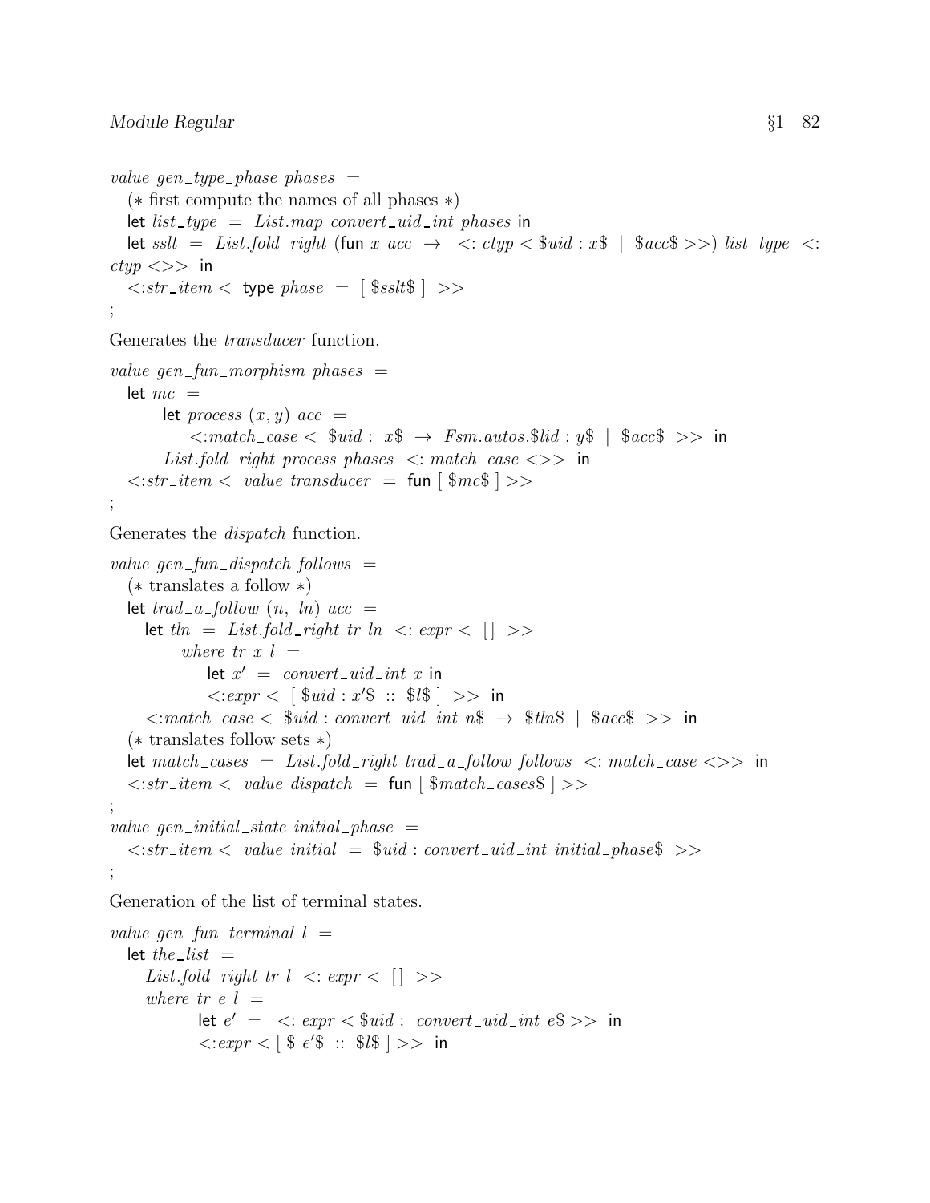```
value gen_type_phase phases =
  (* first compute the names of all phases *)
  let list_type = List.map convert_uid_int phases in
  let sslt = List.fold_right (fun x acc → <:ctyp< $uid:x$ | $acc$ >>) list_type <:ctyp<>> in
  <:str_item< type phase = [ $sslt$ ] >>
;
```

Generates the *transducer* function.

```
value gen_fun_morphism phases =
  let mc =
      let process (x, y) acc =
          <:match_case< $uid: x$ → Fsm.autos.$lid : y$ | $acc$ >> in
      List.fold_right process phases <:match_case<>> in
  <:str_item< value transducer = fun [ $mc$ ] >>
;
```

Generates the *dispatch* function.

```
value gen_fun_dispatch follows =
  (* translates a follow *)
  let trad_a_follow (n, ln) acc =
    let tln = List.fold_right tr ln <:expr< [] >>
        where tr x l =
           let x' = convert_uid_int x in
           <:expr< [ $uid : x'$ :: $l$ ] >> in
    <:match_case< $uid : convert_uid_int n$ → $tln$ | $acc$ >> in
  (* translates follow sets *)
  let match_cases = List.fold_right trad_a_follow follows <:match_case<>> in
  <:str_item< value dispatch = fun [ $match_cases$ ] >>
;
value gen_initial_state initial_phase =
  <:str_item< value initial = $uid : convert_uid_int initial_phase$ >>
;
```

Generation of the list of terminal states.

```
value gen_fun_terminal l =
  let the_list =
    List.fold_right tr l <:expr< [] >>
    where tr e l =
          let e' = <:expr< $uid : convert_uid_int e$ >> in
          <:expr< [ $ e'$ :: $l$ ] >> in
```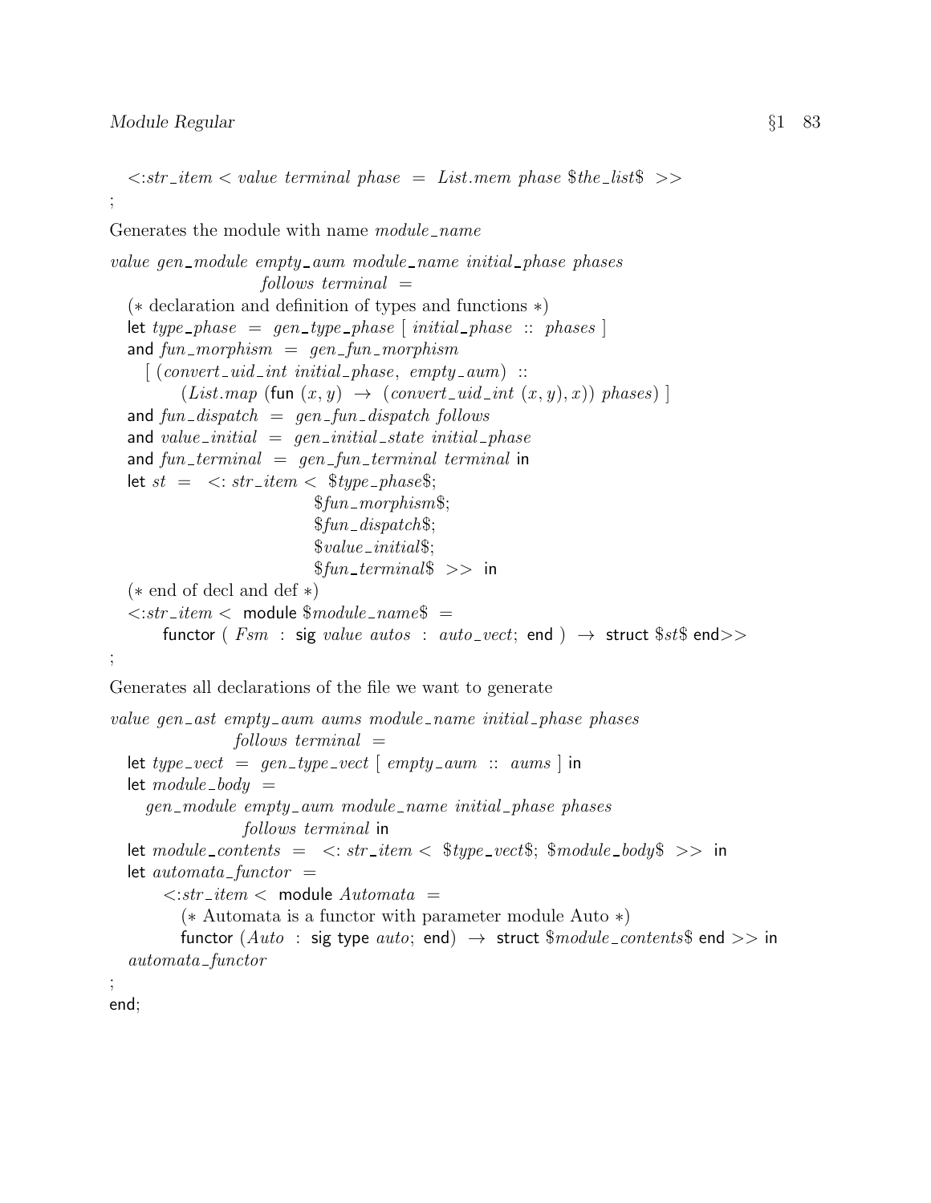```
  <:str_item < value terminal phase = List.mem phase $the_list$ >>
;
```

Generates the module with name *module_name*

```
value gen_module empty_aum module_name initial_phase phases
                 follows terminal =
  (* declaration and definition of types and functions *)
  let type_phase = gen_type_phase [ initial_phase :: phases ]
  and fun_morphism = gen_fun_morphism
    [ (convert_uid_int initial_phase, empty_aum) ::
        (List.map (fun (x, y) → (convert_uid_int (x, y), x)) phases) ]
  and fun_dispatch = gen_fun_dispatch follows
  and value_initial = gen_initial_state initial_phase
  and fun_terminal = gen_fun_terminal terminal in
  let st = <: str_item < $type_phase$;
                         $fun_morphism$;
                         $fun_dispatch$;
                         $value_initial$;
                         $fun_terminal$ >> in
  (* end of decl and def *)
  <:str_item < module $module_name$ =
      functor ( Fsm : sig value autos : auto_vect; end ) → struct $st$ end>>
;
```

Generates all declarations of the file we want to generate

```
value gen_ast empty_aum aums module_name initial_phase phases
              follows terminal =
  let type_vect = gen_type_vect [ empty_aum :: aums ] in
  let module_body =
    gen_module empty_aum module_name initial_phase phases
               follows terminal in
  let module_contents = <: str_item < $type_vect$; $module_body$ >> in
  let automata_functor =
      <:str_item < module Automata =
        (* Automata is a functor with parameter module Auto *)
        functor (Auto : sig type auto; end) → struct $module_contents$ end >> in
  automata_functor
;
end;
```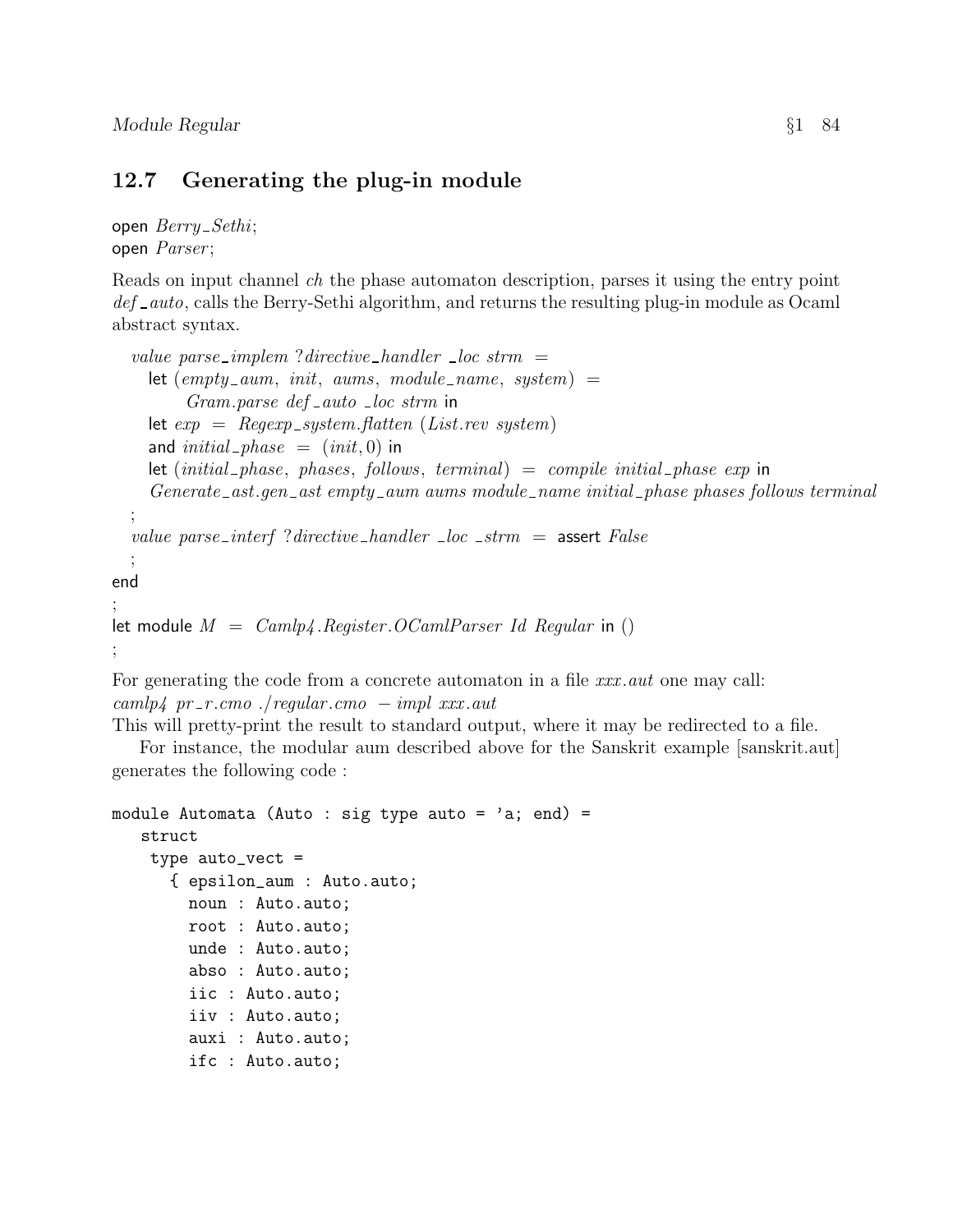## 12.7 Generating the plug-in module

```
open Berry_Sethi;
open Parser;
```

Reads on input channel *ch* the phase automaton description, parses it using the entry point *def_auto*, calls the Berry-Sethi algorithm, and returns the resulting plug-in module as Ocaml abstract syntax.

```
  value parse_implem ?directive_handler _loc strm =
    let (empty_aum, init, aums, module_name, system) =
        Gram.parse def_auto _loc strm in
    let exp = Regexp_system.flatten (List.rev system)
    and initial_phase = (init, 0) in
    let (initial_phase, phases, follows, terminal) = compile initial_phase exp in
    Generate_ast.gen_ast empty_aum aums module_name initial_phase phases follows terminal
  ;
  value parse_interf ?directive_handler _loc _strm = assert False
  ;
end
;
let module M = Camlp4.Register.OCamlParser Id Regular in ()
;
```

For generating the code from a concrete automaton in a file *xxx.aut* one may call:
*camlp4 pr_r.cmo ./regular.cmo − impl xxx.aut*
This will pretty-print the result to standard output, where it may be redirected to a file.

For instance, the modular aum described above for the Sanskrit example [sanskrit.aut] generates the following code :

```
module Automata (Auto : sig type auto = 'a; end) =
   struct
    type auto_vect =
      { epsilon_aum : Auto.auto;
        noun : Auto.auto;
        root : Auto.auto;
        unde : Auto.auto;
        abso : Auto.auto;
        iic : Auto.auto;
        iiv : Auto.auto;
        auxi : Auto.auto;
        ifc : Auto.auto;
```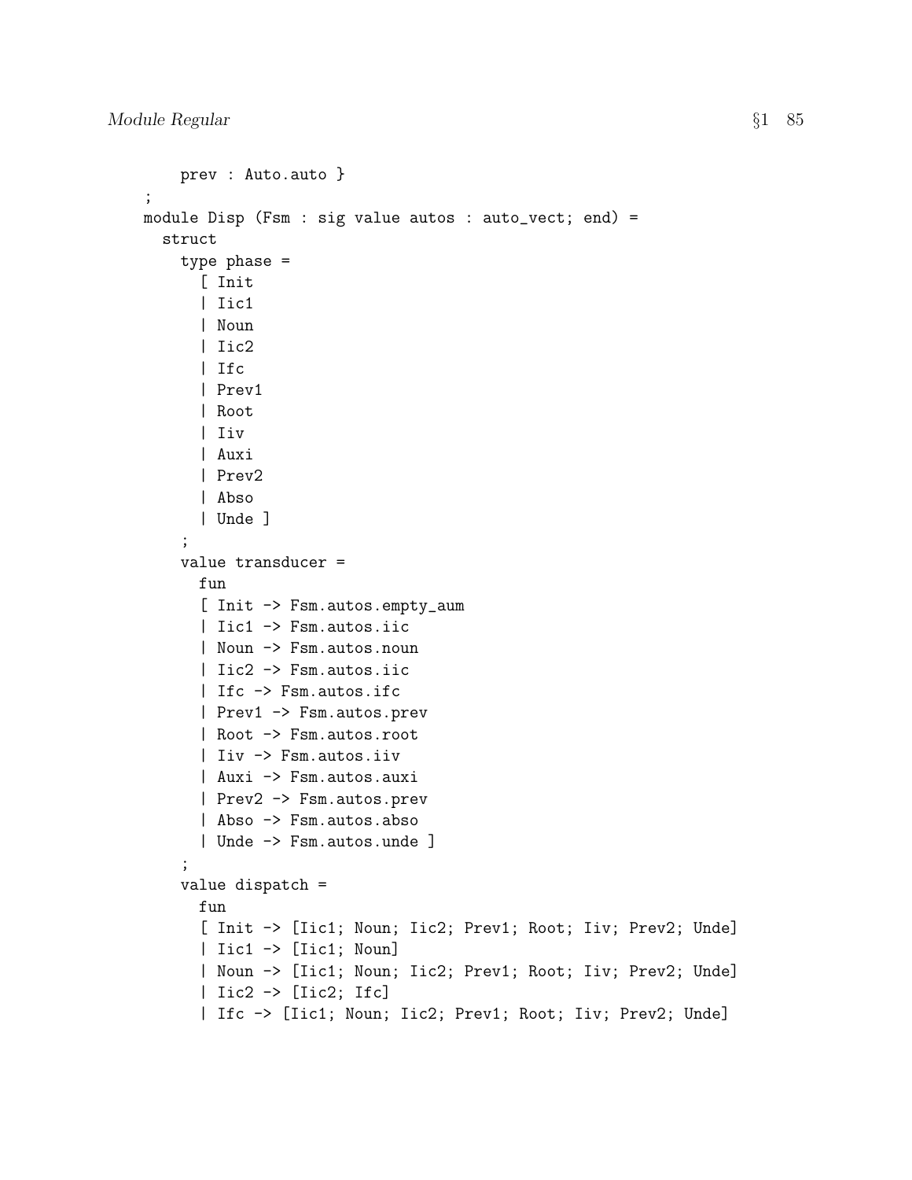```
      prev : Auto.auto }
  ;
  module Disp (Fsm : sig value autos : auto_vect; end) =
    struct
      type phase =
        [ Init
        | Iic1
        | Noun
        | Iic2
        | Ifc
        | Prev1
        | Root
        | Iiv
        | Auxi
        | Prev2
        | Abso
        | Unde ]
      ;
      value transducer =
        fun
        [ Init -> Fsm.autos.empty_aum
        | Iic1 -> Fsm.autos.iic
        | Noun -> Fsm.autos.noun
        | Iic2 -> Fsm.autos.iic
        | Ifc -> Fsm.autos.ifc
        | Prev1 -> Fsm.autos.prev
        | Root -> Fsm.autos.root
        | Iiv -> Fsm.autos.iiv
        | Auxi -> Fsm.autos.auxi
        | Prev2 -> Fsm.autos.prev
        | Abso -> Fsm.autos.abso
        | Unde -> Fsm.autos.unde ]
      ;
      value dispatch =
        fun
        [ Init -> [Iic1; Noun; Iic2; Prev1; Root; Iiv; Prev2; Unde]
        | Iic1 -> [Iic1; Noun]
        | Noun -> [Iic1; Noun; Iic2; Prev1; Root; Iiv; Prev2; Unde]
        | Iic2 -> [Iic2; Ifc]
        | Ifc -> [Iic1; Noun; Iic2; Prev1; Root; Iiv; Prev2; Unde]
```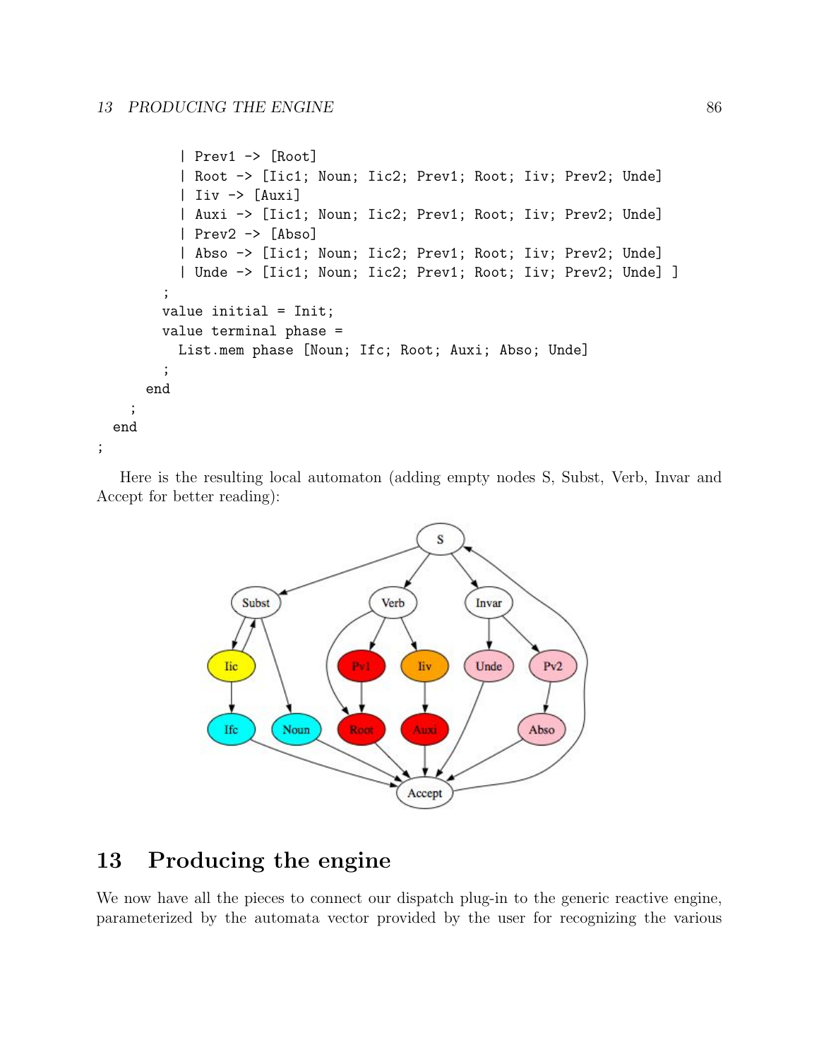```
          | Prev1 -> [Root]
          | Root -> [Iic1; Noun; Iic2; Prev1; Root; Iiv; Prev2; Unde]
          | Iiv -> [Auxi]
          | Auxi -> [Iic1; Noun; Iic2; Prev1; Root; Iiv; Prev2; Unde]
          | Prev2 -> [Abso]
          | Abso -> [Iic1; Noun; Iic2; Prev1; Root; Iiv; Prev2; Unde]
          | Unde -> [Iic1; Noun; Iic2; Prev1; Root; Iiv; Prev2; Unde] ]
        ;
        value initial = Init;
        value terminal phase =
          List.mem phase [Noun; Ifc; Root; Auxi; Abso; Unde]
        ;
      end
    ;
  end
;
```

Here is the resulting local automaton (adding empty nodes S, Subst, Verb, Invar and Accept for better reading):

# 13 Producing the engine

We now have all the pieces to connect our dispatch plug-in to the generic reactive engine, parameterized by the automata vector provided by the user for recognizing the various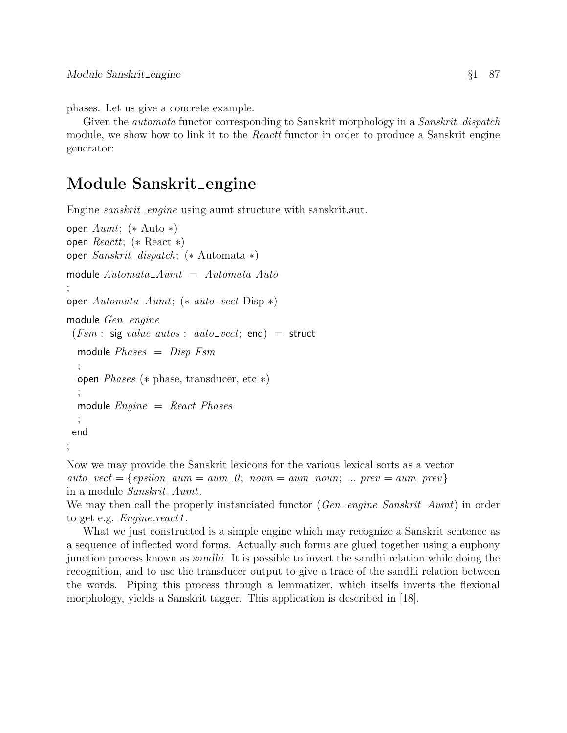phases. Let us give a concrete example.

Given the *automata* functor corresponding to Sanskrit morphology in a *Sanskrit_dispatch* module, we show how to link it to the *Reactt* functor in order to produce a Sanskrit engine generator:

## Module Sanskrit_engine

Engine *sanskrit_engine* using aumt structure with sanskrit.aut.

```
open Aumt; (* Auto *)
open Reactt; (* React *)
open Sanskrit_dispatch; (* Automata *)
module Automata_Aumt = Automata Auto
;
open Automata_Aumt; (* auto_vect Disp *)
module Gen_engine
 (Fsm : sig value autos : auto_vect; end) = struct
  module Phases = Disp Fsm
  ;
  open Phases (* phase, transducer, etc *)
  ;
  module Engine = React Phases
  ;
 end
;
```

Now we may provide the Sanskrit lexicons for the various lexical sorts as a vector
*auto_vect* = {*epsilon_aum* = *aum_0*; *noun* = *aum_noun*; ... *prev* = *aum_prev*}
in a module *Sanskrit_Aumt*.
We may then call the properly instanciated functor (*Gen_engine Sanskrit_Aumt*) in order to get e.g. *Engine.react1*.

What we just constructed is a simple engine which may recognize a Sanskrit sentence as a sequence of inflected word forms. Actually such forms are glued together using a euphony junction process known as sandhi. It is possible to invert the sandhi relation while doing the recognition, and to use the transducer output to give a trace of the sandhi relation between the words. Piping this process through a lemmatizer, which itselfs inverts the flexional morphology, yields a Sanskrit tagger. This application is described in [18].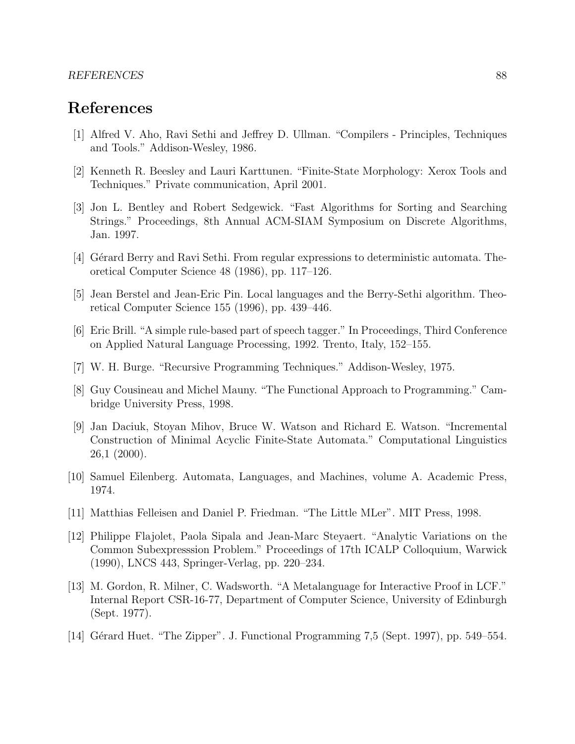# References

[1] Alfred V. Aho, Ravi Sethi and Jeffrey D. Ullman. “Compilers - Principles, Techniques and Tools.” Addison-Wesley, 1986.

[2] Kenneth R. Beesley and Lauri Karttunen. “Finite-State Morphology: Xerox Tools and Techniques.” Private communication, April 2001.

[3] Jon L. Bentley and Robert Sedgewick. “Fast Algorithms for Sorting and Searching Strings.” Proceedings, 8th Annual ACM-SIAM Symposium on Discrete Algorithms, Jan. 1997.

[4] Gérard Berry and Ravi Sethi. From regular expressions to deterministic automata. Theoretical Computer Science 48 (1986), pp. 117–126.

[5] Jean Berstel and Jean-Eric Pin. Local languages and the Berry-Sethi algorithm. Theoretical Computer Science 155 (1996), pp. 439–446.

[6] Eric Brill. “A simple rule-based part of speech tagger.” In Proceedings, Third Conference on Applied Natural Language Processing, 1992. Trento, Italy, 152–155.

[7] W. H. Burge. “Recursive Programming Techniques.” Addison-Wesley, 1975.

[8] Guy Cousineau and Michel Mauny. “The Functional Approach to Programming.” Cambridge University Press, 1998.

[9] Jan Daciuk, Stoyan Mihov, Bruce W. Watson and Richard E. Watson. “Incremental Construction of Minimal Acyclic Finite-State Automata.” Computational Linguistics 26,1 (2000).

[10] Samuel Eilenberg. Automata, Languages, and Machines, volume A. Academic Press, 1974.

[11] Matthias Felleisen and Daniel P. Friedman. “The Little MLer”. MIT Press, 1998.

[12] Philippe Flajolet, Paola Sipala and Jean-Marc Steyaert. “Analytic Variations on the Common Subexpresssion Problem.” Proceedings of 17th ICALP Colloquium, Warwick (1990), LNCS 443, Springer-Verlag, pp. 220–234.

[13] M. Gordon, R. Milner, C. Wadsworth. “A Metalanguage for Interactive Proof in LCF.” Internal Report CSR-16-77, Department of Computer Science, University of Edinburgh (Sept. 1977).

[14] Gérard Huet. “The Zipper”. J. Functional Programming 7,5 (Sept. 1997), pp. 549–554.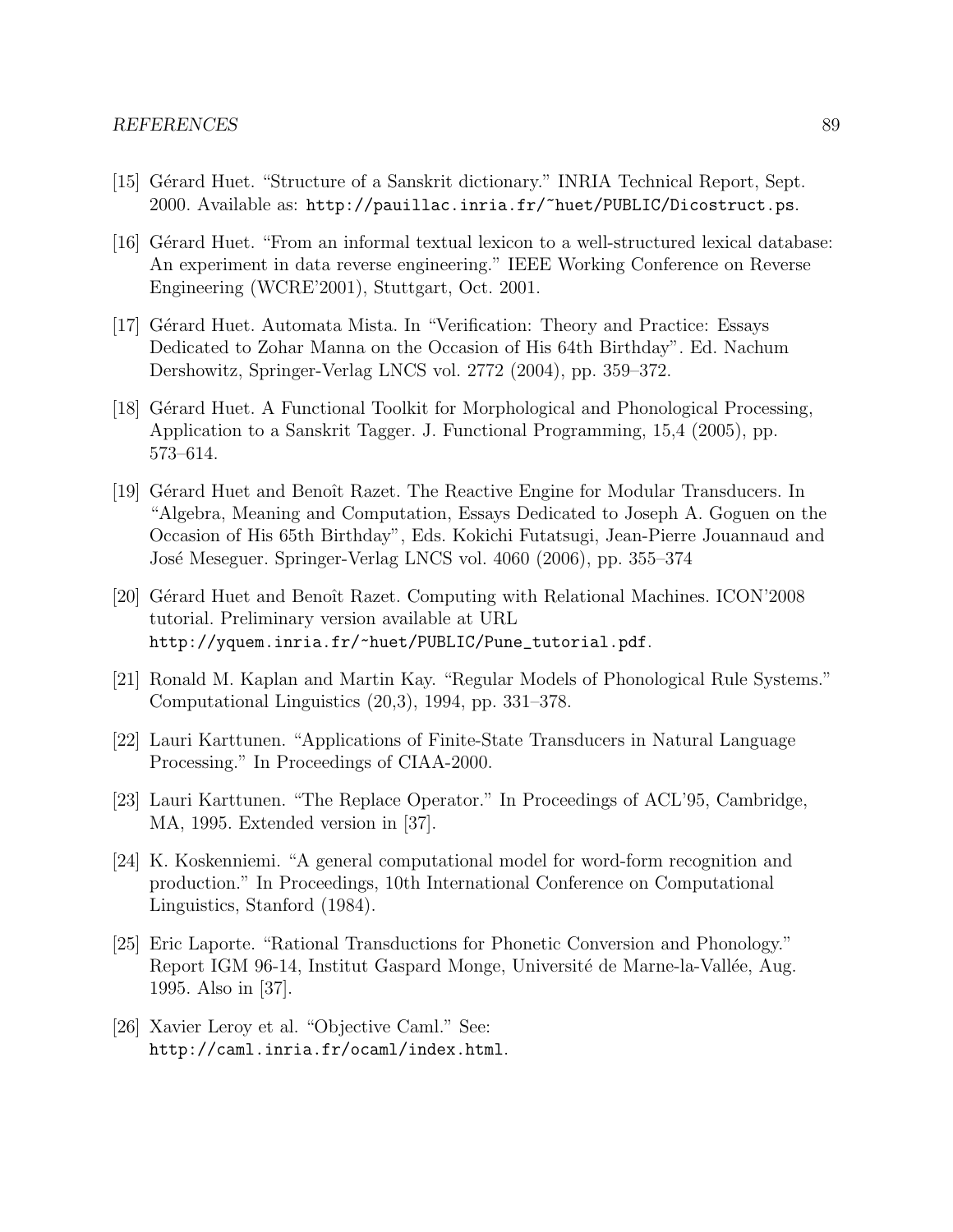[15] Gérard Huet. "Structure of a Sanskrit dictionary." INRIA Technical Report, Sept. 2000. Available as: http://pauillac.inria.fr/~huet/PUBLIC/Dicostruct.ps.

[16] Gérard Huet. "From an informal textual lexicon to a well-structured lexical database: An experiment in data reverse engineering." IEEE Working Conference on Reverse Engineering (WCRE'2001), Stuttgart, Oct. 2001.

[17] Gérard Huet. Automata Mista. In "Verification: Theory and Practice: Essays Dedicated to Zohar Manna on the Occasion of His 64th Birthday". Ed. Nachum Dershowitz, Springer-Verlag LNCS vol. 2772 (2004), pp. 359–372.

[18] Gérard Huet. A Functional Toolkit for Morphological and Phonological Processing, Application to a Sanskrit Tagger. J. Functional Programming, 15,4 (2005), pp. 573–614.

[19] Gérard Huet and Benoît Razet. The Reactive Engine for Modular Transducers. In "Algebra, Meaning and Computation, Essays Dedicated to Joseph A. Goguen on the Occasion of His 65th Birthday", Eds. Kokichi Futatsugi, Jean-Pierre Jouannaud and José Meseguer. Springer-Verlag LNCS vol. 4060 (2006), pp. 355–374

[20] Gérard Huet and Benoît Razet. Computing with Relational Machines. ICON'2008 tutorial. Preliminary version available at URL http://yquem.inria.fr/~huet/PUBLIC/Pune_tutorial.pdf.

[21] Ronald M. Kaplan and Martin Kay. "Regular Models of Phonological Rule Systems." Computational Linguistics (20,3), 1994, pp. 331–378.

[22] Lauri Karttunen. "Applications of Finite-State Transducers in Natural Language Processing." In Proceedings of CIAA-2000.

[23] Lauri Karttunen. "The Replace Operator." In Proceedings of ACL'95, Cambridge, MA, 1995. Extended version in [37].

[24] K. Koskenniemi. "A general computational model for word-form recognition and production." In Proceedings, 10th International Conference on Computational Linguistics, Stanford (1984).

[25] Eric Laporte. "Rational Transductions for Phonetic Conversion and Phonology." Report IGM 96-14, Institut Gaspard Monge, Université de Marne-la-Vallée, Aug. 1995. Also in [37].

[26] Xavier Leroy et al. "Objective Caml." See: http://caml.inria.fr/ocaml/index.html.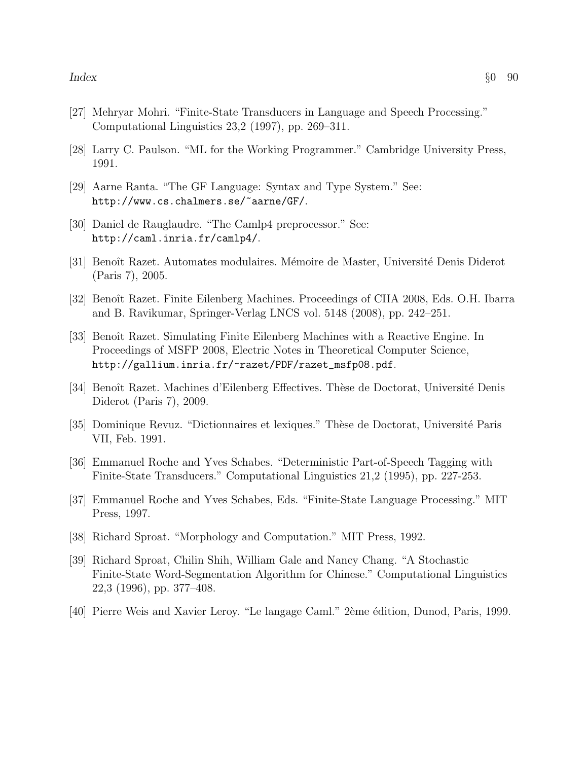[27] Mehryar Mohri. “Finite-State Transducers in Language and Speech Processing.” Computational Linguistics 23,2 (1997), pp. 269–311.

[28] Larry C. Paulson. “ML for the Working Programmer.” Cambridge University Press, 1991.

[29] Aarne Ranta. “The GF Language: Syntax and Type System.” See: http://www.cs.chalmers.se/~aarne/GF/.

[30] Daniel de Rauglaudre. “The Camlp4 preprocessor.” See: http://caml.inria.fr/camlp4/.

[31] Benoît Razet. Automates modulaires. Mémoire de Master, Université Denis Diderot (Paris 7), 2005.

[32] Benoît Razet. Finite Eilenberg Machines. Proceedings of CIIA 2008, Eds. O.H. Ibarra and B. Ravikumar, Springer-Verlag LNCS vol. 5148 (2008), pp. 242–251.

[33] Benoît Razet. Simulating Finite Eilenberg Machines with a Reactive Engine. In Proceedings of MSFP 2008, Electric Notes in Theoretical Computer Science, http://gallium.inria.fr/~razet/PDF/razet_msfp08.pdf.

[34] Benoît Razet. Machines d’Eilenberg Effectives. Thèse de Doctorat, Université Denis Diderot (Paris 7), 2009.

[35] Dominique Revuz. “Dictionnaires et lexiques.” Thèse de Doctorat, Université Paris VII, Feb. 1991.

[36] Emmanuel Roche and Yves Schabes. “Deterministic Part-of-Speech Tagging with Finite-State Transducers.” Computational Linguistics 21,2 (1995), pp. 227-253.

[37] Emmanuel Roche and Yves Schabes, Eds. “Finite-State Language Processing.” MIT Press, 1997.

[38] Richard Sproat. “Morphology and Computation.” MIT Press, 1992.

[39] Richard Sproat, Chilin Shih, William Gale and Nancy Chang. “A Stochastic Finite-State Word-Segmentation Algorithm for Chinese.” Computational Linguistics 22,3 (1996), pp. 377–408.

[40] Pierre Weis and Xavier Leroy. “Le langage Caml.” 2ème édition, Dunod, Paris, 1999.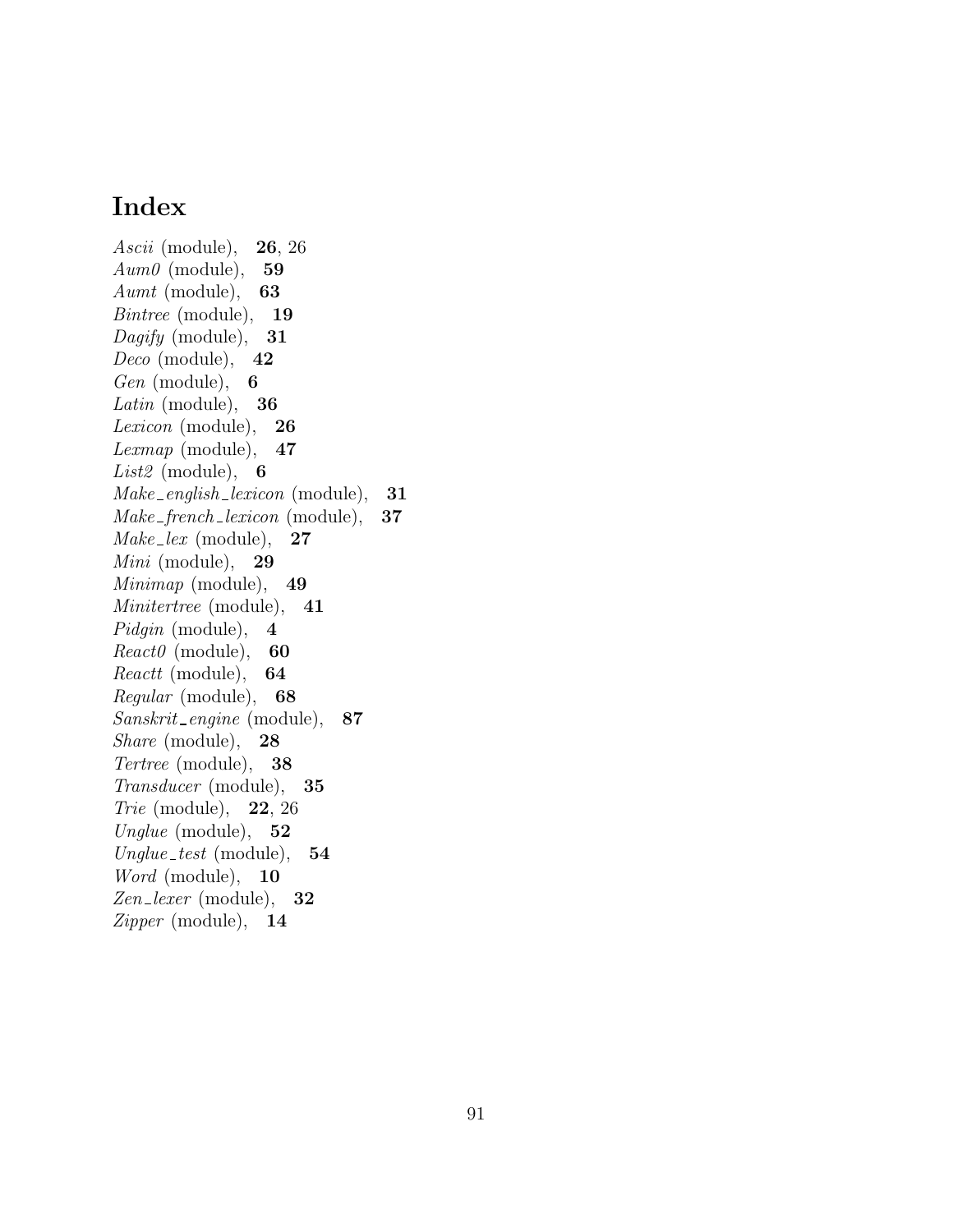# Index

*Ascii* (module), **26**, 26
*Aum0* (module), **59**
*Aumt* (module), **63**
*Bintree* (module), **19**
*Dagify* (module), **31**
*Deco* (module), **42**
*Gen* (module), **6**
*Latin* (module), **36**
*Lexicon* (module), **26**
*Lexmap* (module), **47**
*List2* (module), **6**
*Make_english_lexicon* (module), **31**
*Make_french_lexicon* (module), **37**
*Make_lex* (module), **27**
*Mini* (module), **29**
*Minimap* (module), **49**
*Minitertree* (module), **41**
*Pidgin* (module), **4**
*React0* (module), **60**
*Reactt* (module), **64**
*Regular* (module), **68**
*Sanskrit_engine* (module), **87**
*Share* (module), **28**
*Tertree* (module), **38**
*Transducer* (module), **35**
*Trie* (module), **22**, 26
*Unglue* (module), **52**
*Unglue_test* (module), **54**
*Word* (module), **10**
*Zen_lexer* (module), **32**
*Zipper* (module), **14**